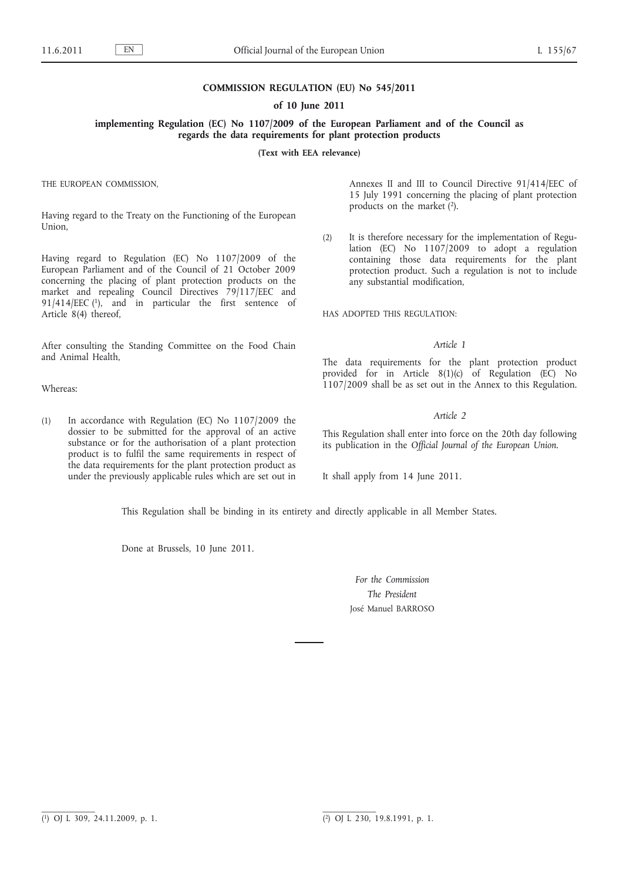**COMMISSION REGULATION (EU) No 545/2011**

**of 10 June 2011**

**implementing Regulation (EC) No 1107/2009 of the European Parliament and of the Council as regards the data requirements for plant protection products**

**(Text with EEA relevance)**

THE EUROPEAN COMMISSION,

Having regard to the Treaty on the Functioning of the European Union,

Having regard to Regulation (EC) No 1107/2009 of the European Parliament and of the Council of 21 October 2009 concerning the placing of plant protection products on the market and repealing Council Directives 79/117/EEC and 91/414/EEC [1], and in particular the first sentence of Article 8(4) thereof,

After consulting the Standing Committee on the Food Chain and Animal Health,

Whereas:

(1) In accordance with Regulation (EC) No 1107/2009 the dossier to be submitted for the approval of an active substance or for the authorisation of a plant protection product is to fulfil the same requirements in respect of the data requirements for the plant protection product as under the previously applicable rules which are set out in Annexes II and III to Council Directive 91/414/EEC of 15 July 1991 concerning the placing of plant protection products on the market [2].

(2) It is therefore necessary for the implementation of Regulation (EC) No 1107/2009 to adopt a regulation containing those data requirements for the plant protection product. Such a regulation is not to include any substantial modification,

HAS ADOPTED THIS REGULATION:

*Article 1*

The data requirements for the plant protection product provided for in Article 8(1)(c) of Regulation (EC) No 1107/2009 shall be as set out in the Annex to this Regulation.

*Article 2*

This Regulation shall enter into force on the 20th day following its publication in the *Official Journal of the European Union*.

It shall apply from 14 June 2011.

This Regulation shall be binding in its entirety and directly applicable in all Member States.

Done at Brussels, 10 June 2011.

*For the Commission*

*The President*

José Manuel BARROSO

---

[1] OJ L 309, 24.11.2009, p. 1.

[2] OJ L 230, 19.8.1991, p. 1.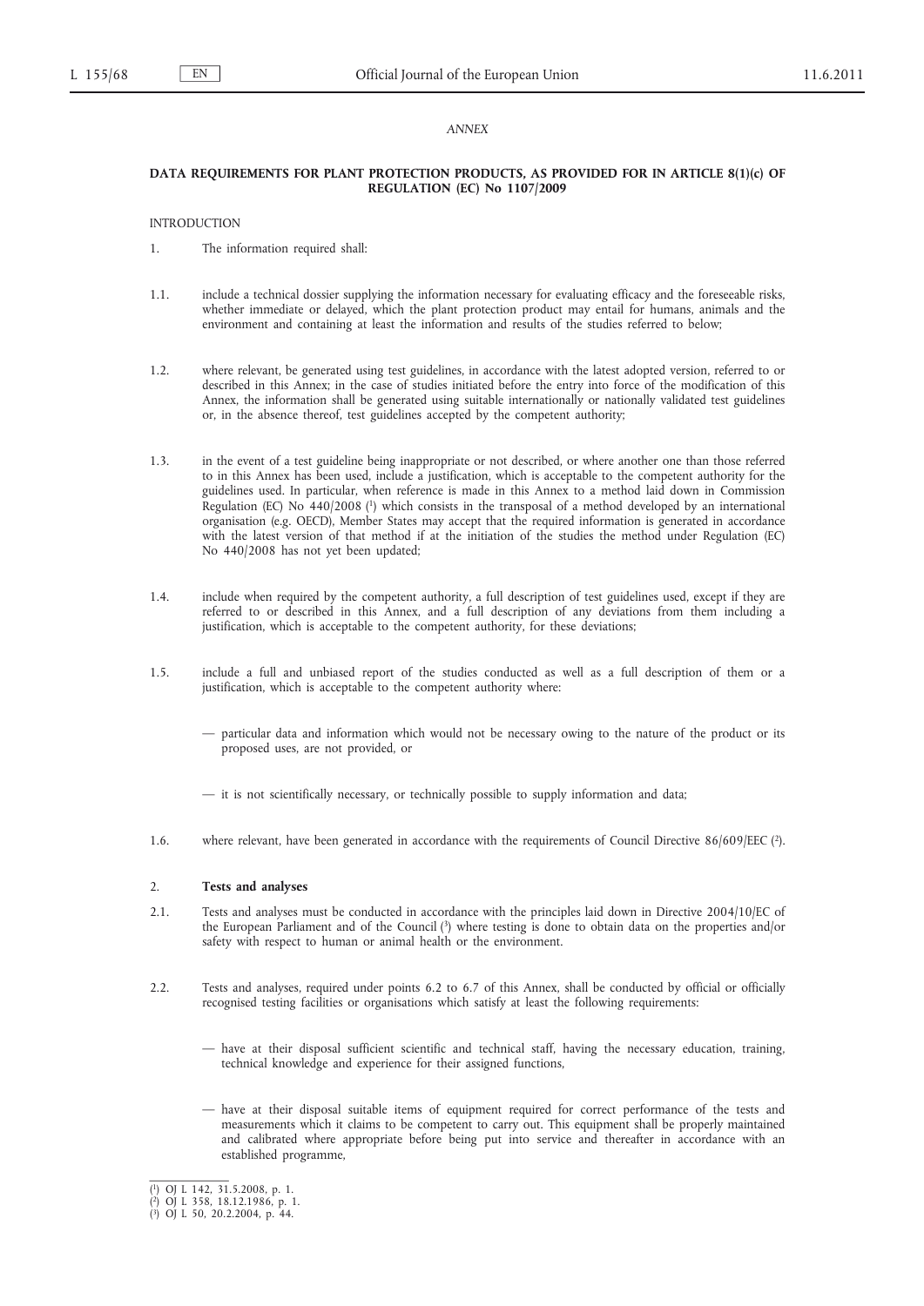*ANNEX*

## DATA REQUIREMENTS FOR PLANT PROTECTION PRODUCTS, AS PROVIDED FOR IN ARTICLE 8(1)(c) OF REGULATION (EC) No 1107/2009

INTRODUCTION

1. The information required shall:

1.1. include a technical dossier supplying the information necessary for evaluating efficacy and the foreseeable risks, whether immediate or delayed, which the plant protection product may entail for humans, animals and the environment and containing at least the information and results of the studies referred to below;

1.2. where relevant, be generated using test guidelines, in accordance with the latest adopted version, referred to or described in this Annex; in the case of studies initiated before the entry into force of the modification of this Annex, the information shall be generated using suitable internationally or nationally validated test guidelines or, in the absence thereof, test guidelines accepted by the competent authority;

1.3. in the event of a test guideline being inappropriate or not described, or where another one than those referred to in this Annex has been used, include a justification, which is acceptable to the competent authority for the guidelines used. In particular, when reference is made in this Annex to a method laid down in Commission Regulation (EC) No 440/2008 [1] which consists in the transposal of a method developed by an international organisation (e.g. OECD), Member States may accept that the required information is generated in accordance with the latest version of that method if at the initiation of the studies the method under Regulation (EC) No 440/2008 has not yet been updated;

1.4. include when required by the competent authority, a full description of test guidelines used, except if they are referred to or described in this Annex, and a full description of any deviations from them including a justification, which is acceptable to the competent authority, for these deviations;

1.5. include a full and unbiased report of the studies conducted as well as a full description of them or a justification, which is acceptable to the competent authority where:

— particular data and information which would not be necessary owing to the nature of the product or its proposed uses, are not provided, or

— it is not scientifically necessary, or technically possible to supply information and data;

1.6. where relevant, have been generated in accordance with the requirements of Council Directive 86/609/EEC [2].

2. **Tests and analyses**

2.1. Tests and analyses must be conducted in accordance with the principles laid down in Directive 2004/10/EC of the European Parliament and of the Council [3] where testing is done to obtain data on the properties and/or safety with respect to human or animal health or the environment.

2.2. Tests and analyses, required under points 6.2 to 6.7 of this Annex, shall be conducted by official or officially recognised testing facilities or organisations which satisfy at least the following requirements:

— have at their disposal sufficient scientific and technical staff, having the necessary education, training, technical knowledge and experience for their assigned functions,

— have at their disposal suitable items of equipment required for correct performance of the tests and measurements which it claims to be competent to carry out. This equipment shall be properly maintained and calibrated where appropriate before being put into service and thereafter in accordance with an established programme,

---

[1] OJ L 142, 31.5.2008, p. 1.

[2] OJ L 358, 18.12.1986, p. 1.

[3] OJ L 50, 20.2.2004, p. 44.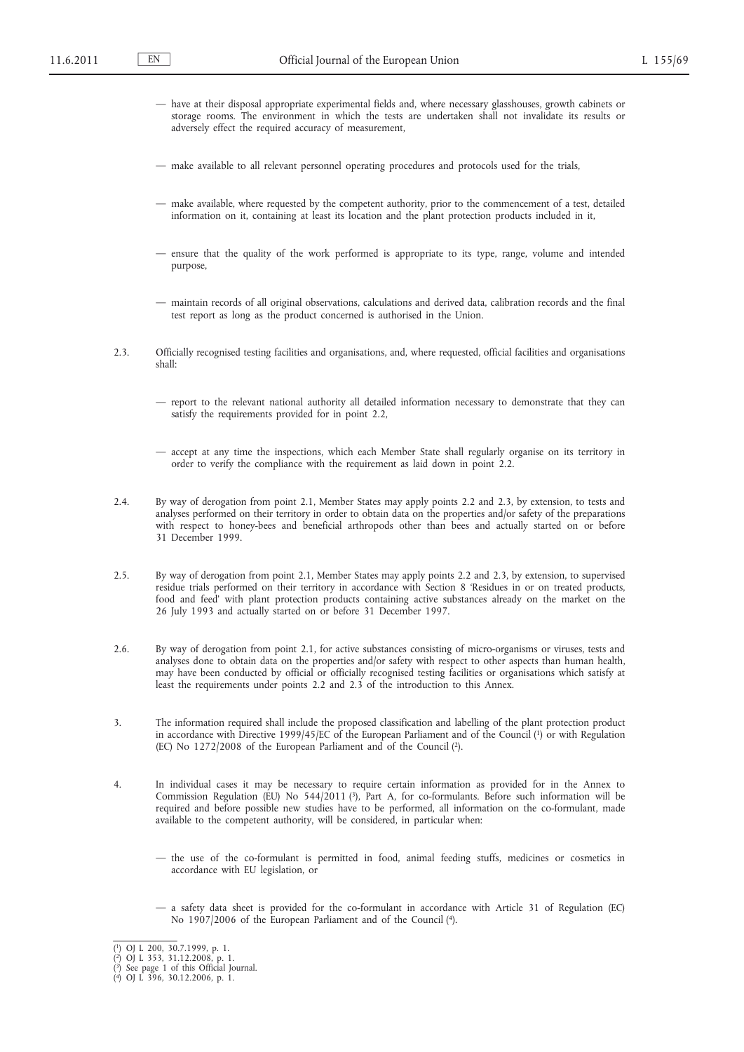— have at their disposal appropriate experimental fields and, where necessary glasshouses, growth cabinets or storage rooms. The environment in which the tests are undertaken shall not invalidate its results or adversely effect the required accuracy of measurement,

— make available to all relevant personnel operating procedures and protocols used for the trials,

— make available, where requested by the competent authority, prior to the commencement of a test, detailed information on it, containing at least its location and the plant protection products included in it,

— ensure that the quality of the work performed is appropriate to its type, range, volume and intended purpose,

— maintain records of all original observations, calculations and derived data, calibration records and the final test report as long as the product concerned is authorised in the Union.

2.3. Officially recognised testing facilities and organisations, and, where requested, official facilities and organisations shall:

— report to the relevant national authority all detailed information necessary to demonstrate that they can satisfy the requirements provided for in point 2.2,

— accept at any time the inspections, which each Member State shall regularly organise on its territory in order to verify the compliance with the requirement as laid down in point 2.2.

2.4. By way of derogation from point 2.1, Member States may apply points 2.2 and 2.3, by extension, to tests and analyses performed on their territory in order to obtain data on the properties and/or safety of the preparations with respect to honey-bees and beneficial arthropods other than bees and actually started on or before 31 December 1999.

2.5. By way of derogation from point 2.1, Member States may apply points 2.2 and 2.3, by extension, to supervised residue trials performed on their territory in accordance with Section 8 'Residues in or on treated products, food and feed' with plant protection products containing active substances already on the market on the 26 July 1993 and actually started on or before 31 December 1997.

2.6. By way of derogation from point 2.1, for active substances consisting of micro-organisms or viruses, tests and analyses done to obtain data on the properties and/or safety with respect to other aspects than human health, may have been conducted by official or officially recognised testing facilities or organisations which satisfy at least the requirements under points 2.2 and 2.3 of the introduction to this Annex.

3. The information required shall include the proposed classification and labelling of the plant protection product in accordance with Directive 1999/45/EC of the European Parliament and of the Council [1] or with Regulation (EC) No 1272/2008 of the European Parliament and of the Council [2].

4. In individual cases it may be necessary to require certain information as provided for in the Annex to Commission Regulation (EU) No 544/2011 [3], Part A, for co-formulants. Before such information will be required and before possible new studies have to be performed, all information on the co-formulant, made available to the competent authority, will be considered, in particular when:

— the use of the co-formulant is permitted in food, animal feeding stuffs, medicines or cosmetics in accordance with EU legislation, or

— a safety data sheet is provided for the co-formulant in accordance with Article 31 of Regulation (EC) No 1907/2006 of the European Parliament and of the Council [4].

---

[1] OJ L 200, 30.7.1999, p. 1.
[2] OJ L 353, 31.12.2008, p. 1.
[3] See page 1 of this Official Journal.
[4] OJ L 396, 30.12.2006, p. 1.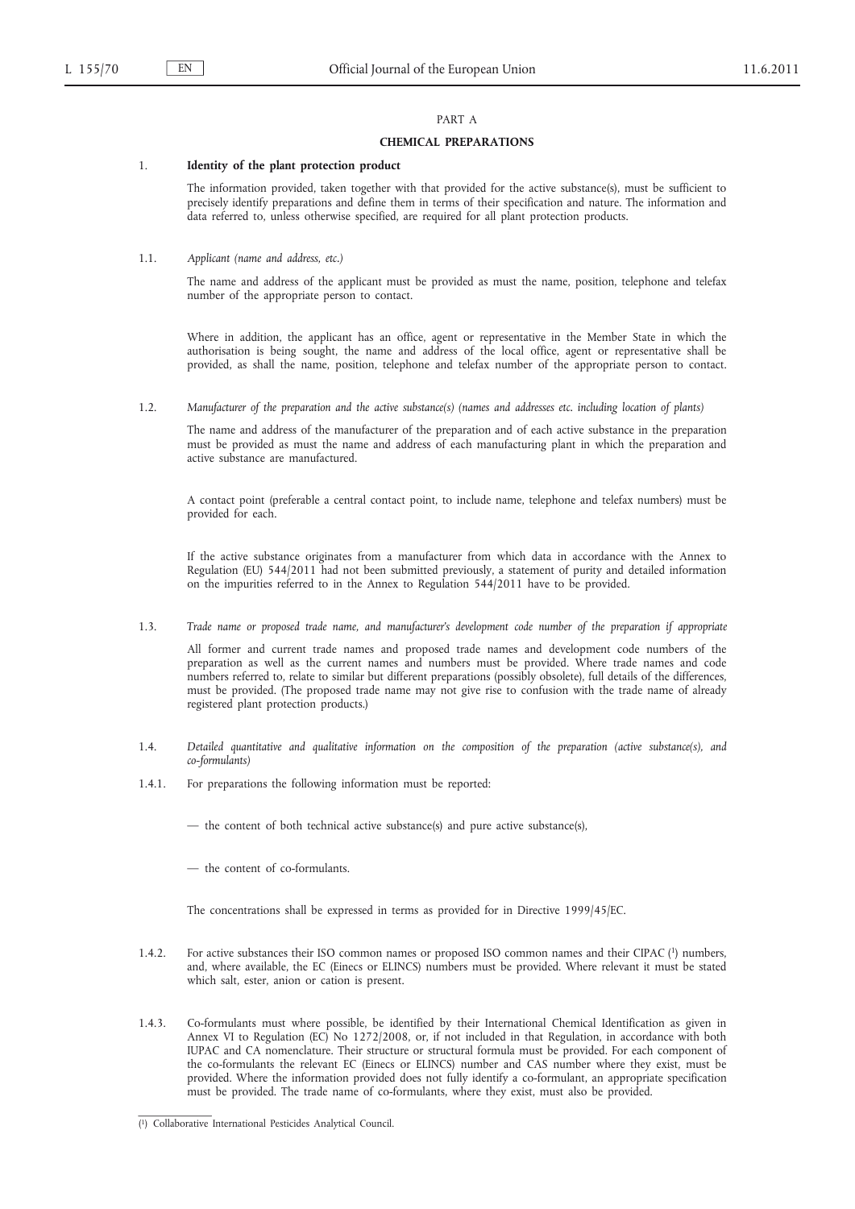## PART A

## CHEMICAL PREPARATIONS

### 1. **Identity of the plant protection product**

The information provided, taken together with that provided for the active substance(s), must be sufficient to precisely identify preparations and define them in terms of their specification and nature. The information and data referred to, unless otherwise specified, are required for all plant protection products.

1.1. *Applicant (name and address, etc.)*

The name and address of the applicant must be provided as must the name, position, telephone and telefax number of the appropriate person to contact.

Where in addition, the applicant has an office, agent or representative in the Member State in which the authorisation is being sought, the name and address of the local office, agent or representative shall be provided, as shall the name, position, telephone and telefax number of the appropriate person to contact.

1.2. *Manufacturer of the preparation and the active substance(s) (names and addresses etc. including location of plants)*

The name and address of the manufacturer of the preparation and of each active substance in the preparation must be provided as must the name and address of each manufacturing plant in which the preparation and active substance are manufactured.

A contact point (preferable a central contact point, to include name, telephone and telefax numbers) must be provided for each.

If the active substance originates from a manufacturer from which data in accordance with the Annex to Regulation (EU) 544/2011 had not been submitted previously, a statement of purity and detailed information on the impurities referred to in the Annex to Regulation 544/2011 have to be provided.

1.3. *Trade name or proposed trade name, and manufacturer's development code number of the preparation if appropriate*

All former and current trade names and proposed trade names and development code numbers of the preparation as well as the current names and numbers must be provided. Where trade names and code numbers referred to, relate to similar but different preparations (possibly obsolete), full details of the differences, must be provided. (The proposed trade name may not give rise to confusion with the trade name of already registered plant protection products.)

1.4. *Detailed quantitative and qualitative information on the composition of the preparation (active substance(s), and co-formulants)*

1.4.1. For preparations the following information must be reported:

— the content of both technical active substance(s) and pure active substance(s),

— the content of co-formulants.

The concentrations shall be expressed in terms as provided for in Directive 1999/45/EC.

1.4.2. For active substances their ISO common names or proposed ISO common names and their CIPAC [1] numbers, and, where available, the EC (Einecs or ELINCS) numbers must be provided. Where relevant it must be stated which salt, ester, anion or cation is present.

1.4.3. Co-formulants must where possible, be identified by their International Chemical Identification as given in Annex VI to Regulation (EC) No 1272/2008, or, if not included in that Regulation, in accordance with both IUPAC and CA nomenclature. Their structure or structural formula must be provided. For each component of the co-formulants the relevant EC (Einecs or ELINCS) number and CAS number where they exist, must be provided. Where the information provided does not fully identify a co-formulant, an appropriate specification must be provided. The trade name of co-formulants, where they exist, must also be provided.

[1] Collaborative International Pesticides Analytical Council.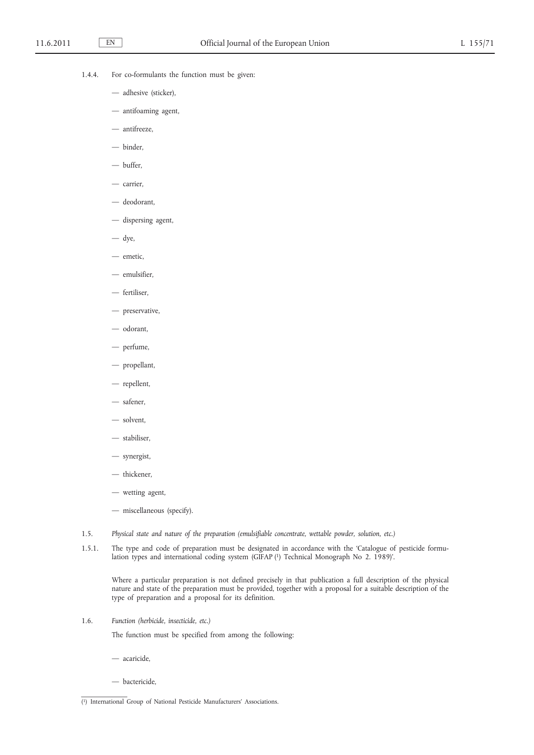1.4.4. For co-formulants the function must be given:

- adhesive (sticker),
- antifoaming agent,
- antifreeze,
- binder,
- buffer,
- carrier,
- deodorant,
- dispersing agent,
- dye,
- emetic,
- emulsifier,
- fertiliser,
- preservative,
- odorant,
- perfume,
- propellant,
- repellent,
- safener,
- solvent,
- stabiliser,
- synergist,
- thickener,
- wetting agent,
- miscellaneous (specify).

1.5. *Physical state and nature of the preparation (emulsifiable concentrate, wettable powder, solution, etc.)*

1.5.1. The type and code of preparation must be designated in accordance with the 'Catalogue of pesticide formulation types and international coding system (GIFAP [1]) Technical Monograph No 2. 1989)'.

Where a particular preparation is not defined precisely in that publication a full description of the physical nature and state of the preparation must be provided, together with a proposal for a suitable description of the type of preparation and a proposal for its definition.

1.6. *Function (herbicide, insecticide, etc.)*

The function must be specified from among the following:

- acaricide,
- bactericide,

[1] International Group of National Pesticide Manufacturers' Associations.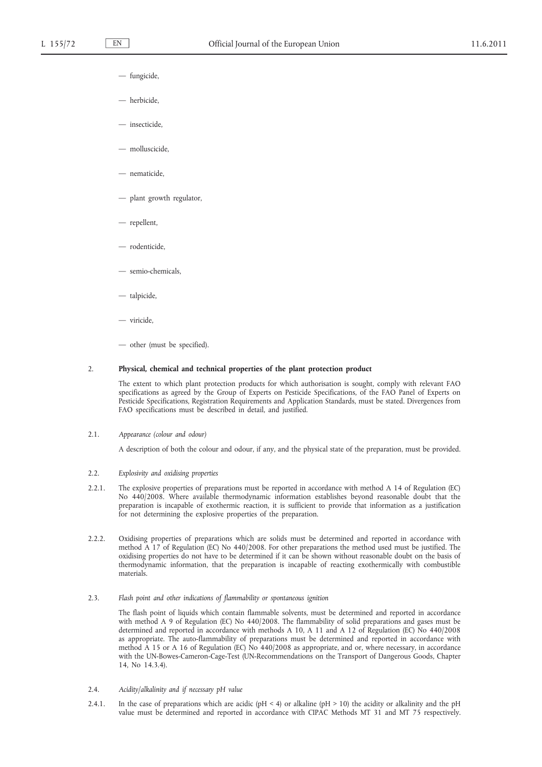— fungicide,

— herbicide,

— insecticide,

— molluscicide,

— nematicide,

— plant growth regulator,

— repellent,

— rodenticide,

— semio-chemicals,

— talpicide,

— viricide,

— other (must be specified).

## 2. Physical, chemical and technical properties of the plant protection product

The extent to which plant protection products for which authorisation is sought, comply with relevant FAO specifications as agreed by the Group of Experts on Pesticide Specifications, of the FAO Panel of Experts on Pesticide Specifications, Registration Requirements and Application Standards, must be stated. Divergences from FAO specifications must be described in detail, and justified.

2.1. *Appearance (colour and odour)*

A description of both the colour and odour, if any, and the physical state of the preparation, must be provided.

2.2. *Explosivity and oxidising properties*

2.2.1. The explosive properties of preparations must be reported in accordance with method A 14 of Regulation (EC) No 440/2008. Where available thermodynamic information establishes beyond reasonable doubt that the preparation is incapable of exothermic reaction, it is sufficient to provide that information as a justification for not determining the explosive properties of the preparation.

2.2.2. Oxidising properties of preparations which are solids must be determined and reported in accordance with method A 17 of Regulation (EC) No 440/2008. For other preparations the method used must be justified. The oxidising properties do not have to be determined if it can be shown without reasonable doubt on the basis of thermodynamic information, that the preparation is incapable of reacting exothermically with combustible materials.

2.3. *Flash point and other indications of flammability or spontaneous ignition*

The flash point of liquids which contain flammable solvents, must be determined and reported in accordance with method A 9 of Regulation (EC) No 440/2008. The flammability of solid preparations and gases must be determined and reported in accordance with methods A 10, A 11 and A 12 of Regulation (EC) No 440/2008 as appropriate. The auto-flammability of preparations must be determined and reported in accordance with method A 15 or A 16 of Regulation (EC) No 440/2008 as appropriate, and or, where necessary, in accordance with the UN-Bowes-Cameron-Cage-Test (UN-Recommendations on the Transport of Dangerous Goods, Chapter 14, No 14.3.4).

2.4. *Acidity/alkalinity and if necessary pH value*

2.4.1. In the case of preparations which are acidic ($pH < 4$) or alkaline ($pH > 10$) the acidity or alkalinity and the pH value must be determined and reported in accordance with CIPAC Methods MT 31 and MT 75 respectively.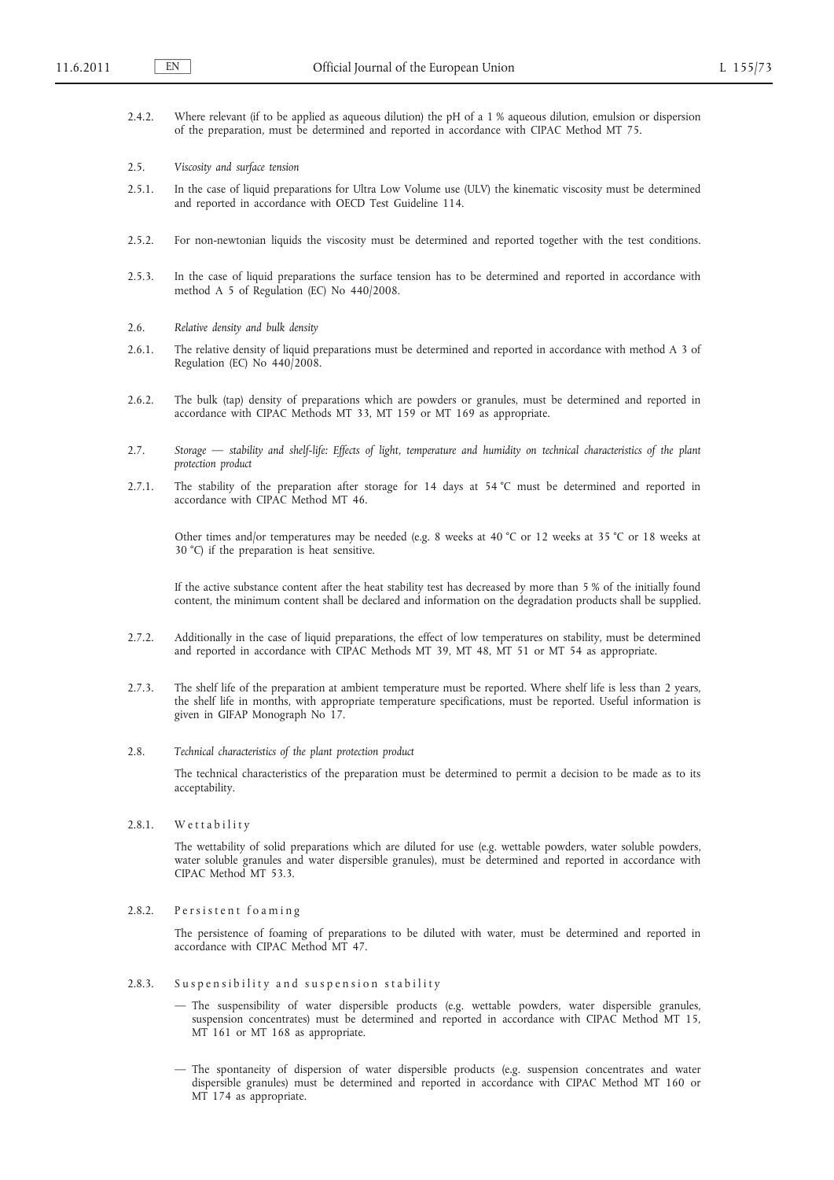2.4.2. Where relevant (if to be applied as aqueous dilution) the pH of a 1 % aqueous dilution, emulsion or dispersion of the preparation, must be determined and reported in accordance with CIPAC Method MT 75.

2.5. *Viscosity and surface tension*

2.5.1. In the case of liquid preparations for Ultra Low Volume use (ULV) the kinematic viscosity must be determined and reported in accordance with OECD Test Guideline 114.

2.5.2. For non-newtonian liquids the viscosity must be determined and reported together with the test conditions.

2.5.3. In the case of liquid preparations the surface tension has to be determined and reported in accordance with method A 5 of Regulation (EC) No 440/2008.

2.6. *Relative density and bulk density*

2.6.1. The relative density of liquid preparations must be determined and reported in accordance with method A 3 of Regulation (EC) No 440/2008.

2.6.2. The bulk (tap) density of preparations which are powders or granules, must be determined and reported in accordance with CIPAC Methods MT 33, MT 159 or MT 169 as appropriate.

2.7. *Storage — stability and shelf-life: Effects of light, temperature and humidity on technical characteristics of the plant protection product*

2.7.1. The stability of the preparation after storage for 14 days at 54 °C must be determined and reported in accordance with CIPAC Method MT 46.

Other times and/or temperatures may be needed (e.g. 8 weeks at 40 °C or 12 weeks at 35 °C or 18 weeks at 30 °C) if the preparation is heat sensitive.

If the active substance content after the heat stability test has decreased by more than 5 % of the initially found content, the minimum content shall be declared and information on the degradation products shall be supplied.

2.7.2. Additionally in the case of liquid preparations, the effect of low temperatures on stability, must be determined and reported in accordance with CIPAC Methods MT 39, MT 48, MT 51 or MT 54 as appropriate.

2.7.3. The shelf life of the preparation at ambient temperature must be reported. Where shelf life is less than 2 years, the shelf life in months, with appropriate temperature specifications, must be reported. Useful information is given in GIFAP Monograph No 17.

2.8. *Technical characteristics of the plant protection product*

The technical characteristics of the preparation must be determined to permit a decision to be made as to its acceptability.

2.8.1. Wettability

The wettability of solid preparations which are diluted for use (e.g. wettable powders, water soluble powders, water soluble granules and water dispersible granules), must be determined and reported in accordance with CIPAC Method MT 53.3.

2.8.2. Persistent foaming

The persistence of foaming of preparations to be diluted with water, must be determined and reported in accordance with CIPAC Method MT 47.

2.8.3. Suspensibility and suspension stability

— The suspensibility of water dispersible products (e.g. wettable powders, water dispersible granules, suspension concentrates) must be determined and reported in accordance with CIPAC Method MT 15, MT 161 or MT 168 as appropriate.

— The spontaneity of dispersion of water dispersible products (e.g. suspension concentrates and water dispersible granules) must be determined and reported in accordance with CIPAC Method MT 160 or MT 174 as appropriate.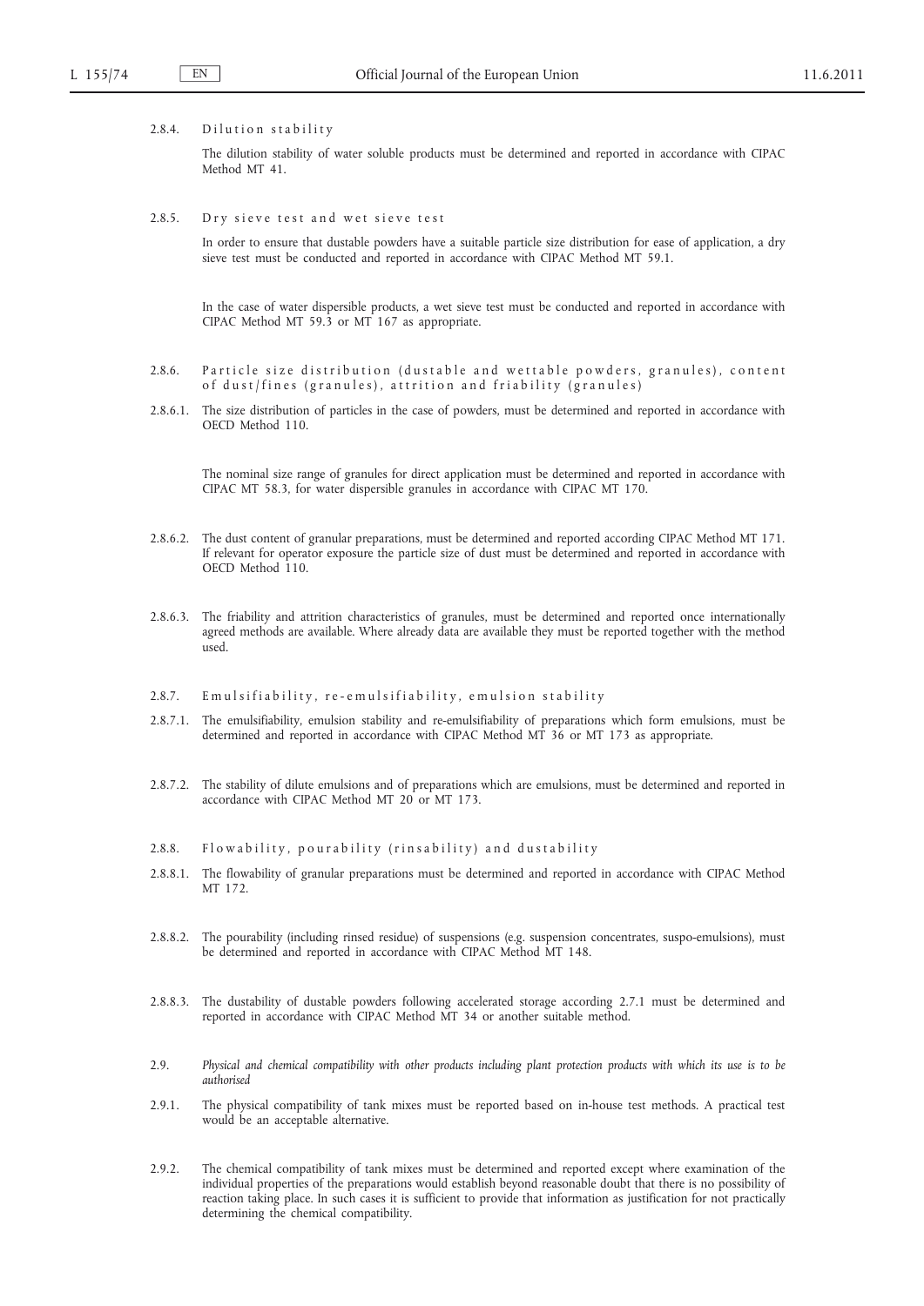2.8.4. Dilution stability

The dilution stability of water soluble products must be determined and reported in accordance with CIPAC Method MT 41.

2.8.5. Dry sieve test and wet sieve test

In order to ensure that dustable powders have a suitable particle size distribution for ease of application, a dry sieve test must be conducted and reported in accordance with CIPAC Method MT 59.1.

In the case of water dispersible products, a wet sieve test must be conducted and reported in accordance with CIPAC Method MT 59.3 or MT 167 as appropriate.

2.8.6. Particle size distribution (dustable and wettable powders, granules), content of dust/fines (granules), attrition and friability (granules)

2.8.6.1. The size distribution of particles in the case of powders, must be determined and reported in accordance with OECD Method 110.

The nominal size range of granules for direct application must be determined and reported in accordance with CIPAC MT 58.3, for water dispersible granules in accordance with CIPAC MT 170.

2.8.6.2. The dust content of granular preparations, must be determined and reported according CIPAC Method MT 171. If relevant for operator exposure the particle size of dust must be determined and reported in accordance with OECD Method 110.

2.8.6.3. The friability and attrition characteristics of granules, must be determined and reported once internationally agreed methods are available. Where already data are available they must be reported together with the method used.

2.8.7. Emulsifiability, re-emulsifiability, emulsion stability

2.8.7.1. The emulsifiability, emulsion stability and re-emulsifiability of preparations which form emulsions, must be determined and reported in accordance with CIPAC Method MT 36 or MT 173 as appropriate.

2.8.7.2. The stability of dilute emulsions and of preparations which are emulsions, must be determined and reported in accordance with CIPAC Method MT 20 or MT 173.

2.8.8. Flowability, pourability (rinsability) and dustability

2.8.8.1. The flowability of granular preparations must be determined and reported in accordance with CIPAC Method MT 172.

2.8.8.2. The pourability (including rinsed residue) of suspensions (e.g. suspension concentrates, suspo-emulsions), must be determined and reported in accordance with CIPAC Method MT 148.

2.8.8.3. The dustability of dustable powders following accelerated storage according 2.7.1 must be determined and reported in accordance with CIPAC Method MT 34 or another suitable method.

2.9. *Physical and chemical compatibility with other products including plant protection products with which its use is to be authorised*

2.9.1. The physical compatibility of tank mixes must be reported based on in-house test methods. A practical test would be an acceptable alternative.

2.9.2. The chemical compatibility of tank mixes must be determined and reported except where examination of the individual properties of the preparations would establish beyond reasonable doubt that there is no possibility of reaction taking place. In such cases it is sufficient to provide that information as justification for not practically determining the chemical compatibility.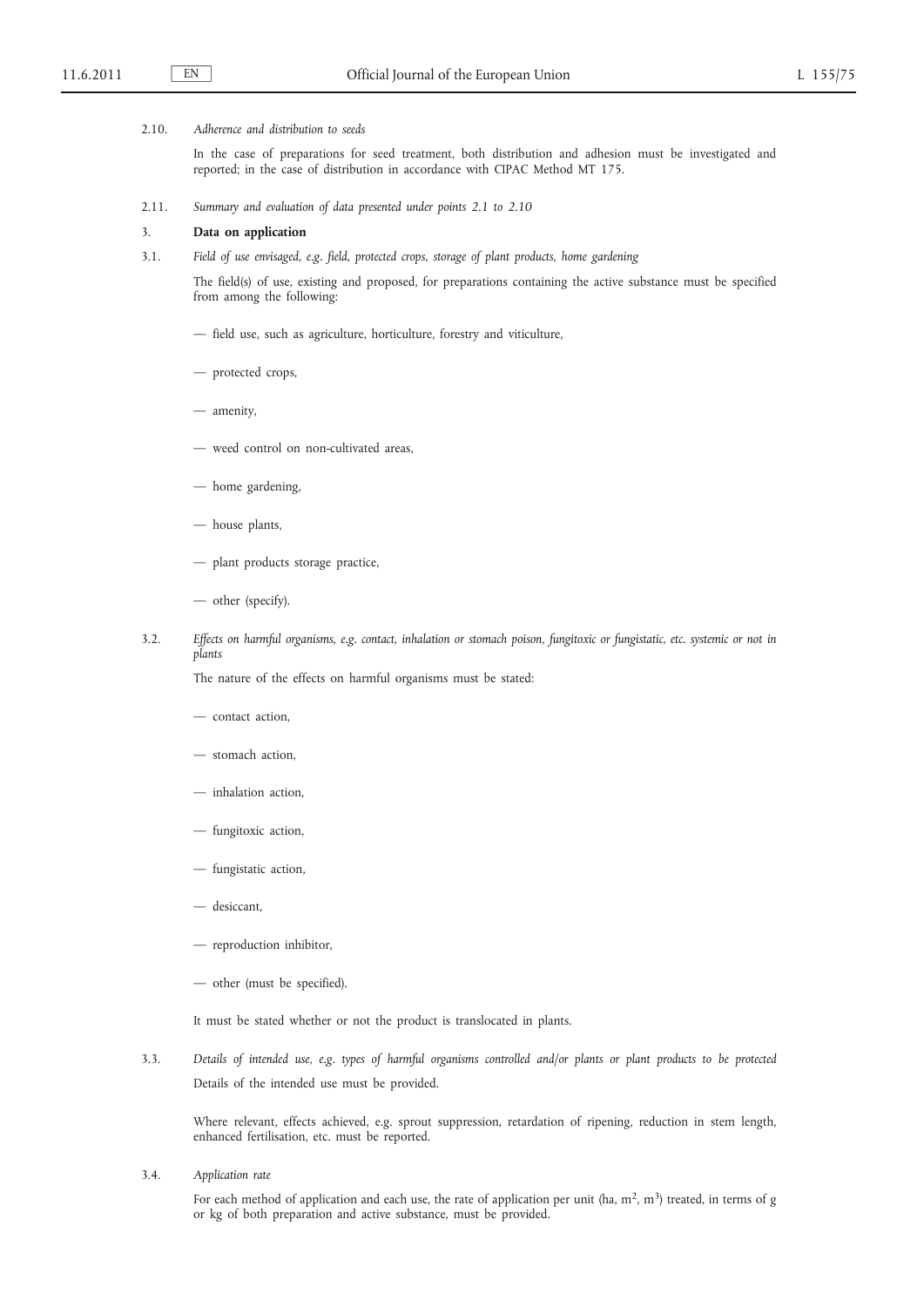2.10. *Adherence and distribution to seeds*

In the case of preparations for seed treatment, both distribution and adhesion must be investigated and reported; in the case of distribution in accordance with CIPAC Method MT 175.

2.11. *Summary and evaluation of data presented under points 2.1 to 2.10*

## 3. **Data on application**

3.1. *Field of use envisaged, e.g. field, protected crops, storage of plant products, home gardening*

The field(s) of use, existing and proposed, for preparations containing the active substance must be specified from among the following:

— field use, such as agriculture, horticulture, forestry and viticulture,

— protected crops,

— amenity,

— weed control on non-cultivated areas,

— home gardening,

— house plants,

— plant products storage practice,

— other (specify).

3.2. *Effects on harmful organisms, e.g. contact, inhalation or stomach poison, fungitoxic or fungistatic, etc. systemic or not in plants*

The nature of the effects on harmful organisms must be stated:

— contact action,

— stomach action,

— inhalation action,

— fungitoxic action,

— fungistatic action,

— desiccant,

— reproduction inhibitor,

— other (must be specified).

It must be stated whether or not the product is translocated in plants.

3.3. *Details of intended use, e.g. types of harmful organisms controlled and/or plants or plant products to be protected*

Details of the intended use must be provided.

Where relevant, effects achieved, e.g. sprout suppression, retardation of ripening, reduction in stem length, enhanced fertilisation, etc. must be reported.

3.4. *Application rate*

For each method of application and each use, the rate of application per unit (ha, $m^2$, $m^3$) treated, in terms of g or kg of both preparation and active substance, must be provided.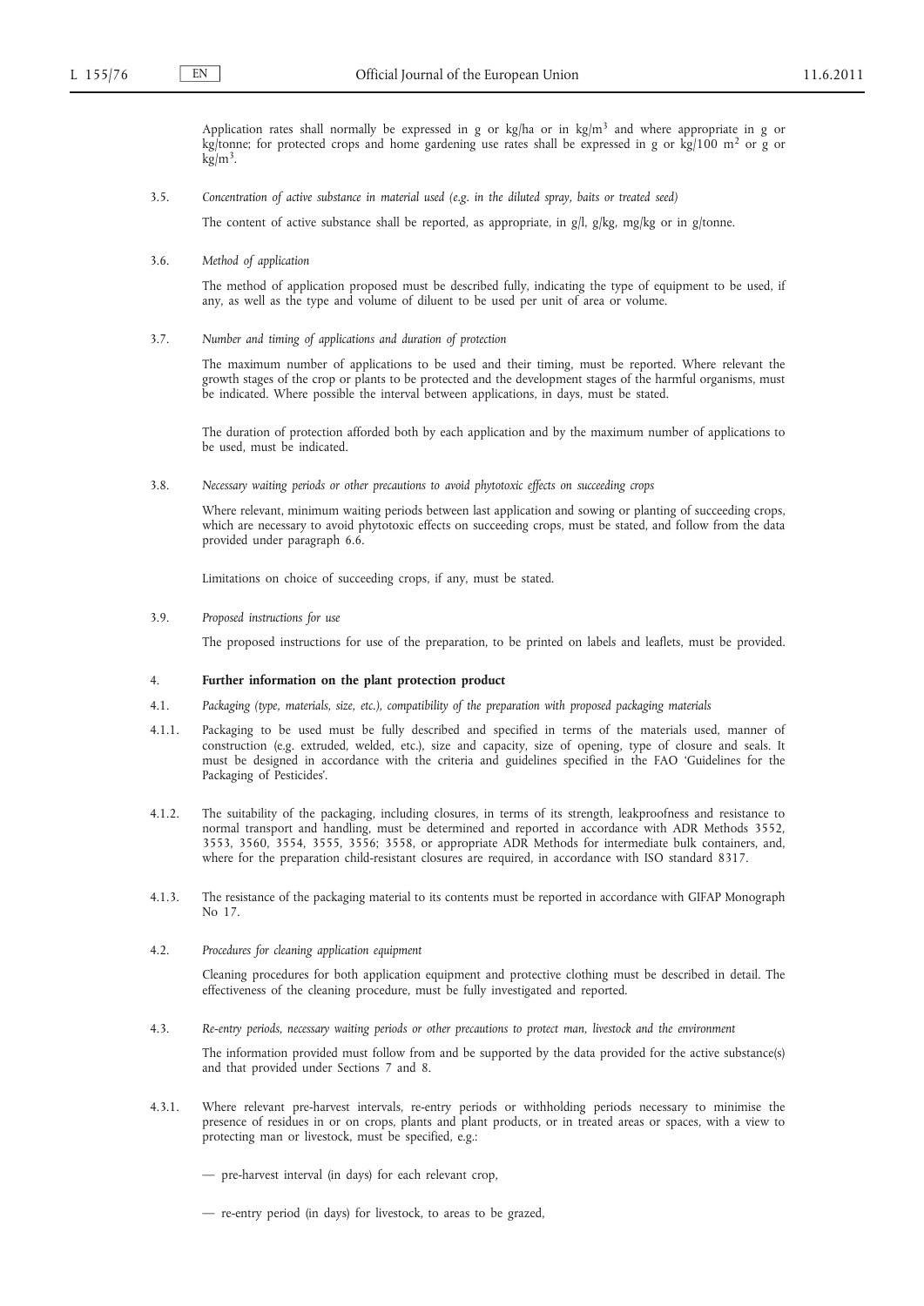Application rates shall normally be expressed in g or kg/ha or in kg/$m^3$ and where appropriate in g or kg/tonne; for protected crops and home gardening use rates shall be expressed in g or kg/100 $m^2$ or g or kg/$m^3$.

3.5. *Concentration of active substance in material used (e.g. in the diluted spray, baits or treated seed)*

The content of active substance shall be reported, as appropriate, in g/l, g/kg, mg/kg or in g/tonne.

3.6. *Method of application*

The method of application proposed must be described fully, indicating the type of equipment to be used, if any, as well as the type and volume of diluent to be used per unit of area or volume.

3.7. *Number and timing of applications and duration of protection*

The maximum number of applications to be used and their timing, must be reported. Where relevant the growth stages of the crop or plants to be protected and the development stages of the harmful organisms, must be indicated. Where possible the interval between applications, in days, must be stated.

The duration of protection afforded both by each application and by the maximum number of applications to be used, must be indicated.

3.8. *Necessary waiting periods or other precautions to avoid phytotoxic effects on succeeding crops*

Where relevant, minimum waiting periods between last application and sowing or planting of succeeding crops, which are necessary to avoid phytotoxic effects on succeeding crops, must be stated, and follow from the data provided under paragraph 6.6.

Limitations on choice of succeeding crops, if any, must be stated.

3.9. *Proposed instructions for use*

The proposed instructions for use of the preparation, to be printed on labels and leaflets, must be provided.

## 4. **Further information on the plant protection product**

4.1. *Packaging (type, materials, size, etc.), compatibility of the preparation with proposed packaging materials*

4.1.1. Packaging to be used must be fully described and specified in terms of the materials used, manner of construction (e.g. extruded, welded, etc.), size and capacity, size of opening, type of closure and seals. It must be designed in accordance with the criteria and guidelines specified in the FAO 'Guidelines for the Packaging of Pesticides'.

4.1.2. The suitability of the packaging, including closures, in terms of its strength, leakproofness and resistance to normal transport and handling, must be determined and reported in accordance with ADR Methods 3552, 3553, 3560, 3554, 3555, 3556; 3558, or appropriate ADR Methods for intermediate bulk containers, and, where for the preparation child-resistant closures are required, in accordance with ISO standard 8317.

4.1.3. The resistance of the packaging material to its contents must be reported in accordance with GIFAP Monograph No 17.

4.2. *Procedures for cleaning application equipment*

Cleaning procedures for both application equipment and protective clothing must be described in detail. The effectiveness of the cleaning procedure, must be fully investigated and reported.

4.3. *Re-entry periods, necessary waiting periods or other precautions to protect man, livestock and the environment*

The information provided must follow from and be supported by the data provided for the active substance(s) and that provided under Sections 7 and 8.

4.3.1. Where relevant pre-harvest intervals, re-entry periods or withholding periods necessary to minimise the presence of residues in or on crops, plants and plant products, or in treated areas or spaces, with a view to protecting man or livestock, must be specified, e.g.:

— pre-harvest interval (in days) for each relevant crop,

— re-entry period (in days) for livestock, to areas to be grazed,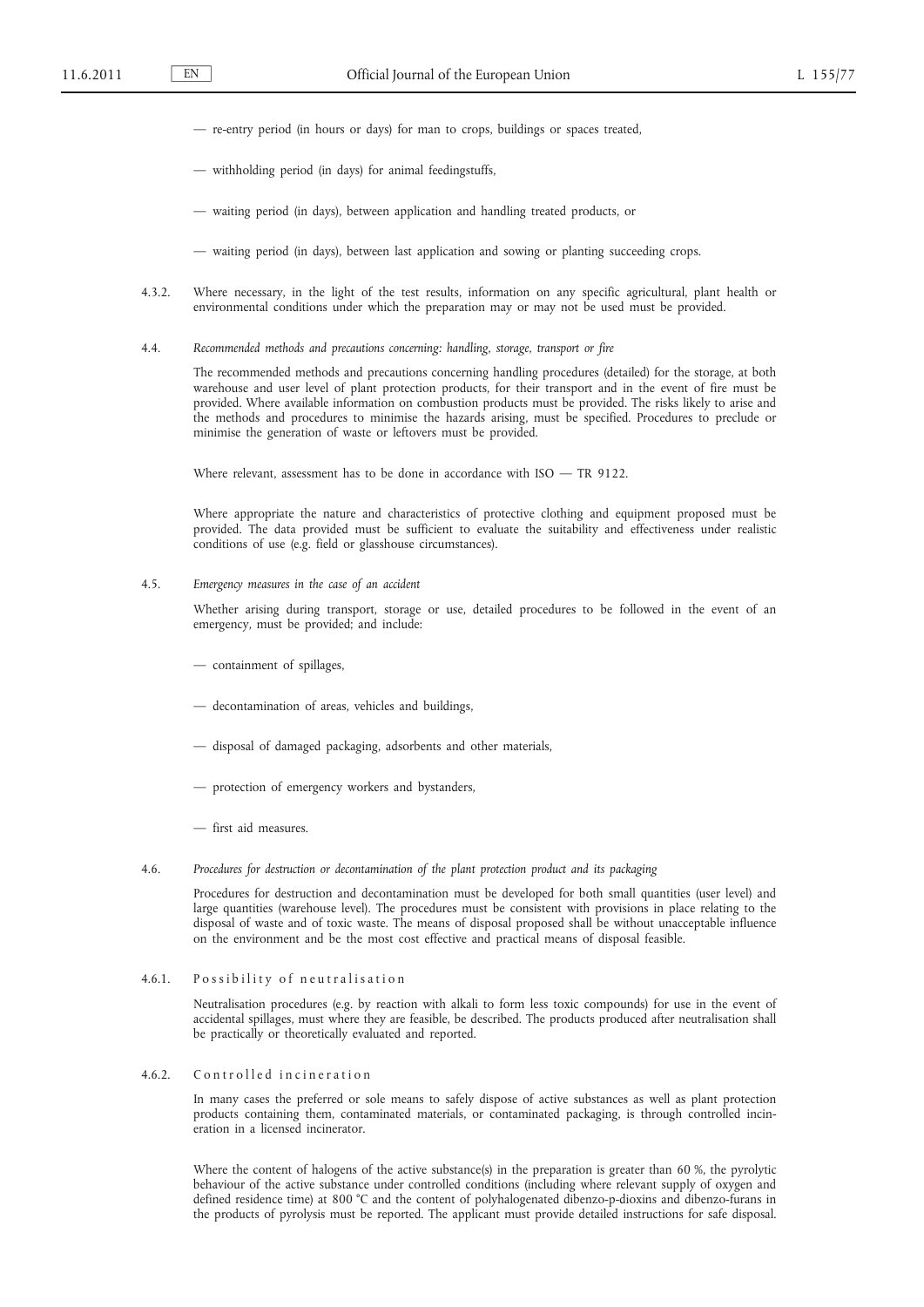— re-entry period (in hours or days) for man to crops, buildings or spaces treated,

— withholding period (in days) for animal feedingstuffs,

— waiting period (in days), between application and handling treated products, or

— waiting period (in days), between last application and sowing or planting succeeding crops.

4.3.2. Where necessary, in the light of the test results, information on any specific agricultural, plant health or environmental conditions under which the preparation may or may not be used must be provided.

4.4. *Recommended methods and precautions concerning: handling, storage, transport or fire*

The recommended methods and precautions concerning handling procedures (detailed) for the storage, at both warehouse and user level of plant protection products, for their transport and in the event of fire must be provided. Where available information on combustion products must be provided. The risks likely to arise and the methods and procedures to minimise the hazards arising, must be specified. Procedures to preclude or minimise the generation of waste or leftovers must be provided.

Where relevant, assessment has to be done in accordance with ISO — TR 9122.

Where appropriate the nature and characteristics of protective clothing and equipment proposed must be provided. The data provided must be sufficient to evaluate the suitability and effectiveness under realistic conditions of use (e.g. field or glasshouse circumstances).

4.5. *Emergency measures in the case of an accident*

Whether arising during transport, storage or use, detailed procedures to be followed in the event of an emergency, must be provided; and include:

— containment of spillages,

— decontamination of areas, vehicles and buildings,

— disposal of damaged packaging, adsorbents and other materials,

— protection of emergency workers and bystanders,

— first aid measures.

4.6. *Procedures for destruction or decontamination of the plant protection product and its packaging*

Procedures for destruction and decontamination must be developed for both small quantities (user level) and large quantities (warehouse level). The procedures must be consistent with provisions in place relating to the disposal of waste and of toxic waste. The means of disposal proposed shall be without unacceptable influence on the environment and be the most cost effective and practical means of disposal feasible.

4.6.1. Possibility of neutralisation

Neutralisation procedures (e.g. by reaction with alkali to form less toxic compounds) for use in the event of accidental spillages, must where they are feasible, be described. The products produced after neutralisation shall be practically or theoretically evaluated and reported.

4.6.2. Controlled incineration

In many cases the preferred or sole means to safely dispose of active substances as well as plant protection products containing them, contaminated materials, or contaminated packaging, is through controlled incineration in a licensed incinerator.

Where the content of halogens of the active substance(s) in the preparation is greater than 60 %, the pyrolytic behaviour of the active substance under controlled conditions (including where relevant supply of oxygen and defined residence time) at 800 °C and the content of polyhalogenated dibenzo-p-dioxins and dibenzo-furans in the products of pyrolysis must be reported. The applicant must provide detailed instructions for safe disposal.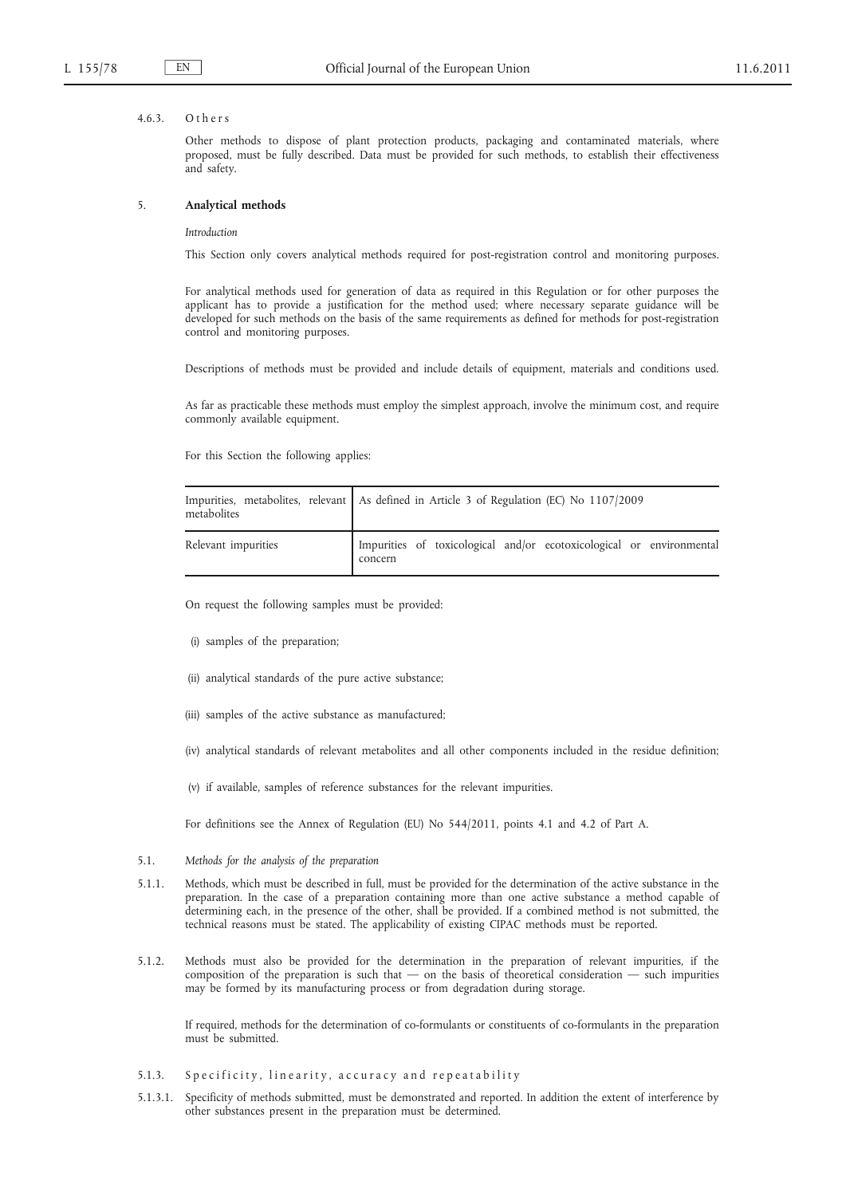4.6.3. Others

Other methods to dispose of plant protection products, packaging and contaminated materials, where proposed, must be fully described. Data must be provided for such methods, to establish their effectiveness and safety.

## 5. Analytical methods

*Introduction*

This Section only covers analytical methods required for post-registration control and monitoring purposes.

For analytical methods used for generation of data as required in this Regulation or for other purposes the applicant has to provide a justification for the method used; where necessary separate guidance will be developed for such methods on the basis of the same requirements as defined for methods for post-registration control and monitoring purposes.

Descriptions of methods must be provided and include details of equipment, materials and conditions used.

As far as practicable these methods must employ the simplest approach, involve the minimum cost, and require commonly available equipment.

For this Section the following applies:

| | |
|---|---|
| Impurities, metabolites, relevant metabolites | As defined in Article 3 of Regulation (EC) No 1107/2009 |
| Relevant impurities | Impurities of toxicological and/or ecotoxicological or environmental concern |

On request the following samples must be provided:

(i) samples of the preparation;

(ii) analytical standards of the pure active substance;

(iii) samples of the active substance as manufactured;

(iv) analytical standards of relevant metabolites and all other components included in the residue definition;

(v) if available, samples of reference substances for the relevant impurities.

For definitions see the Annex of Regulation (EU) No 544/2011, points 4.1 and 4.2 of Part A.

5.1. *Methods for the analysis of the preparation*

5.1.1. Methods, which must be described in full, must be provided for the determination of the active substance in the preparation. In the case of a preparation containing more than one active substance a method capable of determining each, in the presence of the other, shall be provided. If a combined method is not submitted, the technical reasons must be stated. The applicability of existing CIPAC methods must be reported.

5.1.2. Methods must also be provided for the determination in the preparation of relevant impurities, if the composition of the preparation is such that — on the basis of theoretical consideration — such impurities may be formed by its manufacturing process or from degradation during storage.

If required, methods for the determination of co-formulants or constituents of co-formulants in the preparation must be submitted.

5.1.3. Specificity, linearity, accuracy and repeatability

5.1.3.1. Specificity of methods submitted, must be demonstrated and reported. In addition the extent of interference by other substances present in the preparation must be determined.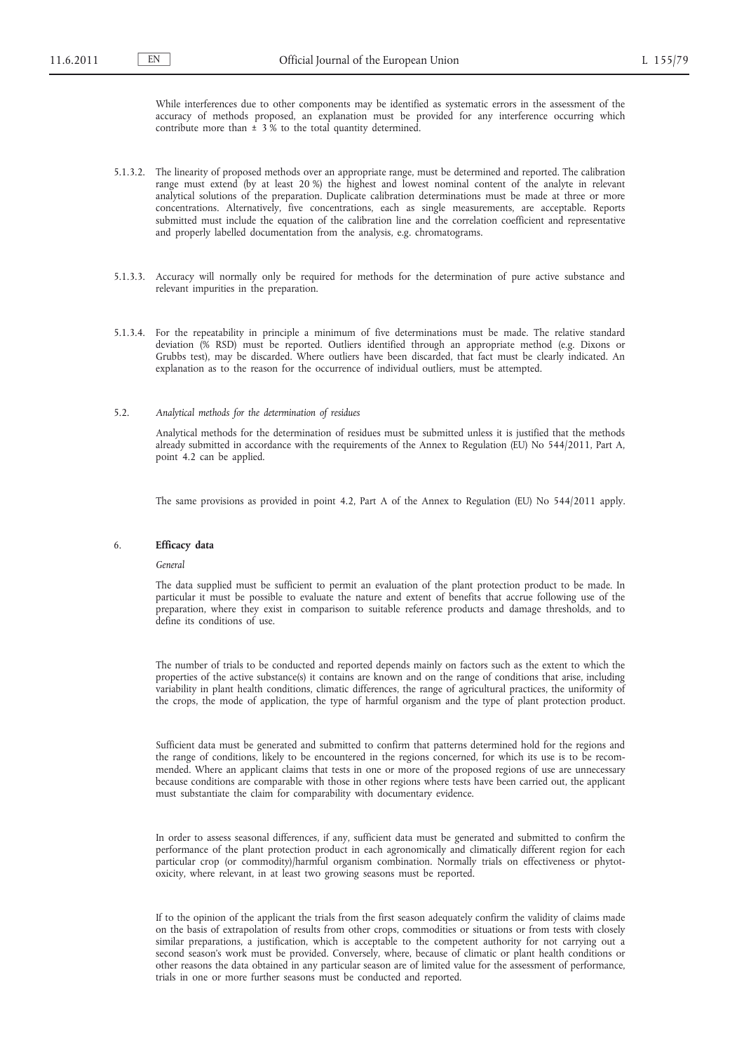While interferences due to other components may be identified as systematic errors in the assessment of the accuracy of methods proposed, an explanation must be provided for any interference occurring which contribute more than ± 3 % to the total quantity determined.

5.1.3.2. The linearity of proposed methods over an appropriate range, must be determined and reported. The calibration range must extend (by at least 20 %) the highest and lowest nominal content of the analyte in relevant analytical solutions of the preparation. Duplicate calibration determinations must be made at three or more concentrations. Alternatively, five concentrations, each as single measurements, are acceptable. Reports submitted must include the equation of the calibration line and the correlation coefficient and representative and properly labelled documentation from the analysis, e.g. chromatograms.

5.1.3.3. Accuracy will normally only be required for methods for the determination of pure active substance and relevant impurities in the preparation.

5.1.3.4. For the repeatability in principle a minimum of five determinations must be made. The relative standard deviation (% RSD) must be reported. Outliers identified through an appropriate method (e.g. Dixons or Grubbs test), may be discarded. Where outliers have been discarded, that fact must be clearly indicated. An explanation as to the reason for the occurrence of individual outliers, must be attempted.

5.2. *Analytical methods for the determination of residues*

Analytical methods for the determination of residues must be submitted unless it is justified that the methods already submitted in accordance with the requirements of the Annex to Regulation (EU) No 544/2011, Part A, point 4.2 can be applied.

The same provisions as provided in point 4.2, Part A of the Annex to Regulation (EU) No 544/2011 apply.

## 6. **Efficacy data**

*General*

The data supplied must be sufficient to permit an evaluation of the plant protection product to be made. In particular it must be possible to evaluate the nature and extent of benefits that accrue following use of the preparation, where they exist in comparison to suitable reference products and damage thresholds, and to define its conditions of use.

The number of trials to be conducted and reported depends mainly on factors such as the extent to which the properties of the active substance(s) it contains are known and on the range of conditions that arise, including variability in plant health conditions, climatic differences, the range of agricultural practices, the uniformity of the crops, the mode of application, the type of harmful organism and the type of plant protection product.

Sufficient data must be generated and submitted to confirm that patterns determined hold for the regions and the range of conditions, likely to be encountered in the regions concerned, for which its use is to be recommended. Where an applicant claims that tests in one or more of the proposed regions of use are unnecessary because conditions are comparable with those in other regions where tests have been carried out, the applicant must substantiate the claim for comparability with documentary evidence.

In order to assess seasonal differences, if any, sufficient data must be generated and submitted to confirm the performance of the plant protection product in each agronomically and climatically different region for each particular crop (or commodity)/harmful organism combination. Normally trials on effectiveness or phytotoxicity, where relevant, in at least two growing seasons must be reported.

If to the opinion of the applicant the trials from the first season adequately confirm the validity of claims made on the basis of extrapolation of results from other crops, commodities or situations or from tests with closely similar preparations, a justification, which is acceptable to the competent authority for not carrying out a second season's work must be provided. Conversely, where, because of climatic or plant health conditions or other reasons the data obtained in any particular season are of limited value for the assessment of performance, trials in one or more further seasons must be conducted and reported.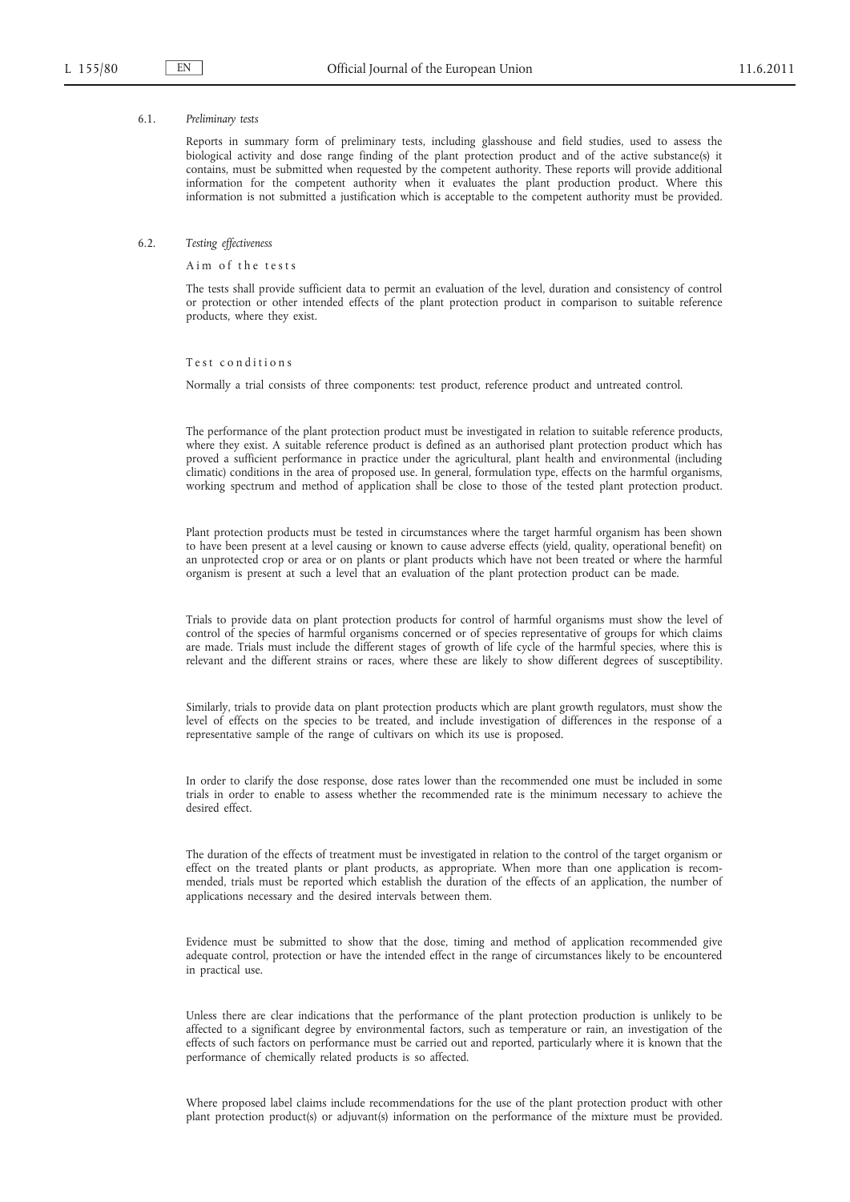6.1. *Preliminary tests*

Reports in summary form of preliminary tests, including glasshouse and field studies, used to assess the biological activity and dose range finding of the plant protection product and of the active substance(s) it contains, must be submitted when requested by the competent authority. These reports will provide additional information for the competent authority when it evaluates the plant production product. Where this information is not submitted a justification which is acceptable to the competent authority must be provided.

6.2. *Testing effectiveness*

Aim of the tests

The tests shall provide sufficient data to permit an evaluation of the level, duration and consistency of control or protection or other intended effects of the plant protection product in comparison to suitable reference products, where they exist.

Test conditions

Normally a trial consists of three components: test product, reference product and untreated control.

The performance of the plant protection product must be investigated in relation to suitable reference products, where they exist. A suitable reference product is defined as an authorised plant protection product which has proved a sufficient performance in practice under the agricultural, plant health and environmental (including climatic) conditions in the area of proposed use. In general, formulation type, effects on the harmful organisms, working spectrum and method of application shall be close to those of the tested plant protection product.

Plant protection products must be tested in circumstances where the target harmful organism has been shown to have been present at a level causing or known to cause adverse effects (yield, quality, operational benefit) on an unprotected crop or area or on plants or plant products which have not been treated or where the harmful organism is present at such a level that an evaluation of the plant protection product can be made.

Trials to provide data on plant protection products for control of harmful organisms must show the level of control of the species of harmful organisms concerned or of species representative of groups for which claims are made. Trials must include the different stages of growth of life cycle of the harmful species, where this is relevant and the different strains or races, where these are likely to show different degrees of susceptibility.

Similarly, trials to provide data on plant protection products which are plant growth regulators, must show the level of effects on the species to be treated, and include investigation of differences in the response of a representative sample of the range of cultivars on which its use is proposed.

In order to clarify the dose response, dose rates lower than the recommended one must be included in some trials in order to enable to assess whether the recommended rate is the minimum necessary to achieve the desired effect.

The duration of the effects of treatment must be investigated in relation to the control of the target organism or effect on the treated plants or plant products, as appropriate. When more than one application is recommended, trials must be reported which establish the duration of the effects of an application, the number of applications necessary and the desired intervals between them.

Evidence must be submitted to show that the dose, timing and method of application recommended give adequate control, protection or have the intended effect in the range of circumstances likely to be encountered in practical use.

Unless there are clear indications that the performance of the plant protection production is unlikely to be affected to a significant degree by environmental factors, such as temperature or rain, an investigation of the effects of such factors on performance must be carried out and reported, particularly where it is known that the performance of chemically related products is so affected.

Where proposed label claims include recommendations for the use of the plant protection product with other plant protection product(s) or adjuvant(s) information on the performance of the mixture must be provided.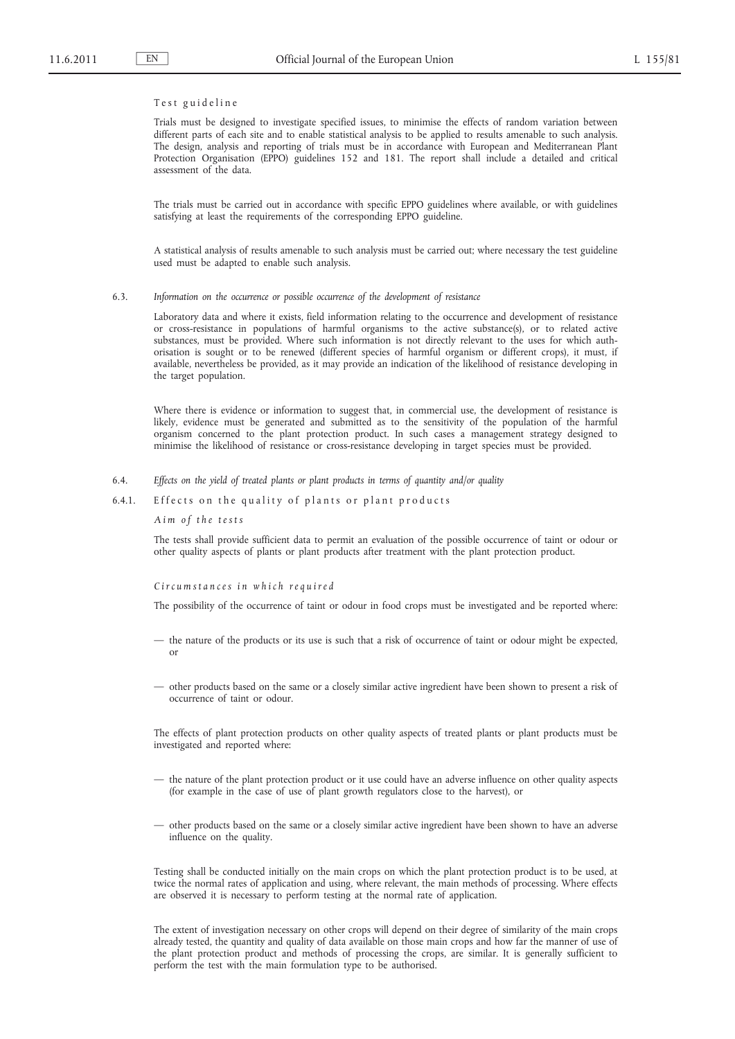*Test guideline*

Trials must be designed to investigate specified issues, to minimise the effects of random variation between different parts of each site and to enable statistical analysis to be applied to results amenable to such analysis. The design, analysis and reporting of trials must be in accordance with European and Mediterranean Plant Protection Organisation (EPPO) guidelines 152 and 181. The report shall include a detailed and critical assessment of the data.

The trials must be carried out in accordance with specific EPPO guidelines where available, or with guidelines satisfying at least the requirements of the corresponding EPPO guideline.

A statistical analysis of results amenable to such analysis must be carried out; where necessary the test guideline used must be adapted to enable such analysis.

### 6.3. *Information on the occurrence or possible occurrence of the development of resistance*

Laboratory data and where it exists, field information relating to the occurrence and development of resistance or cross-resistance in populations of harmful organisms to the active substance(s), or to related active substances, must be provided. Where such information is not directly relevant to the uses for which authorisation is sought or to be renewed (different species of harmful organism or different crops), it must, if available, nevertheless be provided, as it may provide an indication of the likelihood of resistance developing in the target population.

Where there is evidence or information to suggest that, in commercial use, the development of resistance is likely, evidence must be generated and submitted as to the sensitivity of the population of the harmful organism concerned to the plant protection product. In such cases a management strategy designed to minimise the likelihood of resistance or cross-resistance developing in target species must be provided.

### 6.4. *Effects on the yield of treated plants or plant products in terms of quantity and/or quality*

#### 6.4.1. Effects on the quality of plants or plant products

*Aim of the tests*

The tests shall provide sufficient data to permit an evaluation of the possible occurrence of taint or odour or other quality aspects of plants or plant products after treatment with the plant protection product.

*Circumstances in which required*

The possibility of the occurrence of taint or odour in food crops must be investigated and be reported where:

- the nature of the products or its use is such that a risk of occurrence of taint or odour might be expected, or
- other products based on the same or a closely similar active ingredient have been shown to present a risk of occurrence of taint or odour.

The effects of plant protection products on other quality aspects of treated plants or plant products must be investigated and reported where:

- the nature of the plant protection product or it use could have an adverse influence on other quality aspects (for example in the case of use of plant growth regulators close to the harvest), or
- other products based on the same or a closely similar active ingredient have been shown to have an adverse influence on the quality.

Testing shall be conducted initially on the main crops on which the plant protection product is to be used, at twice the normal rates of application and using, where relevant, the main methods of processing. Where effects are observed it is necessary to perform testing at the normal rate of application.

The extent of investigation necessary on other crops will depend on their degree of similarity of the main crops already tested, the quantity and quality of data available on those main crops and how far the manner of use of the plant protection product and methods of processing the crops, are similar. It is generally sufficient to perform the test with the main formulation type to be authorised.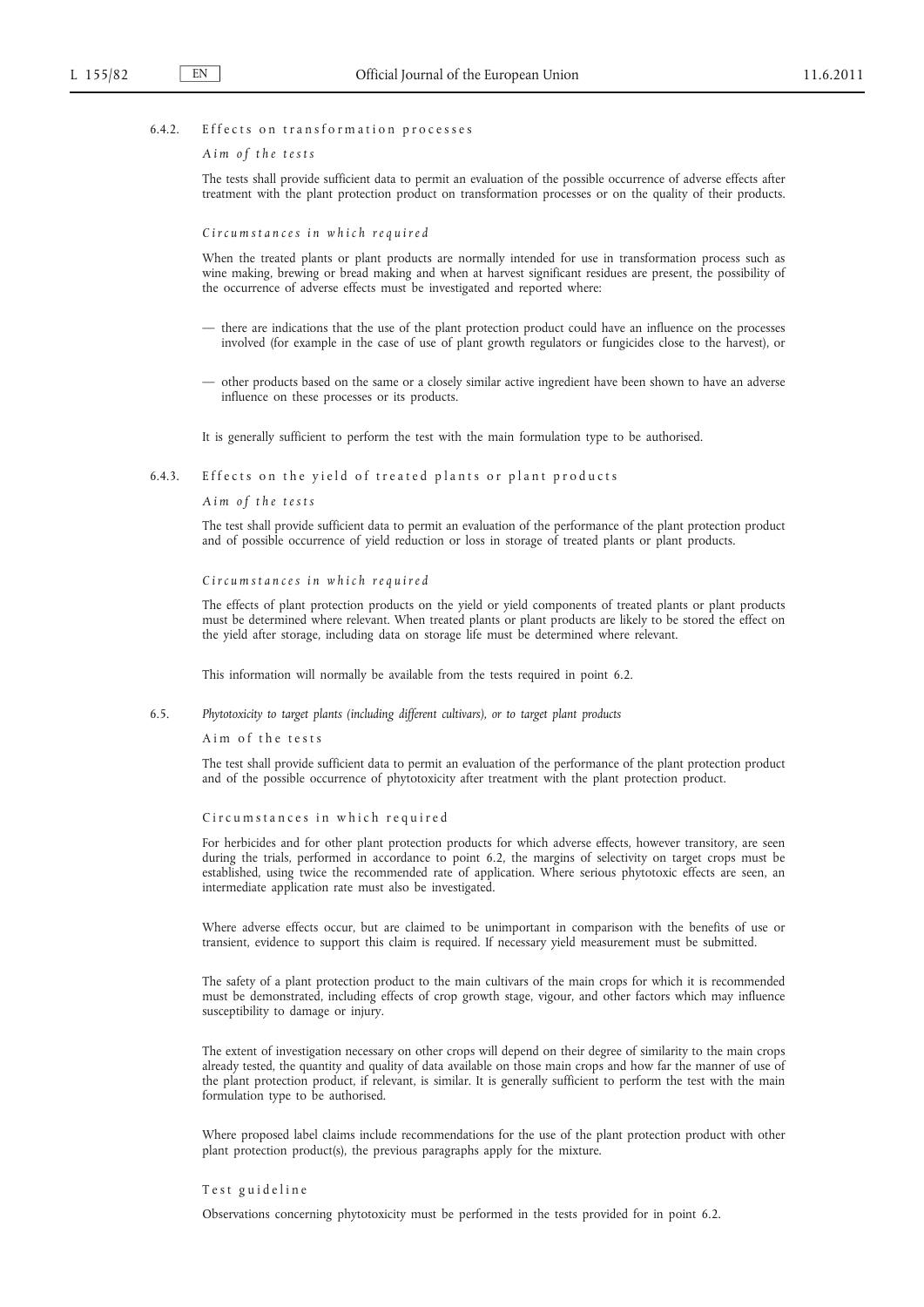#### 6.4.2. Effects on transformation processes

*Aim of the tests*

The tests shall provide sufficient data to permit an evaluation of the possible occurrence of adverse effects after treatment with the plant protection product on transformation processes or on the quality of their products.

*Circumstances in which required*

When the treated plants or plant products are normally intended for use in transformation process such as wine making, brewing or bread making and when at harvest significant residues are present, the possibility of the occurrence of adverse effects must be investigated and reported where:

— there are indications that the use of the plant protection product could have an influence on the processes involved (for example in the case of use of plant growth regulators or fungicides close to the harvest), or

— other products based on the same or a closely similar active ingredient have been shown to have an adverse influence on these processes or its products.

It is generally sufficient to perform the test with the main formulation type to be authorised.

#### 6.4.3. Effects on the yield of treated plants or plant products

*Aim of the tests*

The test shall provide sufficient data to permit an evaluation of the performance of the plant protection product and of possible occurrence of yield reduction or loss in storage of treated plants or plant products.

*Circumstances in which required*

The effects of plant protection products on the yield or yield components of treated plants or plant products must be determined where relevant. When treated plants or plant products are likely to be stored the effect on the yield after storage, including data on storage life must be determined where relevant.

This information will normally be available from the tests required in point 6.2.

### 6.5. *Phytotoxicity to target plants (including different cultivars), or to target plant products*

Aim of the tests

The test shall provide sufficient data to permit an evaluation of the performance of the plant protection product and of the possible occurrence of phytotoxicity after treatment with the plant protection product.

Circumstances in which required

For herbicides and for other plant protection products for which adverse effects, however transitory, are seen during the trials, performed in accordance to point 6.2, the margins of selectivity on target crops must be established, using twice the recommended rate of application. Where serious phytotoxic effects are seen, an intermediate application rate must also be investigated.

Where adverse effects occur, but are claimed to be unimportant in comparison with the benefits of use or transient, evidence to support this claim is required. If necessary yield measurement must be submitted.

The safety of a plant protection product to the main cultivars of the main crops for which it is recommended must be demonstrated, including effects of crop growth stage, vigour, and other factors which may influence susceptibility to damage or injury.

The extent of investigation necessary on other crops will depend on their degree of similarity to the main crops already tested, the quantity and quality of data available on those main crops and how far the manner of use of the plant protection product, if relevant, is similar. It is generally sufficient to perform the test with the main formulation type to be authorised.

Where proposed label claims include recommendations for the use of the plant protection product with other plant protection product(s), the previous paragraphs apply for the mixture.

Test guideline

Observations concerning phytotoxicity must be performed in the tests provided for in point 6.2.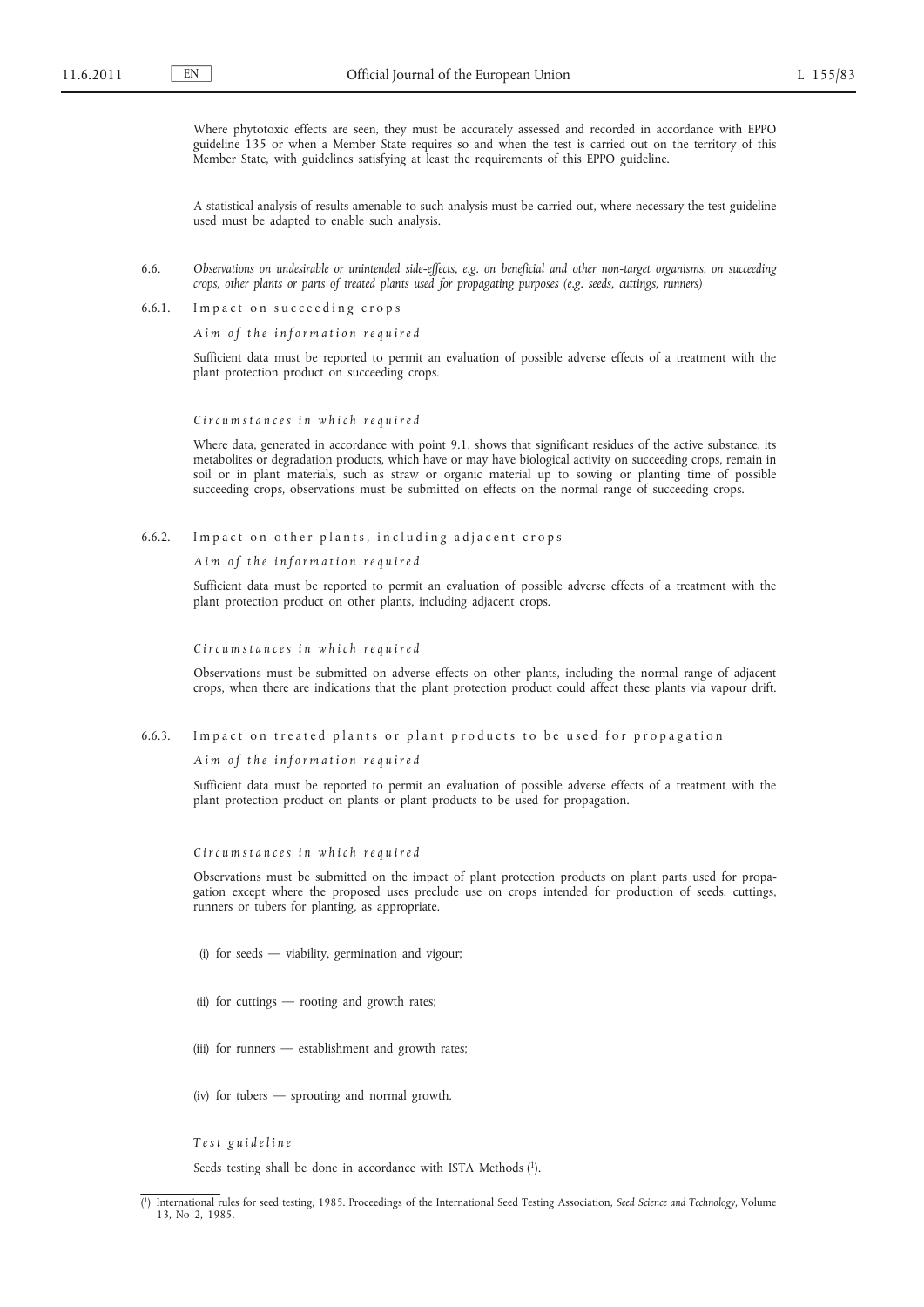Where phytotoxic effects are seen, they must be accurately assessed and recorded in accordance with EPPO guideline 135 or when a Member State requires so and when the test is carried out on the territory of this Member State, with guidelines satisfying at least the requirements of this EPPO guideline.

A statistical analysis of results amenable to such analysis must be carried out, where necessary the test guideline used must be adapted to enable such analysis.

6.6. *Observations on undesirable or unintended side-effects, e.g. on beneficial and other non-target organisms, on succeeding crops, other plants or parts of treated plants used for propagating purposes (e.g. seeds, cuttings, runners)*

6.6.1. Impact on succeeding crops

*Aim of the information required*

Sufficient data must be reported to permit an evaluation of possible adverse effects of a treatment with the plant protection product on succeeding crops.

*Circumstances in which required*

Where data, generated in accordance with point 9.1, shows that significant residues of the active substance, its metabolites or degradation products, which have or may have biological activity on succeeding crops, remain in soil or in plant materials, such as straw or organic material up to sowing or planting time of possible succeeding crops, observations must be submitted on effects on the normal range of succeeding crops.

6.6.2. Impact on other plants, including adjacent crops

*Aim of the information required*

Sufficient data must be reported to permit an evaluation of possible adverse effects of a treatment with the plant protection product on other plants, including adjacent crops.

*Circumstances in which required*

Observations must be submitted on adverse effects on other plants, including the normal range of adjacent crops, when there are indications that the plant protection product could affect these plants via vapour drift.

6.6.3. Impact on treated plants or plant products to be used for propagation

*Aim of the information required*

Sufficient data must be reported to permit an evaluation of possible adverse effects of a treatment with the plant protection product on plants or plant products to be used for propagation.

*Circumstances in which required*

Observations must be submitted on the impact of plant protection products on plant parts used for propagation except where the proposed uses preclude use on crops intended for production of seeds, cuttings, runners or tubers for planting, as appropriate.

(i) for seeds — viability, germination and vigour;

(ii) for cuttings — rooting and growth rates;

(iii) for runners — establishment and growth rates;

(iv) for tubers — sprouting and normal growth.

*Test guideline*

Seeds testing shall be done in accordance with ISTA Methods [1].

---

[1] International rules for seed testing, 1985. Proceedings of the International Seed Testing Association, *Seed Science and Technology*, Volume 13, No 2, 1985.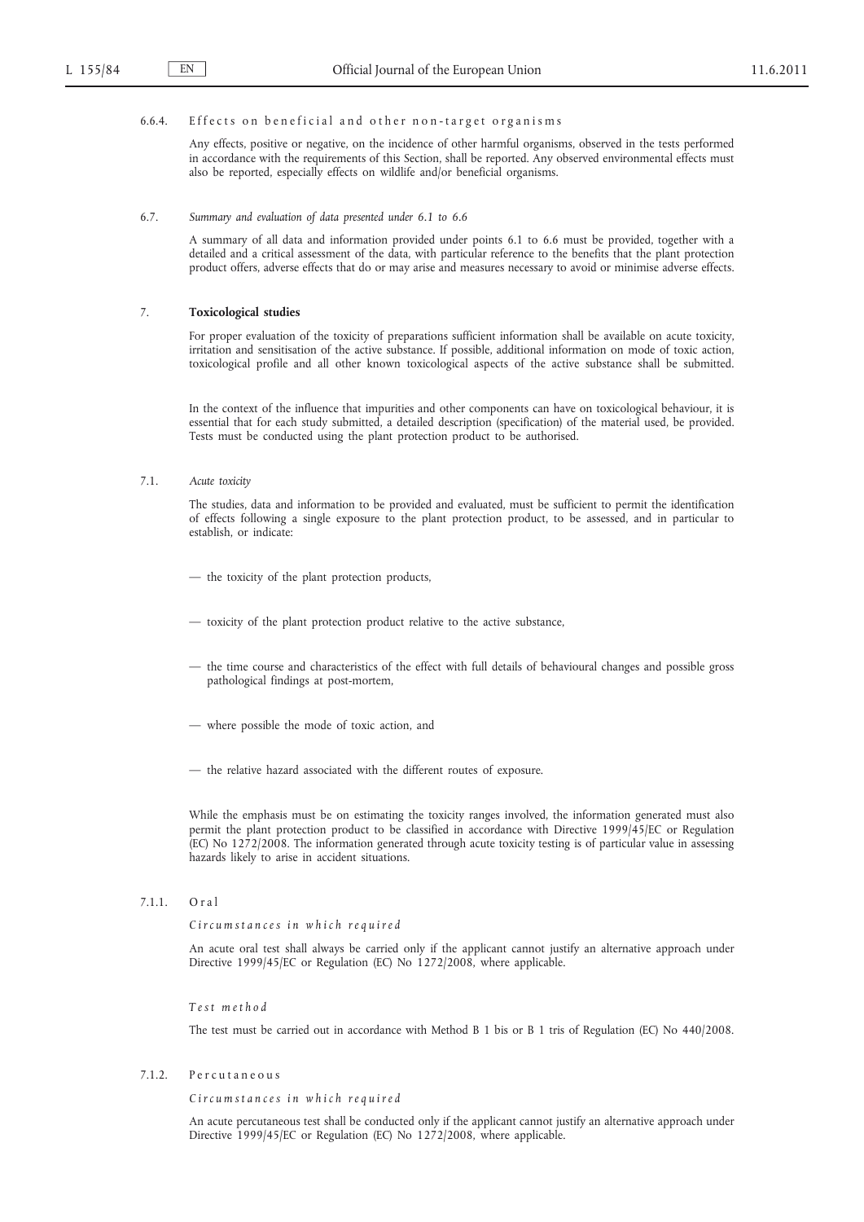#### 6.6.4. Effects on beneficial and other non-target organisms

Any effects, positive or negative, on the incidence of other harmful organisms, observed in the tests performed in accordance with the requirements of this Section, shall be reported. Any observed environmental effects must also be reported, especially effects on wildlife and/or beneficial organisms.

### 6.7. *Summary and evaluation of data presented under 6.1 to 6.6*

A summary of all data and information provided under points 6.1 to 6.6 must be provided, together with a detailed and a critical assessment of the data, with particular reference to the benefits that the plant protection product offers, adverse effects that do or may arise and measures necessary to avoid or minimise adverse effects.

## 7. **Toxicological studies**

For proper evaluation of the toxicity of preparations sufficient information shall be available on acute toxicity, irritation and sensitisation of the active substance. If possible, additional information on mode of toxic action, toxicological profile and all other known toxicological aspects of the active substance shall be submitted.

In the context of the influence that impurities and other components can have on toxicological behaviour, it is essential that for each study submitted, a detailed description (specification) of the material used, be provided. Tests must be conducted using the plant protection product to be authorised.

### 7.1. *Acute toxicity*

The studies, data and information to be provided and evaluated, must be sufficient to permit the identification of effects following a single exposure to the plant protection product, to be assessed, and in particular to establish, or indicate:

- the toxicity of the plant protection products,
- toxicity of the plant protection product relative to the active substance,
- the time course and characteristics of the effect with full details of behavioural changes and possible gross pathological findings at post-mortem,
- where possible the mode of toxic action, and
- the relative hazard associated with the different routes of exposure.

While the emphasis must be on estimating the toxicity ranges involved, the information generated must also permit the plant protection product to be classified in accordance with Directive 1999/45/EC or Regulation (EC) No 1272/2008. The information generated through acute toxicity testing is of particular value in assessing hazards likely to arise in accident situations.

#### 7.1.1. Oral

*Circumstances in which required*

An acute oral test shall always be carried only if the applicant cannot justify an alternative approach under Directive 1999/45/EC or Regulation (EC) No 1272/2008, where applicable.

*Test method*

The test must be carried out in accordance with Method B 1 bis or B 1 tris of Regulation (EC) No 440/2008.

#### 7.1.2. Percutaneous

*Circumstances in which required*

An acute percutaneous test shall be conducted only if the applicant cannot justify an alternative approach under Directive 1999/45/EC or Regulation (EC) No 1272/2008, where applicable.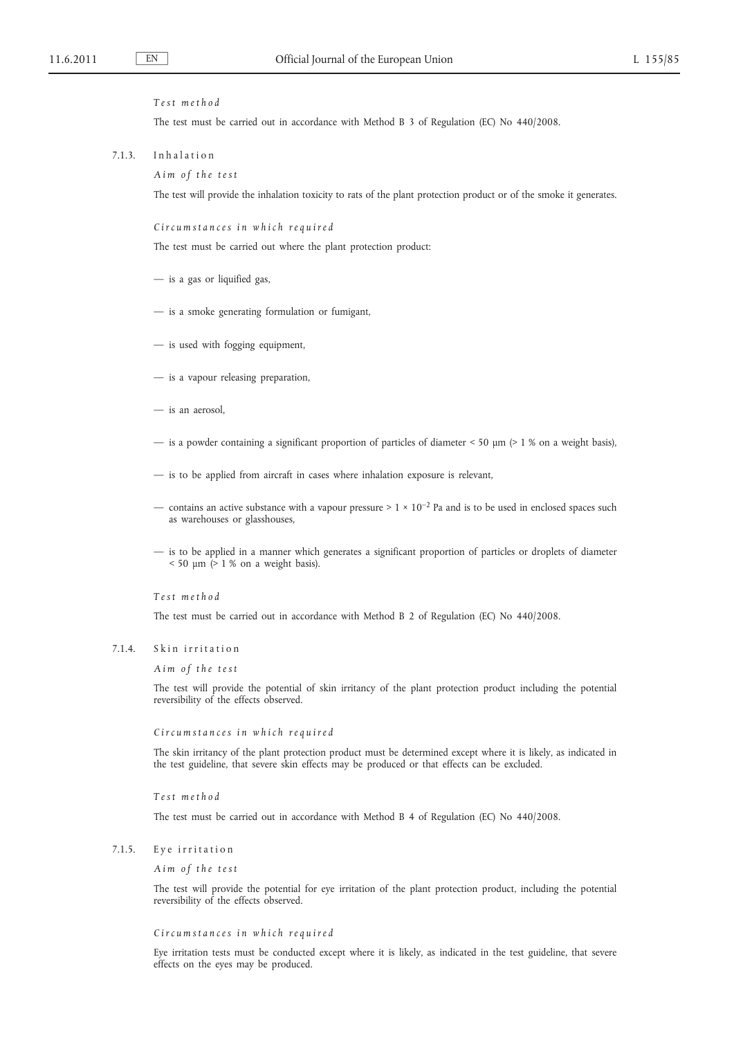*Test method*

The test must be carried out in accordance with Method B 3 of Regulation (EC) No 440/2008.

7.1.3. Inhalation

*Aim of the test*

The test will provide the inhalation toxicity to rats of the plant protection product or of the smoke it generates.

*Circumstances in which required*

The test must be carried out where the plant protection product:

— is a gas or liquified gas,

— is a smoke generating formulation or fumigant,

— is used with fogging equipment,

— is a vapour releasing preparation,

— is an aerosol,

— is a powder containing a significant proportion of particles of diameter < 50 μm (> 1 % on a weight basis),

— is to be applied from aircraft in cases where inhalation exposure is relevant,

— contains an active substance with a vapour pressure $> 1 \times 10^{-2}$ Pa and is to be used in enclosed spaces such as warehouses or glasshouses,

— is to be applied in a manner which generates a significant proportion of particles or droplets of diameter < 50 μm (> 1 % on a weight basis).

*Test method*

The test must be carried out in accordance with Method B 2 of Regulation (EC) No 440/2008.

7.1.4. Skin irritation

*Aim of the test*

The test will provide the potential of skin irritancy of the plant protection product including the potential reversibility of the effects observed.

*Circumstances in which required*

The skin irritancy of the plant protection product must be determined except where it is likely, as indicated in the test guideline, that severe skin effects may be produced or that effects can be excluded.

*Test method*

The test must be carried out in accordance with Method B 4 of Regulation (EC) No 440/2008.

7.1.5. Eye irritation

*Aim of the test*

The test will provide the potential for eye irritation of the plant protection product, including the potential reversibility of the effects observed.

*Circumstances in which required*

Eye irritation tests must be conducted except where it is likely, as indicated in the test guideline, that severe effects on the eyes may be produced.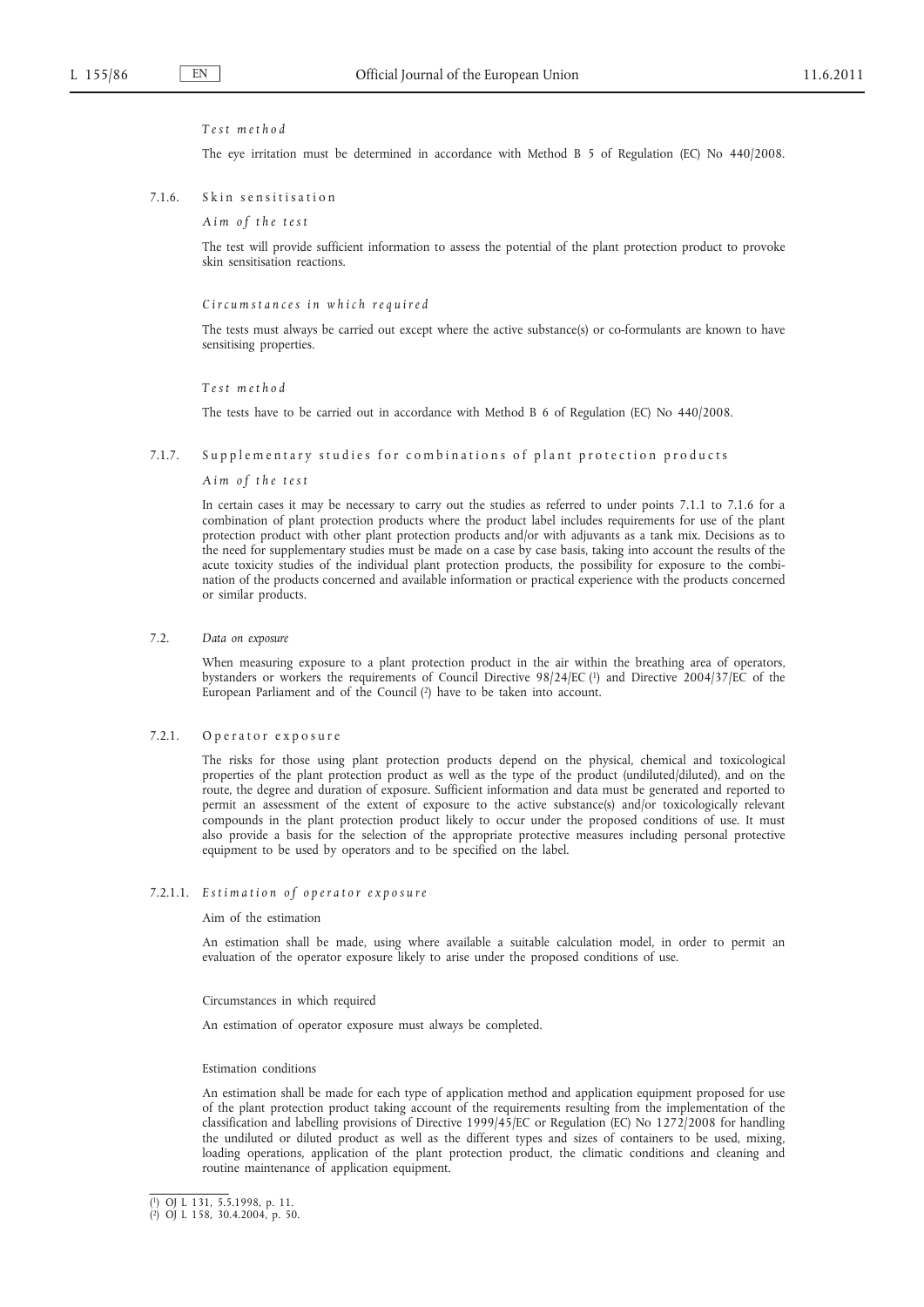*Test method*

The eye irritation must be determined in accordance with Method B 5 of Regulation (EC) No 440/2008.

7.1.6. Skin sensitisation

*Aim of the test*

The test will provide sufficient information to assess the potential of the plant protection product to provoke skin sensitisation reactions.

*Circumstances in which required*

The tests must always be carried out except where the active substance(s) or co-formulants are known to have sensitising properties.

*Test method*

The tests have to be carried out in accordance with Method B 6 of Regulation (EC) No 440/2008.

7.1.7. Supplementary studies for combinations of plant protection products

*Aim of the test*

In certain cases it may be necessary to carry out the studies as referred to under points 7.1.1 to 7.1.6 for a combination of plant protection products where the product label includes requirements for use of the plant protection product with other plant protection products and/or with adjuvants as a tank mix. Decisions as to the need for supplementary studies must be made on a case by case basis, taking into account the results of the acute toxicity studies of the individual plant protection products, the possibility for exposure to the combination of the products concerned and available information or practical experience with the products concerned or similar products.

7.2. *Data on exposure*

When measuring exposure to a plant protection product in the air within the breathing area of operators, bystanders or workers the requirements of Council Directive 98/24/EC [1] and Directive 2004/37/EC of the European Parliament and of the Council [2] have to be taken into account.

7.2.1. Operator exposure

The risks for those using plant protection products depend on the physical, chemical and toxicological properties of the plant protection product as well as the type of the product (undiluted/diluted), and on the route, the degree and duration of exposure. Sufficient information and data must be generated and reported to permit an assessment of the extent of exposure to the active substance(s) and/or toxicologically relevant compounds in the plant protection product likely to occur under the proposed conditions of use. It must also provide a basis for the selection of the appropriate protective measures including personal protective equipment to be used by operators and to be specified on the label.

7.2.1.1. *Estimation of operator exposure*

Aim of the estimation

An estimation shall be made, using where available a suitable calculation model, in order to permit an evaluation of the operator exposure likely to arise under the proposed conditions of use.

Circumstances in which required

An estimation of operator exposure must always be completed.

Estimation conditions

An estimation shall be made for each type of application method and application equipment proposed for use of the plant protection product taking account of the requirements resulting from the implementation of the classification and labelling provisions of Directive 1999/45/EC or Regulation (EC) No 1272/2008 for handling the undiluted or diluted product as well as the different types and sizes of containers to be used, mixing, loading operations, application of the plant protection product, the climatic conditions and cleaning and routine maintenance of application equipment.

---

[1] OJ L 131, 5.5.1998, p. 11.

[2] OJ L 158, 30.4.2004, p. 50.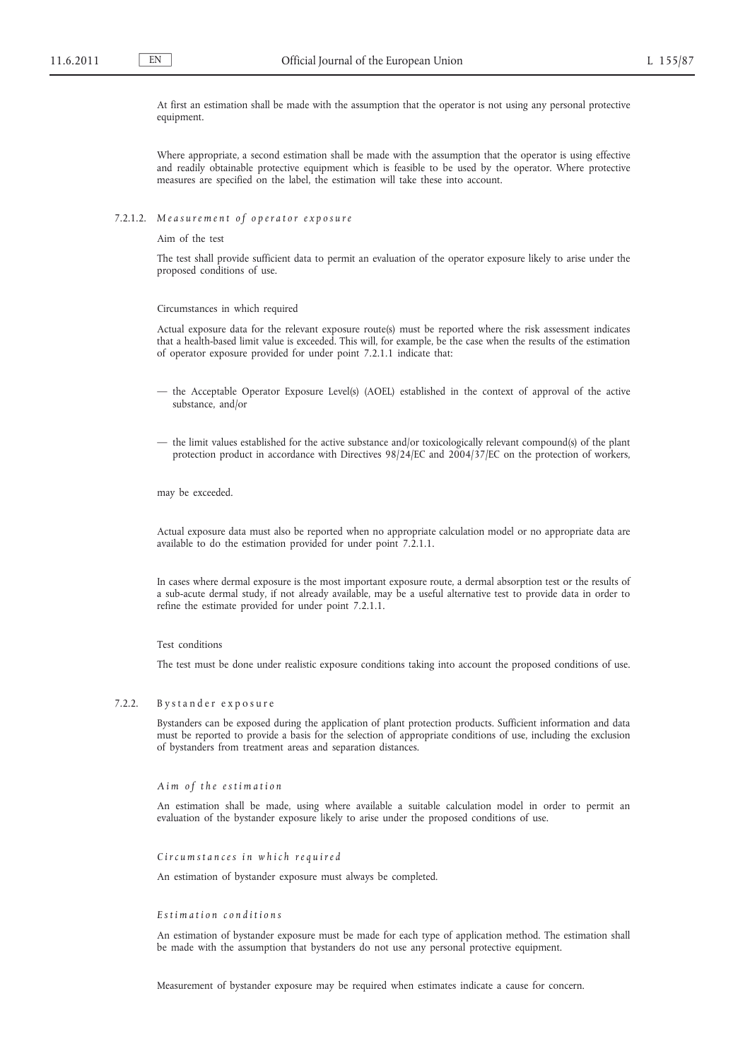At first an estimation shall be made with the assumption that the operator is not using any personal protective equipment.

Where appropriate, a second estimation shall be made with the assumption that the operator is using effective and readily obtainable protective equipment which is feasible to be used by the operator. Where protective measures are specified on the label, the estimation will take these into account.

7.2.1.2. *Measurement of operator exposure*

Aim of the test

The test shall provide sufficient data to permit an evaluation of the operator exposure likely to arise under the proposed conditions of use.

Circumstances in which required

Actual exposure data for the relevant exposure route(s) must be reported where the risk assessment indicates that a health-based limit value is exceeded. This will, for example, be the case when the results of the estimation of operator exposure provided for under point 7.2.1.1 indicate that:

— the Acceptable Operator Exposure Level(s) (AOEL) established in the context of approval of the active substance, and/or

— the limit values established for the active substance and/or toxicologically relevant compound(s) of the plant protection product in accordance with Directives 98/24/EC and 2004/37/EC on the protection of workers,

may be exceeded.

Actual exposure data must also be reported when no appropriate calculation model or no appropriate data are available to do the estimation provided for under point 7.2.1.1.

In cases where dermal exposure is the most important exposure route, a dermal absorption test or the results of a sub-acute dermal study, if not already available, may be a useful alternative test to provide data in order to refine the estimate provided for under point 7.2.1.1.

Test conditions

The test must be done under realistic exposure conditions taking into account the proposed conditions of use.

7.2.2. Bystander exposure

Bystanders can be exposed during the application of plant protection products. Sufficient information and data must be reported to provide a basis for the selection of appropriate conditions of use, including the exclusion of bystanders from treatment areas and separation distances.

*Aim of the estimation*

An estimation shall be made, using where available a suitable calculation model in order to permit an evaluation of the bystander exposure likely to arise under the proposed conditions of use.

*Circumstances in which required*

An estimation of bystander exposure must always be completed.

*Estimation conditions*

An estimation of bystander exposure must be made for each type of application method. The estimation shall be made with the assumption that bystanders do not use any personal protective equipment.

Measurement of bystander exposure may be required when estimates indicate a cause for concern.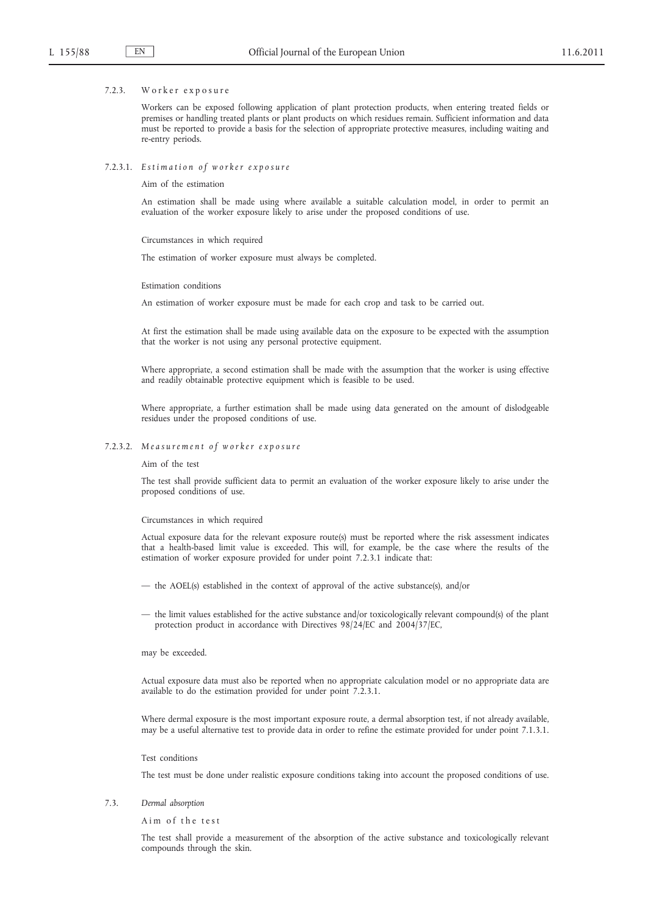#### 7.2.3. Worker exposure

Workers can be exposed following application of plant protection products, when entering treated fields or premises or handling treated plants or plant products on which residues remain. Sufficient information and data must be reported to provide a basis for the selection of appropriate protective measures, including waiting and re-entry periods.

##### 7.2.3.1. *Estimation of worker exposure*

Aim of the estimation

An estimation shall be made using where available a suitable calculation model, in order to permit an evaluation of the worker exposure likely to arise under the proposed conditions of use.

Circumstances in which required

The estimation of worker exposure must always be completed.

Estimation conditions

An estimation of worker exposure must be made for each crop and task to be carried out.

At first the estimation shall be made using available data on the exposure to be expected with the assumption that the worker is not using any personal protective equipment.

Where appropriate, a second estimation shall be made with the assumption that the worker is using effective and readily obtainable protective equipment which is feasible to be used.

Where appropriate, a further estimation shall be made using data generated on the amount of dislodgeable residues under the proposed conditions of use.

##### 7.2.3.2. *Measurement of worker exposure*

Aim of the test

The test shall provide sufficient data to permit an evaluation of the worker exposure likely to arise under the proposed conditions of use.

Circumstances in which required

Actual exposure data for the relevant exposure route(s) must be reported where the risk assessment indicates that a health-based limit value is exceeded. This will, for example, be the case where the results of the estimation of worker exposure provided for under point 7.2.3.1 indicate that:

- the AOEL(s) established in the context of approval of the active substance(s), and/or
- the limit values established for the active substance and/or toxicologically relevant compound(s) of the plant protection product in accordance with Directives 98/24/EC and 2004/37/EC,

may be exceeded.

Actual exposure data must also be reported when no appropriate calculation model or no appropriate data are available to do the estimation provided for under point 7.2.3.1.

Where dermal exposure is the most important exposure route, a dermal absorption test, if not already available, may be a useful alternative test to provide data in order to refine the estimate provided for under point 7.1.3.1.

Test conditions

The test must be done under realistic exposure conditions taking into account the proposed conditions of use.

### 7.3. *Dermal absorption*

Aim of the test

The test shall provide a measurement of the absorption of the active substance and toxicologically relevant compounds through the skin.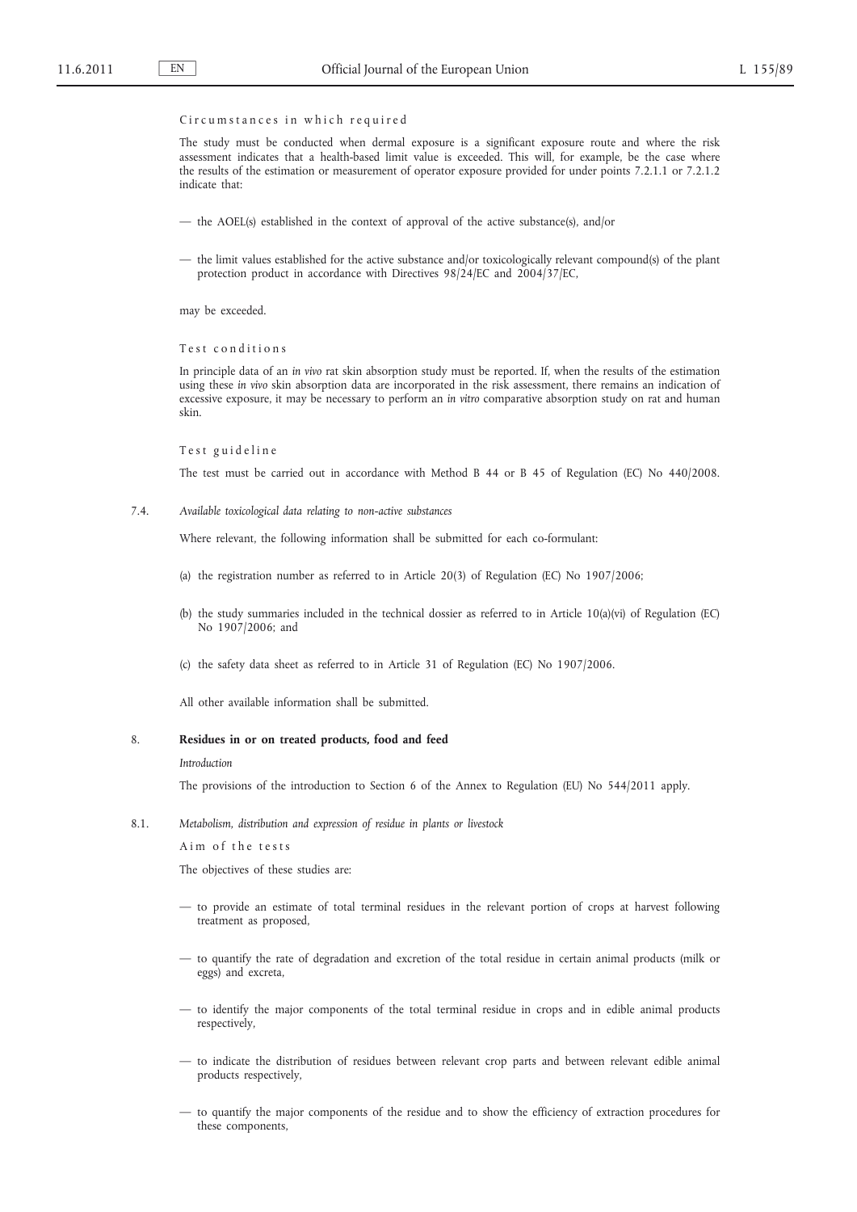Circumstances in which required

The study must be conducted when dermal exposure is a significant exposure route and where the risk assessment indicates that a health-based limit value is exceeded. This will, for example, be the case where the results of the estimation or measurement of operator exposure provided for under points 7.2.1.1 or 7.2.1.2 indicate that:

— the AOEL(s) established in the context of approval of the active substance(s), and/or

— the limit values established for the active substance and/or toxicologically relevant compound(s) of the plant protection product in accordance with Directives 98/24/EC and 2004/37/EC,

may be exceeded.

Test conditions

In principle data of an *in vivo* rat skin absorption study must be reported. If, when the results of the estimation using these *in vivo* skin absorption data are incorporated in the risk assessment, there remains an indication of excessive exposure, it may be necessary to perform an *in vitro* comparative absorption study on rat and human skin.

Test guideline

The test must be carried out in accordance with Method B 44 or B 45 of Regulation (EC) No 440/2008.

7.4. *Available toxicological data relating to non-active substances*

Where relevant, the following information shall be submitted for each co-formulant:

(a) the registration number as referred to in Article 20(3) of Regulation (EC) No 1907/2006;

(b) the study summaries included in the technical dossier as referred to in Article 10(a)(vi) of Regulation (EC) No 1907/2006; and

(c) the safety data sheet as referred to in Article 31 of Regulation (EC) No 1907/2006.

All other available information shall be submitted.

## 8. Residues in or on treated products, food and feed

*Introduction*

The provisions of the introduction to Section 6 of the Annex to Regulation (EU) No 544/2011 apply.

8.1. *Metabolism, distribution and expression of residue in plants or livestock*

Aim of the tests

The objectives of these studies are:

— to provide an estimate of total terminal residues in the relevant portion of crops at harvest following treatment as proposed,

— to quantify the rate of degradation and excretion of the total residue in certain animal products (milk or eggs) and excreta,

— to identify the major components of the total terminal residue in crops and in edible animal products respectively,

— to indicate the distribution of residues between relevant crop parts and between relevant edible animal products respectively,

— to quantify the major components of the residue and to show the efficiency of extraction procedures for these components,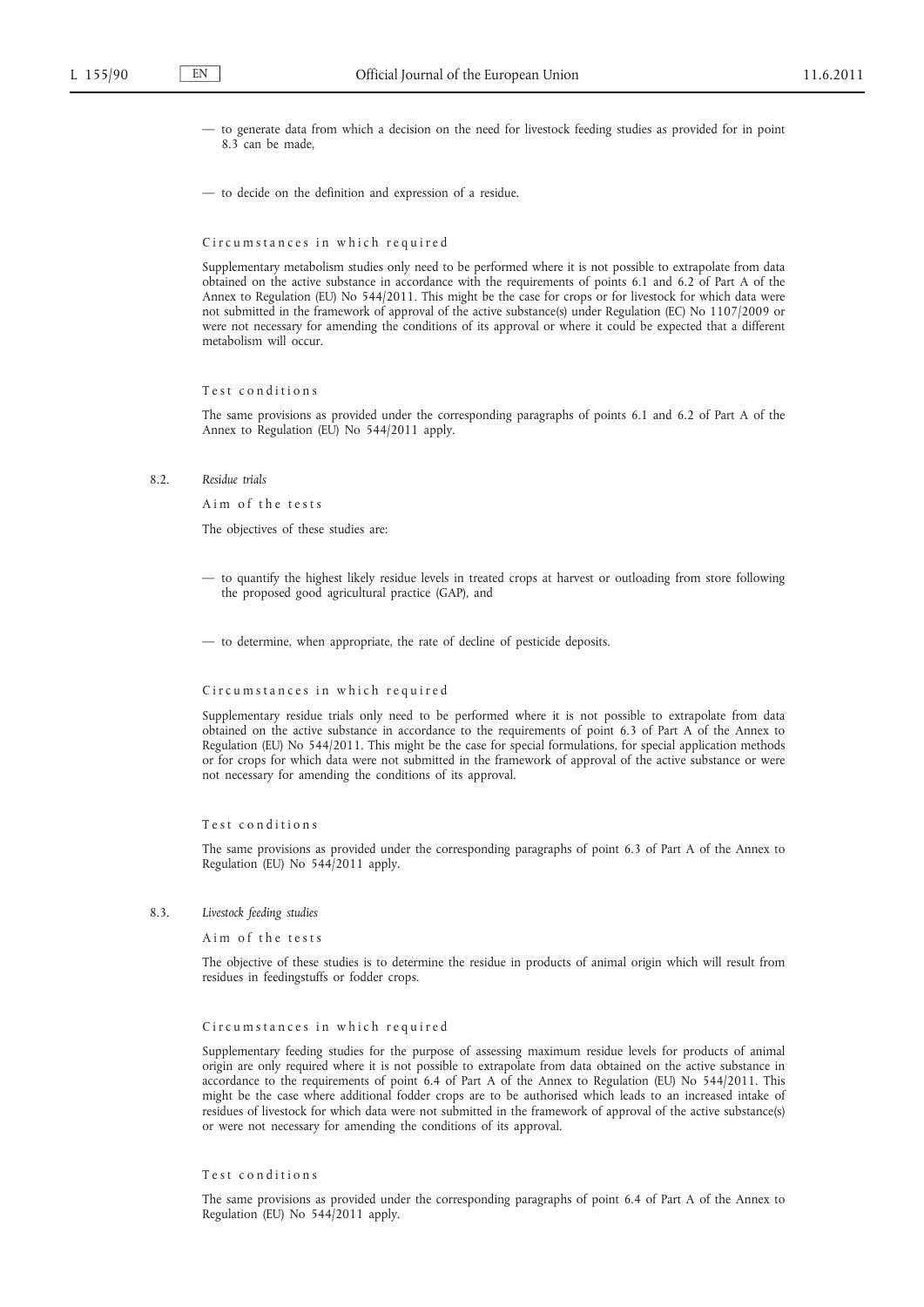— to generate data from which a decision on the need for livestock feeding studies as provided for in point 8.3 can be made,

— to decide on the definition and expression of a residue.

Circumstances in which required

Supplementary metabolism studies only need to be performed where it is not possible to extrapolate from data obtained on the active substance in accordance with the requirements of points 6.1 and 6.2 of Part A of the Annex to Regulation (EU) No 544/2011. This might be the case for crops or for livestock for which data were not submitted in the framework of approval of the active substance(s) under Regulation (EC) No 1107/2009 or were not necessary for amending the conditions of its approval or where it could be expected that a different metabolism will occur.

Test conditions

The same provisions as provided under the corresponding paragraphs of points 6.1 and 6.2 of Part A of the Annex to Regulation (EU) No 544/2011 apply.

8.2. *Residue trials*

Aim of the tests

The objectives of these studies are:

— to quantify the highest likely residue levels in treated crops at harvest or outloading from store following the proposed good agricultural practice (GAP), and

— to determine, when appropriate, the rate of decline of pesticide deposits.

Circumstances in which required

Supplementary residue trials only need to be performed where it is not possible to extrapolate from data obtained on the active substance in accordance to the requirements of point 6.3 of Part A of the Annex to Regulation (EU) No 544/2011. This might be the case for special formulations, for special application methods or for crops for which data were not submitted in the framework of approval of the active substance or were not necessary for amending the conditions of its approval.

Test conditions

The same provisions as provided under the corresponding paragraphs of point 6.3 of Part A of the Annex to Regulation (EU) No 544/2011 apply.

8.3. *Livestock feeding studies*

Aim of the tests

The objective of these studies is to determine the residue in products of animal origin which will result from residues in feedingstuffs or fodder crops.

Circumstances in which required

Supplementary feeding studies for the purpose of assessing maximum residue levels for products of animal origin are only required where it is not possible to extrapolate from data obtained on the active substance in accordance to the requirements of point 6.4 of Part A of the Annex to Regulation (EU) No 544/2011. This might be the case where additional fodder crops are to be authorised which leads to an increased intake of residues of livestock for which data were not submitted in the framework of approval of the active substance(s) or were not necessary for amending the conditions of its approval.

Test conditions

The same provisions as provided under the corresponding paragraphs of point 6.4 of Part A of the Annex to Regulation (EU) No 544/2011 apply.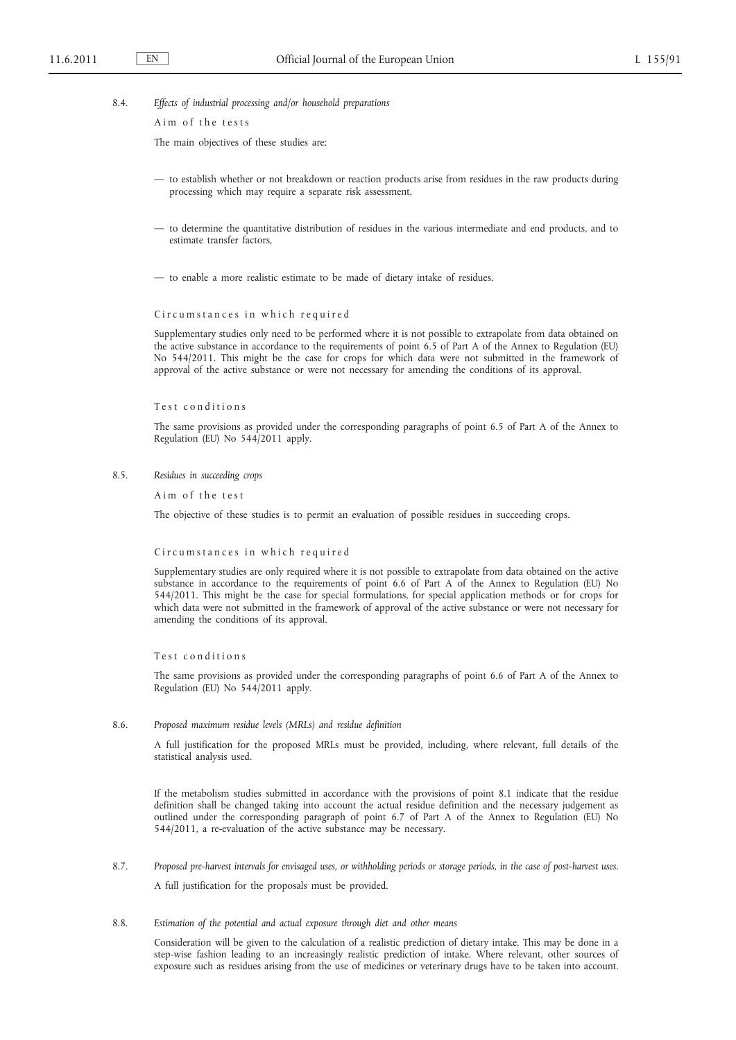### 8.4. *Effects of industrial processing and/or household preparations*

Aim of the tests

The main objectives of these studies are:

- to establish whether or not breakdown or reaction products arise from residues in the raw products during processing which may require a separate risk assessment,
- to determine the quantitative distribution of residues in the various intermediate and end products, and to estimate transfer factors,
- to enable a more realistic estimate to be made of dietary intake of residues.

Circumstances in which required

Supplementary studies only need to be performed where it is not possible to extrapolate from data obtained on the active substance in accordance to the requirements of point 6.5 of Part A of the Annex to Regulation (EU) No 544/2011. This might be the case for crops for which data were not submitted in the framework of approval of the active substance or were not necessary for amending the conditions of its approval.

Test conditions

The same provisions as provided under the corresponding paragraphs of point 6.5 of Part A of the Annex to Regulation (EU) No 544/2011 apply.

### 8.5. *Residues in succeeding crops*

Aim of the test

The objective of these studies is to permit an evaluation of possible residues in succeeding crops.

Circumstances in which required

Supplementary studies are only required where it is not possible to extrapolate from data obtained on the active substance in accordance to the requirements of point 6.6 of Part A of the Annex to Regulation (EU) No 544/2011. This might be the case for special formulations, for special application methods or for crops for which data were not submitted in the framework of approval of the active substance or were not necessary for amending the conditions of its approval.

Test conditions

The same provisions as provided under the corresponding paragraphs of point 6.6 of Part A of the Annex to Regulation (EU) No 544/2011 apply.

### 8.6. *Proposed maximum residue levels (MRLs) and residue definition*

A full justification for the proposed MRLs must be provided, including, where relevant, full details of the statistical analysis used.

If the metabolism studies submitted in accordance with the provisions of point 8.1 indicate that the residue definition shall be changed taking into account the actual residue definition and the necessary judgement as outlined under the corresponding paragraph of point 6.7 of Part A of the Annex to Regulation (EU) No 544/2011, a re-evaluation of the active substance may be necessary.

### 8.7. *Proposed pre-harvest intervals for envisaged uses, or withholding periods or storage periods, in the case of post-harvest uses.*

A full justification for the proposals must be provided.

### 8.8. *Estimation of the potential and actual exposure through diet and other means*

Consideration will be given to the calculation of a realistic prediction of dietary intake. This may be done in a step-wise fashion leading to an increasingly realistic prediction of intake. Where relevant, other sources of exposure such as residues arising from the use of medicines or veterinary drugs have to be taken into account.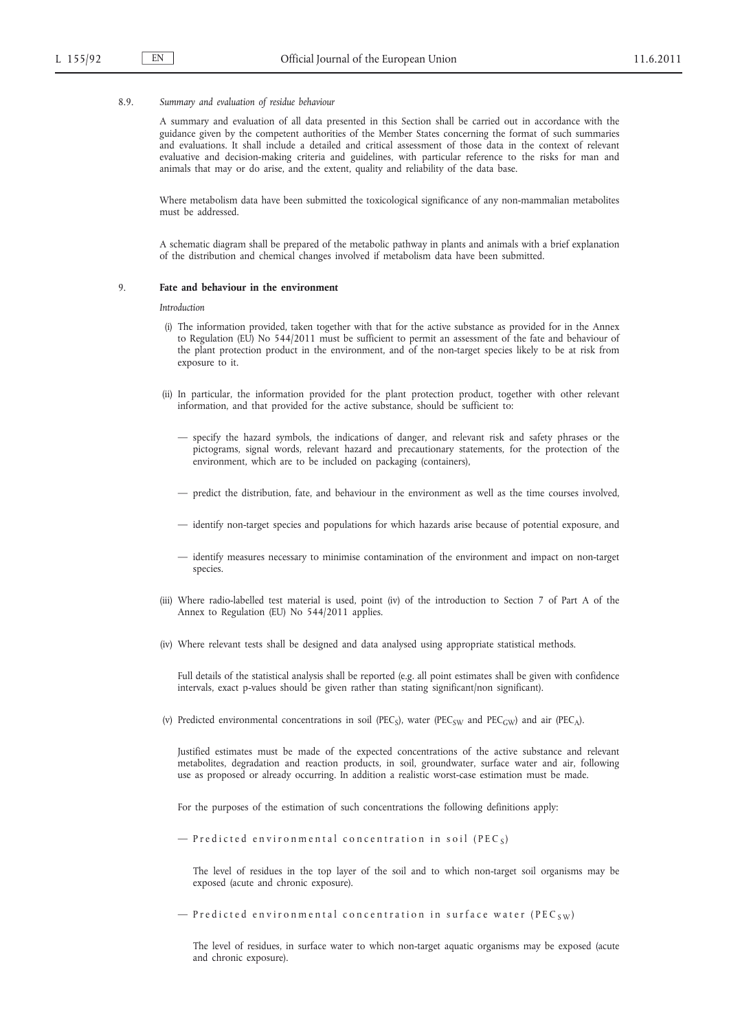8.9. *Summary and evaluation of residue behaviour*

A summary and evaluation of all data presented in this Section shall be carried out in accordance with the guidance given by the competent authorities of the Member States concerning the format of such summaries and evaluations. It shall include a detailed and critical assessment of those data in the context of relevant evaluative and decision-making criteria and guidelines, with particular reference to the risks for man and animals that may or do arise, and the extent, quality and reliability of the data base.

Where metabolism data have been submitted the toxicological significance of any non-mammalian metabolites must be addressed.

A schematic diagram shall be prepared of the metabolic pathway in plants and animals with a brief explanation of the distribution and chemical changes involved if metabolism data have been submitted.

## 9. **Fate and behaviour in the environment**

*Introduction*

(i) The information provided, taken together with that for the active substance as provided for in the Annex to Regulation (EU) No 544/2011 must be sufficient to permit an assessment of the fate and behaviour of the plant protection product in the environment, and of the non-target species likely to be at risk from exposure to it.

(ii) In particular, the information provided for the plant protection product, together with other relevant information, and that provided for the active substance, should be sufficient to:

- specify the hazard symbols, the indications of danger, and relevant risk and safety phrases or the pictograms, signal words, relevant hazard and precautionary statements, for the protection of the environment, which are to be included on packaging (containers),
- predict the distribution, fate, and behaviour in the environment as well as the time courses involved,
- identify non-target species and populations for which hazards arise because of potential exposure, and
- identify measures necessary to minimise contamination of the environment and impact on non-target species.

(iii) Where radio-labelled test material is used, point (iv) of the introduction to Section 7 of Part A of the Annex to Regulation (EU) No 544/2011 applies.

(iv) Where relevant tests shall be designed and data analysed using appropriate statistical methods.

Full details of the statistical analysis shall be reported (e.g. all point estimates shall be given with confidence intervals, exact p-values should be given rather than stating significant/non significant).

(v) Predicted environmental concentrations in soil ($PEC_S$), water ($PEC_{SW}$ and $PEC_{GW}$) and air ($PEC_A$).

Justified estimates must be made of the expected concentrations of the active substance and relevant metabolites, degradation and reaction products, in soil, groundwater, surface water and air, following use as proposed or already occurring. In addition a realistic worst-case estimation must be made.

For the purposes of the estimation of such concentrations the following definitions apply:

— Predicted environmental concentration in soil ($PEC_S$)

The level of residues in the top layer of the soil and to which non-target soil organisms may be exposed (acute and chronic exposure).

— Predicted environmental concentration in surface water ($PEC_{SW}$)

The level of residues, in surface water to which non-target aquatic organisms may be exposed (acute and chronic exposure).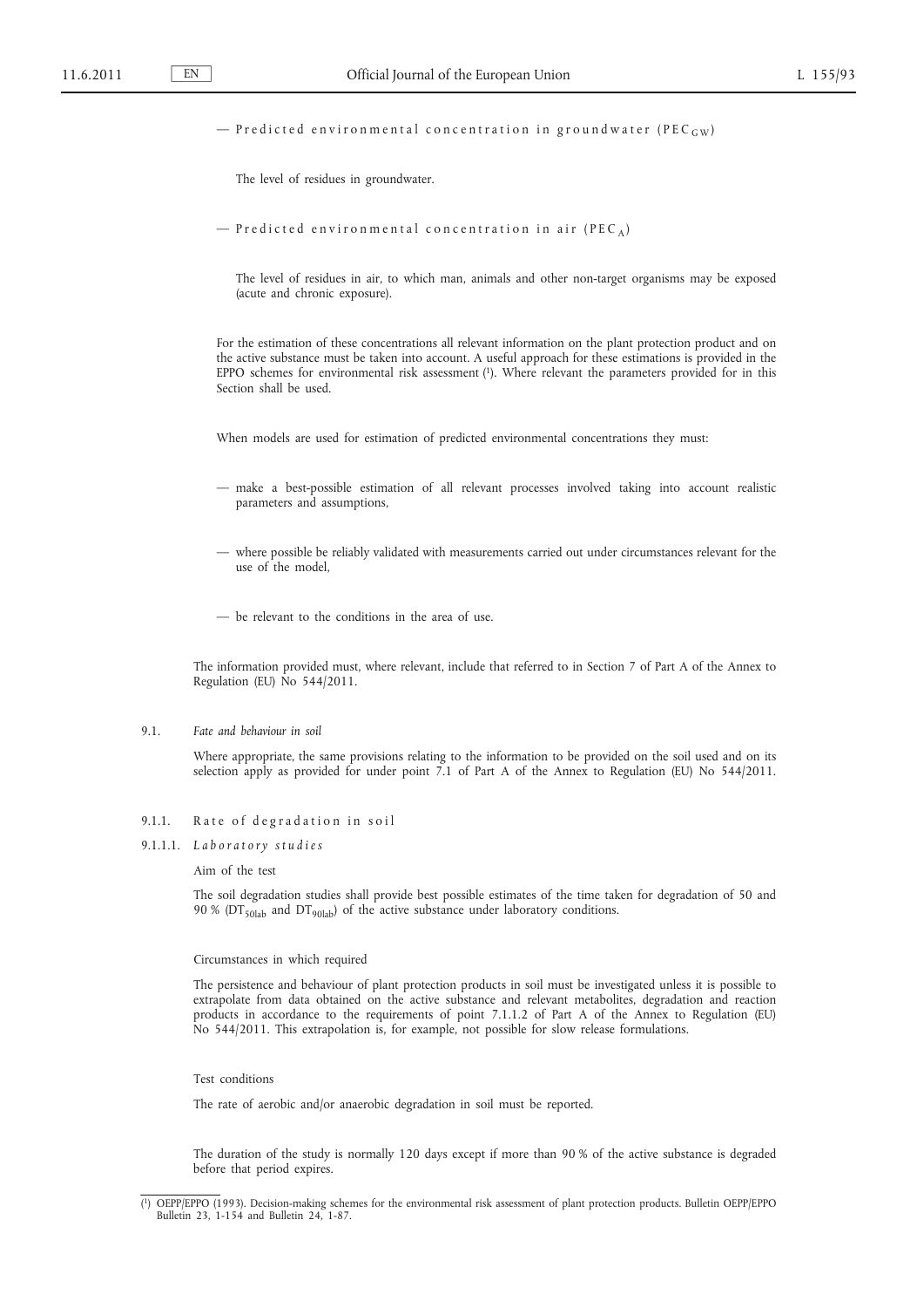— Predicted environmental concentration in groundwater ($PEC_{GW}$)

The level of residues in groundwater.

— Predicted environmental concentration in air ($PEC_{A}$)

The level of residues in air, to which man, animals and other non-target organisms may be exposed (acute and chronic exposure).

For the estimation of these concentrations all relevant information on the plant protection product and on the active substance must be taken into account. A useful approach for these estimations is provided in the EPPO schemes for environmental risk assessment [1]. Where relevant the parameters provided for in this Section shall be used.

When models are used for estimation of predicted environmental concentrations they must:

— make a best-possible estimation of all relevant processes involved taking into account realistic parameters and assumptions,

— where possible be reliably validated with measurements carried out under circumstances relevant for the use of the model,

— be relevant to the conditions in the area of use.

The information provided must, where relevant, include that referred to in Section 7 of Part A of the Annex to Regulation (EU) No 544/2011.

## 9.1. *Fate and behaviour in soil*

Where appropriate, the same provisions relating to the information to be provided on the soil used and on its selection apply as provided for under point 7.1 of Part A of the Annex to Regulation (EU) No 544/2011.

### 9.1.1. Rate of degradation in soil

#### 9.1.1.1. *Laboratory studies*

Aim of the test

The soil degradation studies shall provide best possible estimates of the time taken for degradation of 50 and 90 % ($DT_{50lab}$ and $DT_{90lab}$) of the active substance under laboratory conditions.

Circumstances in which required

The persistence and behaviour of plant protection products in soil must be investigated unless it is possible to extrapolate from data obtained on the active substance and relevant metabolites, degradation and reaction products in accordance to the requirements of point 7.1.1.2 of Part A of the Annex to Regulation (EU) No 544/2011. This extrapolation is, for example, not possible for slow release formulations.

Test conditions

The rate of aerobic and/or anaerobic degradation in soil must be reported.

The duration of the study is normally 120 days except if more than 90 % of the active substance is degraded before that period expires.

---

[1] OEPP/EPPO (1993). Decision-making schemes for the environmental risk assessment of plant protection products. Bulletin OEPP/EPPO Bulletin 23, 1-154 and Bulletin 24, 1-87.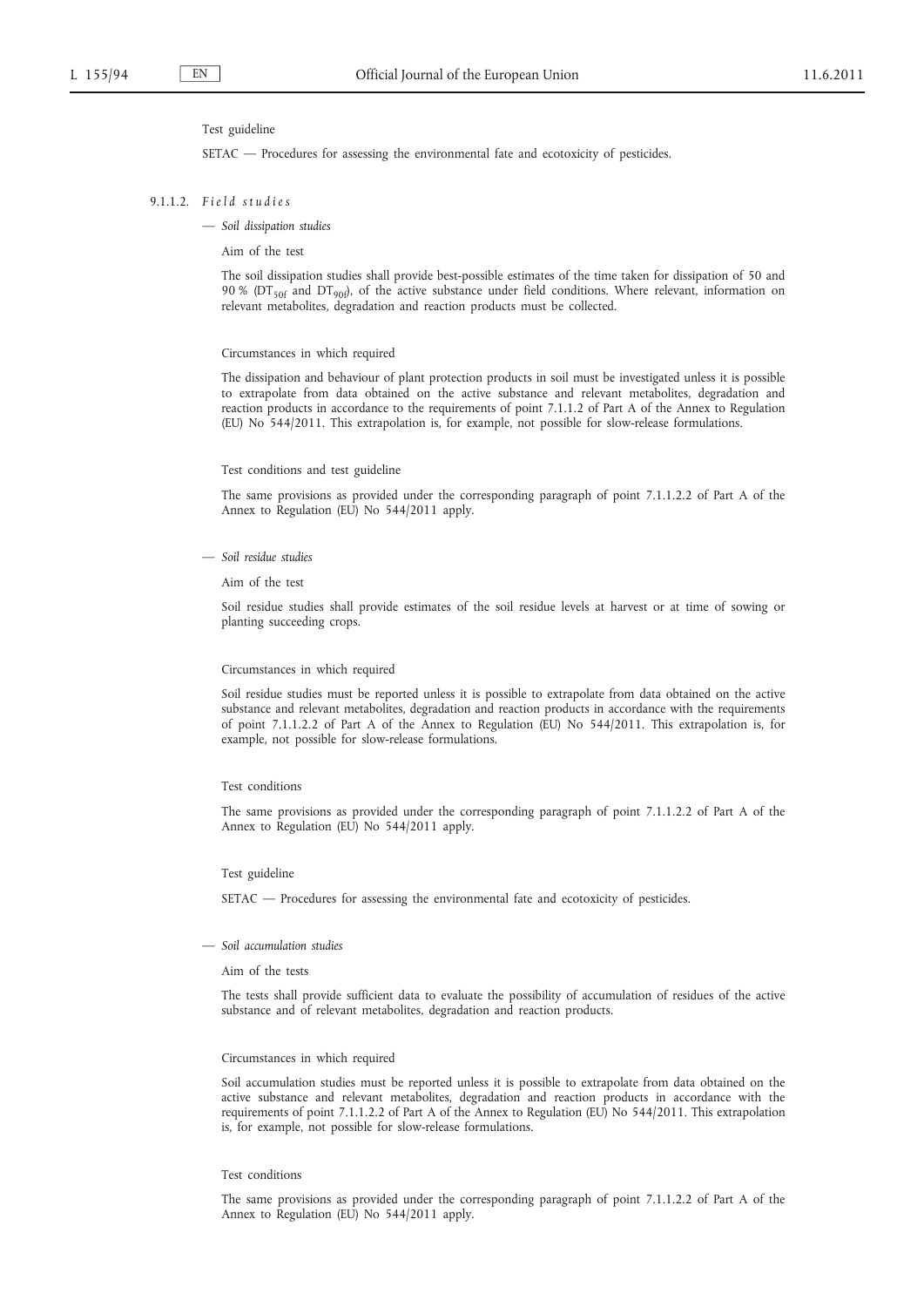Test guideline

SETAC — Procedures for assessing the environmental fate and ecotoxicity of pesticides.

9.1.1.2. *Field studies*

— *Soil dissipation studies*

Aim of the test

The soil dissipation studies shall provide best-possible estimates of the time taken for dissipation of 50 and 90 % ($DT_{50f}$ and $DT_{90f}$), of the active substance under field conditions. Where relevant, information on relevant metabolites, degradation and reaction products must be collected.

Circumstances in which required

The dissipation and behaviour of plant protection products in soil must be investigated unless it is possible to extrapolate from data obtained on the active substance and relevant metabolites, degradation and reaction products in accordance to the requirements of point 7.1.1.2 of Part A of the Annex to Regulation (EU) No 544/2011. This extrapolation is, for example, not possible for slow-release formulations.

Test conditions and test guideline

The same provisions as provided under the corresponding paragraph of point 7.1.1.2.2 of Part A of the Annex to Regulation (EU) No 544/2011 apply.

— *Soil residue studies*

Aim of the test

Soil residue studies shall provide estimates of the soil residue levels at harvest or at time of sowing or planting succeeding crops.

Circumstances in which required

Soil residue studies must be reported unless it is possible to extrapolate from data obtained on the active substance and relevant metabolites, degradation and reaction products in accordance with the requirements of point 7.1.1.2.2 of Part A of the Annex to Regulation (EU) No 544/2011. This extrapolation is, for example, not possible for slow-release formulations.

Test conditions

The same provisions as provided under the corresponding paragraph of point 7.1.1.2.2 of Part A of the Annex to Regulation (EU) No 544/2011 apply.

Test guideline

SETAC — Procedures for assessing the environmental fate and ecotoxicity of pesticides.

— *Soil accumulation studies*

Aim of the tests

The tests shall provide sufficient data to evaluate the possibility of accumulation of residues of the active substance and of relevant metabolites, degradation and reaction products.

Circumstances in which required

Soil accumulation studies must be reported unless it is possible to extrapolate from data obtained on the active substance and relevant metabolites, degradation and reaction products in accordance with the requirements of point 7.1.1.2.2 of Part A of the Annex to Regulation (EU) No 544/2011. This extrapolation is, for example, not possible for slow-release formulations.

Test conditions

The same provisions as provided under the corresponding paragraph of point 7.1.1.2.2 of Part A of the Annex to Regulation (EU) No 544/2011 apply.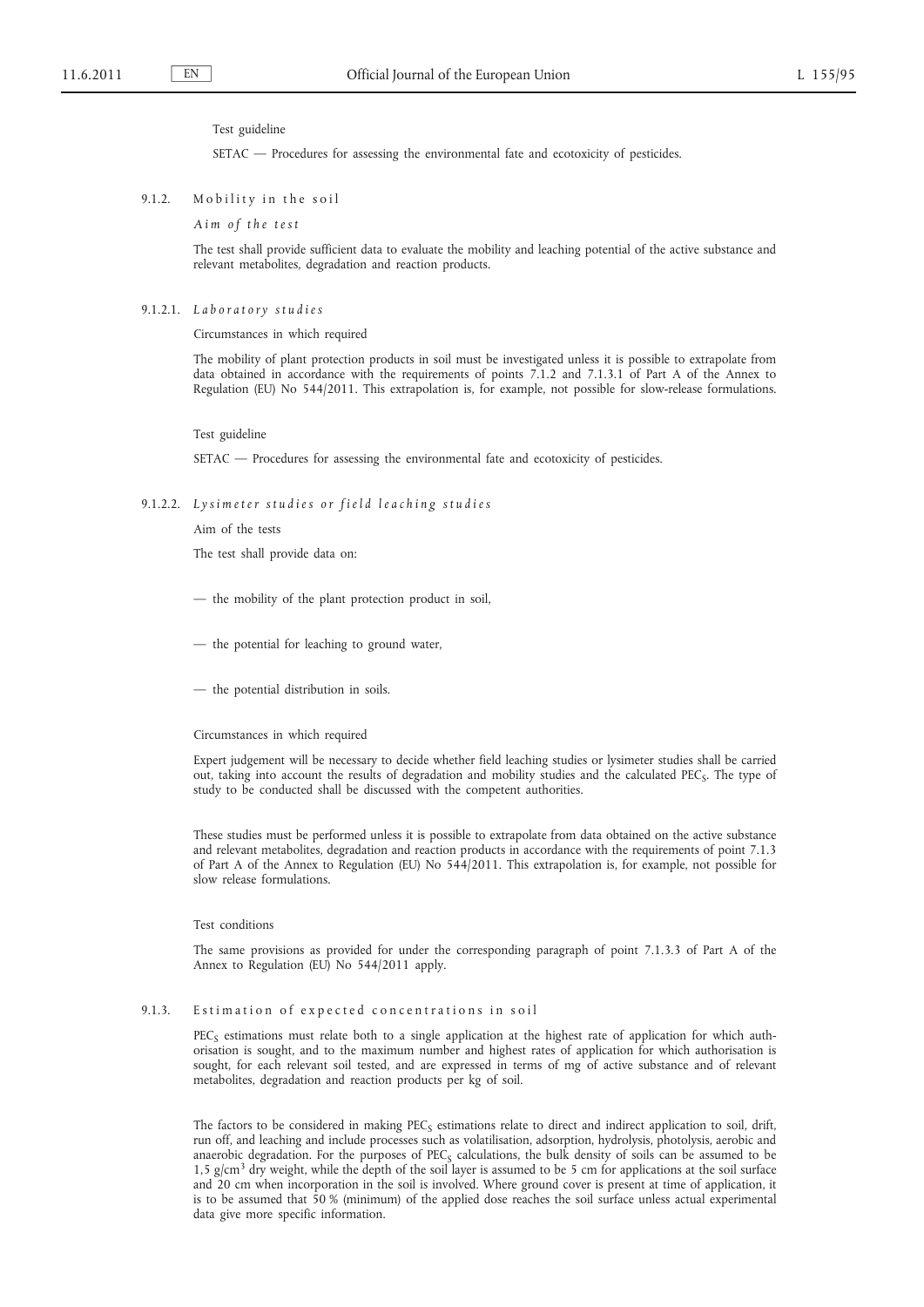Test guideline

SETAC — Procedures for assessing the environmental fate and ecotoxicity of pesticides.

### 9.1.2. Mobility in the soil

*Aim of the test*

The test shall provide sufficient data to evaluate the mobility and leaching potential of the active substance and relevant metabolites, degradation and reaction products.

### 9.1.2.1. *Laboratory studies*

Circumstances in which required

The mobility of plant protection products in soil must be investigated unless it is possible to extrapolate from data obtained in accordance with the requirements of points 7.1.2 and 7.1.3.1 of Part A of the Annex to Regulation (EU) No 544/2011. This extrapolation is, for example, not possible for slow-release formulations.

Test guideline

SETAC — Procedures for assessing the environmental fate and ecotoxicity of pesticides.

### 9.1.2.2. *Lysimeter studies or field leaching studies*

Aim of the tests

The test shall provide data on:

— the mobility of the plant protection product in soil,

— the potential for leaching to ground water,

— the potential distribution in soils.

Circumstances in which required

Expert judgement will be necessary to decide whether field leaching studies or lysimeter studies shall be carried out, taking into account the results of degradation and mobility studies and the calculated $PEC_S$. The type of study to be conducted shall be discussed with the competent authorities.

These studies must be performed unless it is possible to extrapolate from data obtained on the active substance and relevant metabolites, degradation and reaction products in accordance with the requirements of point 7.1.3 of Part A of the Annex to Regulation (EU) No 544/2011. This extrapolation is, for example, not possible for slow release formulations.

Test conditions

The same provisions as provided for under the corresponding paragraph of point 7.1.3.3 of Part A of the Annex to Regulation (EU) No 544/2011 apply.

### 9.1.3. Estimation of expected concentrations in soil

$PEC_S$ estimations must relate both to a single application at the highest rate of application for which authorisation is sought, and to the maximum number and highest rates of application for which authorisation is sought, for each relevant soil tested, and are expressed in terms of mg of active substance and of relevant metabolites, degradation and reaction products per kg of soil.

The factors to be considered in making $PEC_S$ estimations relate to direct and indirect application to soil, drift, run off, and leaching and include processes such as volatilisation, adsorption, hydrolysis, photolysis, aerobic and anaerobic degradation. For the purposes of $PEC_S$ calculations, the bulk density of soils can be assumed to be 1,5 $g/cm^3$ dry weight, while the depth of the soil layer is assumed to be 5 cm for applications at the soil surface and 20 cm when incorporation in the soil is involved. Where ground cover is present at time of application, it is to be assumed that 50 % (minimum) of the applied dose reaches the soil surface unless actual experimental data give more specific information.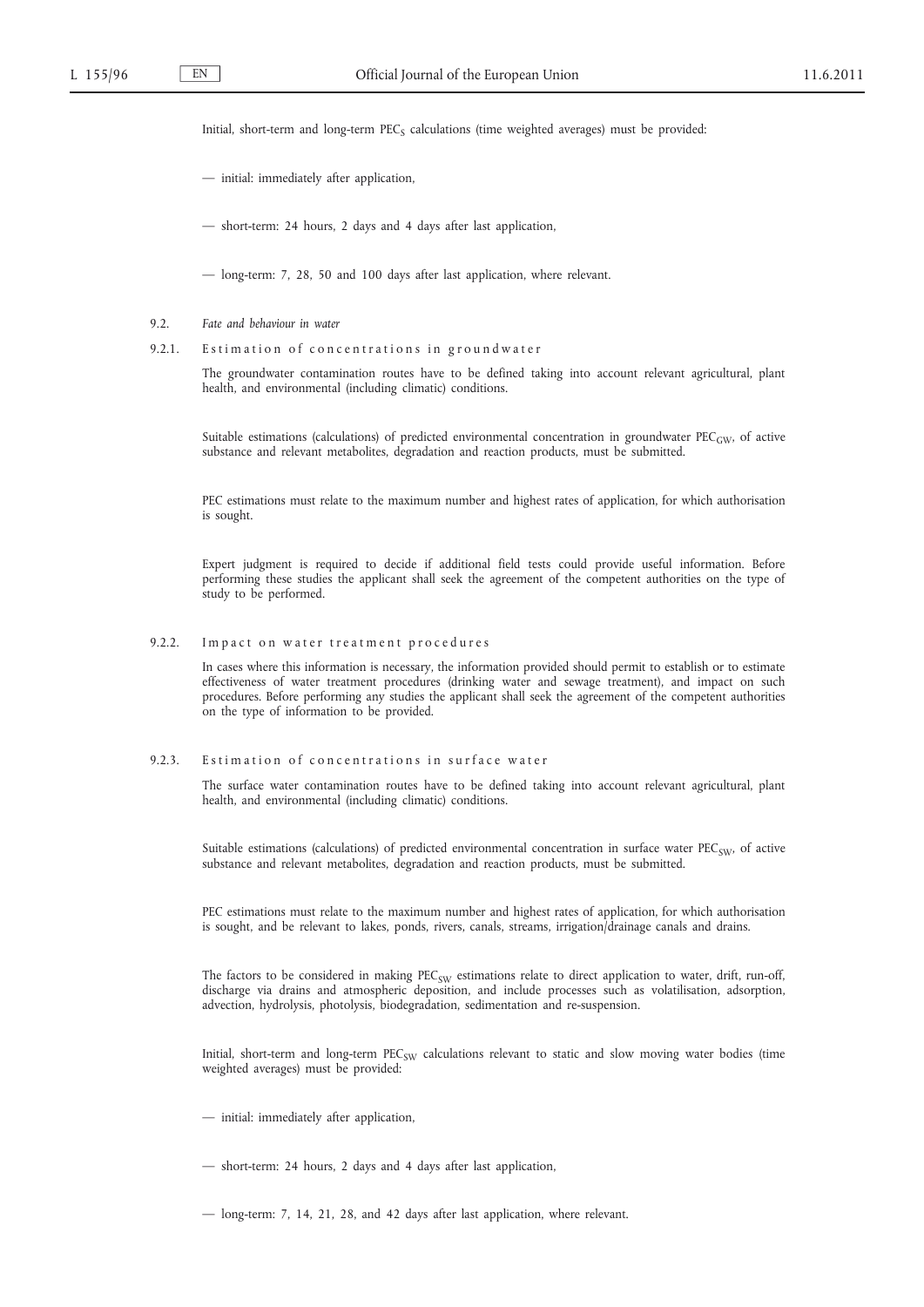Initial, short-term and long-term $PEC_S$ calculations (time weighted averages) must be provided:

— initial: immediately after application,

— short-term: 24 hours, 2 days and 4 days after last application,

— long-term: 7, 28, 50 and 100 days after last application, where relevant.

9.2. *Fate and behaviour in water*

9.2.1. Estimation of concentrations in groundwater

The groundwater contamination routes have to be defined taking into account relevant agricultural, plant health, and environmental (including climatic) conditions.

Suitable estimations (calculations) of predicted environmental concentration in groundwater $PEC_{GW}$, of active substance and relevant metabolites, degradation and reaction products, must be submitted.

PEC estimations must relate to the maximum number and highest rates of application, for which authorisation is sought.

Expert judgment is required to decide if additional field tests could provide useful information. Before performing these studies the applicant shall seek the agreement of the competent authorities on the type of study to be performed.

9.2.2. Impact on water treatment procedures

In cases where this information is necessary, the information provided should permit to establish or to estimate effectiveness of water treatment procedures (drinking water and sewage treatment), and impact on such procedures. Before performing any studies the applicant shall seek the agreement of the competent authorities on the type of information to be provided.

9.2.3. Estimation of concentrations in surface water

The surface water contamination routes have to be defined taking into account relevant agricultural, plant health, and environmental (including climatic) conditions.

Suitable estimations (calculations) of predicted environmental concentration in surface water $PEC_{SW}$, of active substance and relevant metabolites, degradation and reaction products, must be submitted.

PEC estimations must relate to the maximum number and highest rates of application, for which authorisation is sought, and be relevant to lakes, ponds, rivers, canals, streams, irrigation/drainage canals and drains.

The factors to be considered in making $PEC_{SW}$ estimations relate to direct application to water, drift, run-off, discharge via drains and atmospheric deposition, and include processes such as volatilisation, adsorption, advection, hydrolysis, photolysis, biodegradation, sedimentation and re-suspension.

Initial, short-term and long-term $PEC_{SW}$ calculations relevant to static and slow moving water bodies (time weighted averages) must be provided:

— initial: immediately after application,

— short-term: 24 hours, 2 days and 4 days after last application,

— long-term: 7, 14, 21, 28, and 42 days after last application, where relevant.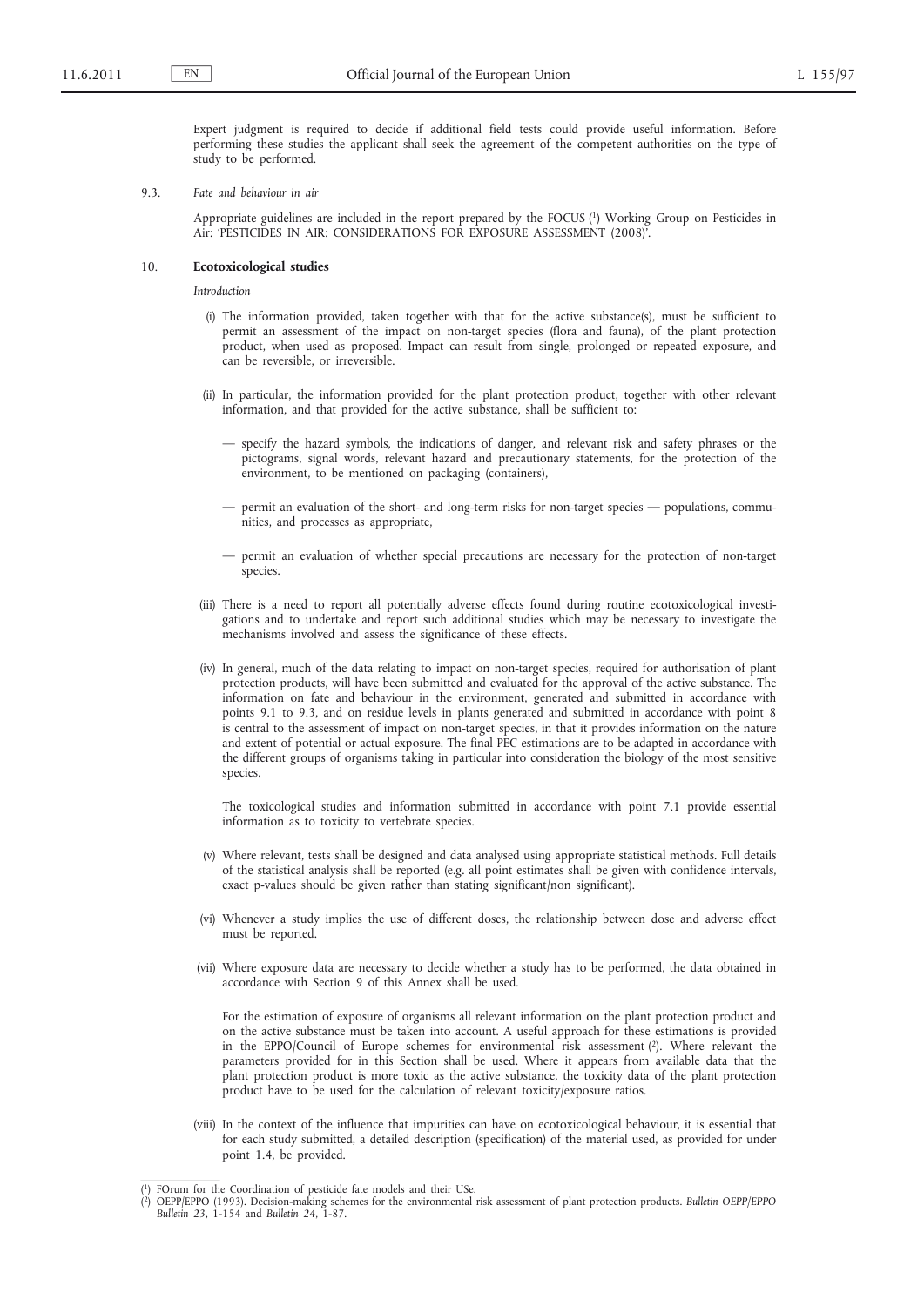Expert judgment is required to decide if additional field tests could provide useful information. Before performing these studies the applicant shall seek the agreement of the competent authorities on the type of study to be performed.

9.3. *Fate and behaviour in air*

Appropriate guidelines are included in the report prepared by the FOCUS [1] Working Group on Pesticides in Air: 'PESTICIDES IN AIR: CONSIDERATIONS FOR EXPOSURE ASSESSMENT (2008)'.

## 10. Ecotoxicological studies

*Introduction*

(i) The information provided, taken together with that for the active substance(s), must be sufficient to permit an assessment of the impact on non-target species (flora and fauna), of the plant protection product, when used as proposed. Impact can result from single, prolonged or repeated exposure, and can be reversible, or irreversible.

(ii) In particular, the information provided for the plant protection product, together with other relevant information, and that provided for the active substance, shall be sufficient to:

— specify the hazard symbols, the indications of danger, and relevant risk and safety phrases or the pictograms, signal words, relevant hazard and precautionary statements, for the protection of the environment, to be mentioned on packaging (containers),

— permit an evaluation of the short- and long-term risks for non-target species — populations, communities, and processes as appropriate,

— permit an evaluation of whether special precautions are necessary for the protection of non-target species.

(iii) There is a need to report all potentially adverse effects found during routine ecotoxicological investigations and to undertake and report such additional studies which may be necessary to investigate the mechanisms involved and assess the significance of these effects.

(iv) In general, much of the data relating to impact on non-target species, required for authorisation of plant protection products, will have been submitted and evaluated for the approval of the active substance. The information on fate and behaviour in the environment, generated and submitted in accordance with points 9.1 to 9.3, and on residue levels in plants generated and submitted in accordance with point 8 is central to the assessment of impact on non-target species, in that it provides information on the nature and extent of potential or actual exposure. The final PEC estimations are to be adapted in accordance with the different groups of organisms taking in particular into consideration the biology of the most sensitive species.

The toxicological studies and information submitted in accordance with point 7.1 provide essential information as to toxicity to vertebrate species.

(v) Where relevant, tests shall be designed and data analysed using appropriate statistical methods. Full details of the statistical analysis shall be reported (e.g. all point estimates shall be given with confidence intervals, exact p-values should be given rather than stating significant/non significant).

(vi) Whenever a study implies the use of different doses, the relationship between dose and adverse effect must be reported.

(vii) Where exposure data are necessary to decide whether a study has to be performed, the data obtained in accordance with Section 9 of this Annex shall be used.

For the estimation of exposure of organisms all relevant information on the plant protection product and on the active substance must be taken into account. A useful approach for these estimations is provided in the EPPO/Council of Europe schemes for environmental risk assessment [2]. Where relevant the parameters provided for in this Section shall be used. Where it appears from available data that the plant protection product is more toxic as the active substance, the toxicity data of the plant protection product have to be used for the calculation of relevant toxicity/exposure ratios.

(viii) In the context of the influence that impurities can have on ecotoxicological behaviour, it is essential that for each study submitted, a detailed description (specification) of the material used, as provided for under point 1.4, be provided.

---

[1] FOrum for the Coordination of pesticide fate models and their USe.

[2] OEPP/EPPO (1993). Decision-making schemes for the environmental risk assessment of plant protection products. *Bulletin OEPP/EPPO Bulletin 23*, 1-154 and *Bulletin 24*, 1-87.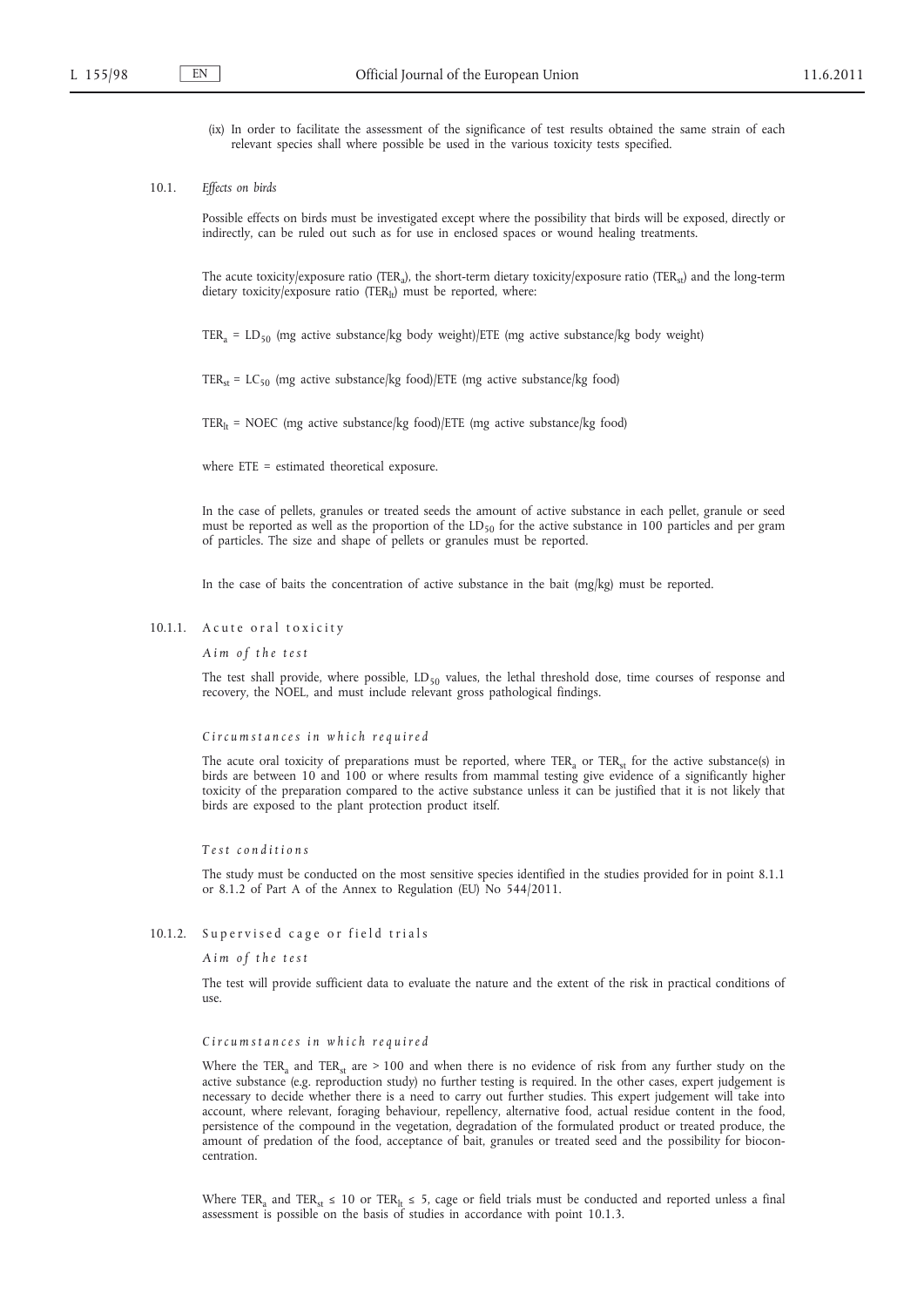(ix) In order to facilitate the assessment of the significance of test results obtained the same strain of each relevant species shall where possible be used in the various toxicity tests specified.

### 10.1. *Effects on birds*

Possible effects on birds must be investigated except where the possibility that birds will be exposed, directly or indirectly, can be ruled out such as for use in enclosed spaces or wound healing treatments.

The acute toxicity/exposure ratio ($TER_a$), the short-term dietary toxicity/exposure ratio ($TER_{st}$) and the long-term dietary toxicity/exposure ratio ($TER_{lt}$) must be reported, where:

$TER_a = LD_{50}$ (mg active substance/kg body weight)/ETE (mg active substance/kg body weight)

$TER_{st} = LC_{50}$ (mg active substance/kg food)/ETE (mg active substance/kg food)

$TER_{lt}$ = NOEC (mg active substance/kg food)/ETE (mg active substance/kg food)

where ETE = estimated theoretical exposure.

In the case of pellets, granules or treated seeds the amount of active substance in each pellet, granule or seed must be reported as well as the proportion of the $LD_{50}$ for the active substance in 100 particles and per gram of particles. The size and shape of pellets or granules must be reported.

In the case of baits the concentration of active substance in the bait (mg/kg) must be reported.

#### 10.1.1. Acute oral toxicity

*Aim of the test*

The test shall provide, where possible, $LD_{50}$ values, the lethal threshold dose, time courses of response and recovery, the NOEL, and must include relevant gross pathological findings.

*Circumstances in which required*

The acute oral toxicity of preparations must be reported, where $TER_a$ or $TER_{st}$ for the active substance(s) in birds are between 10 and 100 or where results from mammal testing give evidence of a significantly higher toxicity of the preparation compared to the active substance unless it can be justified that it is not likely that birds are exposed to the plant protection product itself.

*Test conditions*

The study must be conducted on the most sensitive species identified in the studies provided for in point 8.1.1 or 8.1.2 of Part A of the Annex to Regulation (EU) No 544/2011.

#### 10.1.2. Supervised cage or field trials

*Aim of the test*

The test will provide sufficient data to evaluate the nature and the extent of the risk in practical conditions of use.

*Circumstances in which required*

Where the $TER_a$ and $TER_{st}$ are > 100 and when there is no evidence of risk from any further study on the active substance (e.g. reproduction study) no further testing is required. In the other cases, expert judgement is necessary to decide whether there is a need to carry out further studies. This expert judgement will take into account, where relevant, foraging behaviour, repellency, alternative food, actual residue content in the food, persistence of the compound in the vegetation, degradation of the formulated product or treated produce, the amount of predation of the food, acceptance of bait, granules or treated seed and the possibility for bioconcentration.

Where $TER_a$ and $TER_{st} \leq 10$ or $TER_{lt} \leq 5$, cage or field trials must be conducted and reported unless a final assessment is possible on the basis of studies in accordance with point 10.1.3.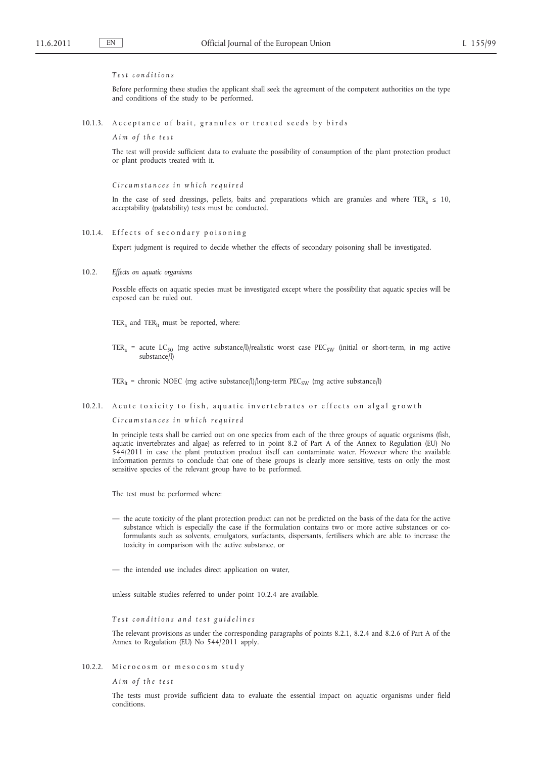*Test conditions*

Before performing these studies the applicant shall seek the agreement of the competent authorities on the type and conditions of the study to be performed.

10.1.3. Acceptance of bait, granules or treated seeds by birds

*Aim of the test*

The test will provide sufficient data to evaluate the possibility of consumption of the plant protection product or plant products treated with it.

*Circumstances in which required*

In the case of seed dressings, pellets, baits and preparations which are granules and where $TER_a \leq 10$, acceptability (palatability) tests must be conducted.

10.1.4. Effects of secondary poisoning

Expert judgment is required to decide whether the effects of secondary poisoning shall be investigated.

10.2. *Effects on aquatic organisms*

Possible effects on aquatic species must be investigated except where the possibility that aquatic species will be exposed can be ruled out.

$TER_a$ and $TER_{lt}$ must be reported, where:

$TER_a$ = acute $LC_{50}$ (mg active substance/l)/realistic worst case $PEC_{SW}$ (initial or short-term, in mg active substance/l)

$TER_{lt}$ = chronic NOEC (mg active substance/l)/long-term $PEC_{SW}$ (mg active substance/l)

10.2.1. Acute toxicity to fish, aquatic invertebrates or effects on algal growth

*Circumstances in which required*

In principle tests shall be carried out on one species from each of the three groups of aquatic organisms (fish, aquatic invertebrates and algae) as referred to in point 8.2 of Part A of the Annex to Regulation (EU) No 544/2011 in case the plant protection product itself can contaminate water. However where the available information permits to conclude that one of these groups is clearly more sensitive, tests on only the most sensitive species of the relevant group have to be performed.

The test must be performed where:

— the acute toxicity of the plant protection product can not be predicted on the basis of the data for the active substance which is especially the case if the formulation contains two or more active substances or co-formulants such as solvents, emulgators, surfactants, dispersants, fertilisers which are able to increase the toxicity in comparison with the active substance, or

— the intended use includes direct application on water,

unless suitable studies referred to under point 10.2.4 are available.

*Test conditions and test guidelines*

The relevant provisions as under the corresponding paragraphs of points 8.2.1, 8.2.4 and 8.2.6 of Part A of the Annex to Regulation (EU) No 544/2011 apply.

10.2.2. Microcosm or mesocosm study

*Aim of the test*

The tests must provide sufficient data to evaluate the essential impact on aquatic organisms under field conditions.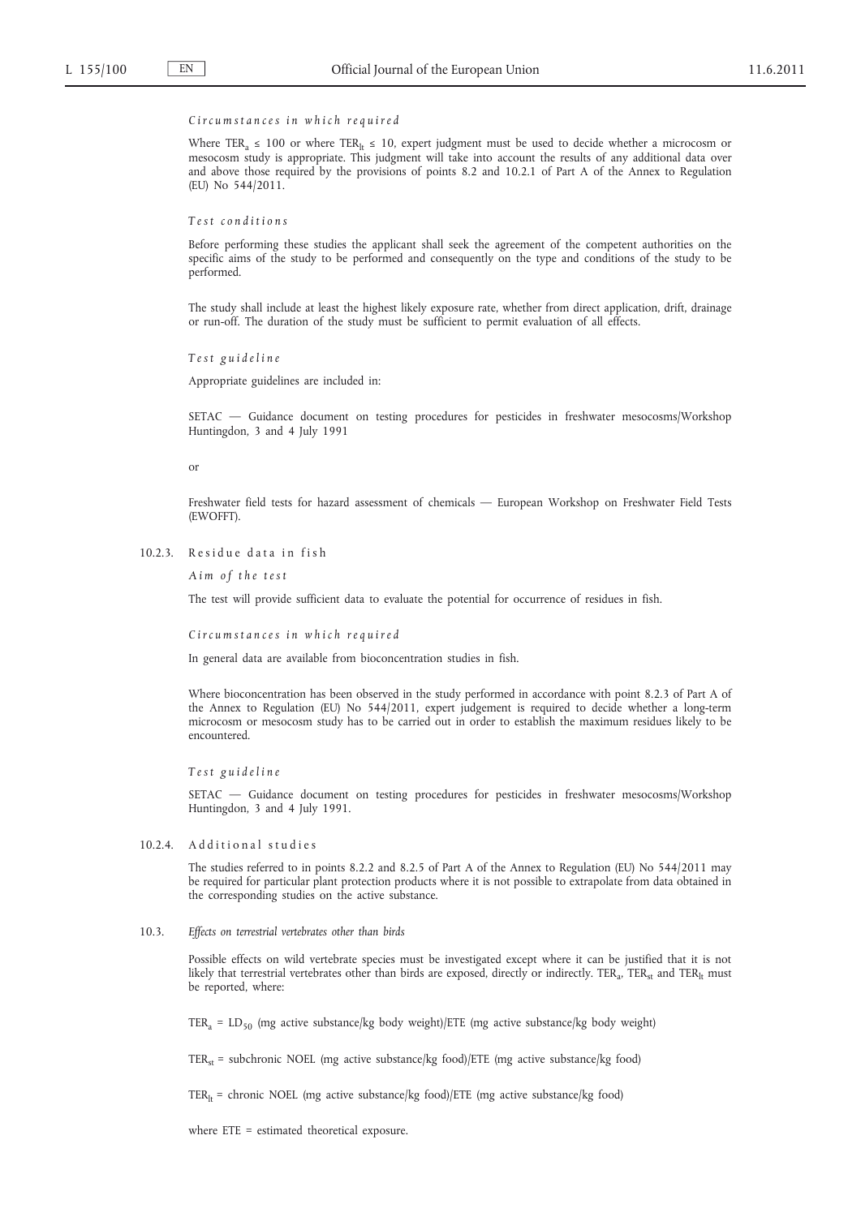*Circumstances in which required*

Where $TER_a \leq 100$ or where $TER_{lt} \leq 10$, expert judgment must be used to decide whether a microcosm or mesocosm study is appropriate. This judgment will take into account the results of any additional data over and above those required by the provisions of points 8.2 and 10.2.1 of Part A of the Annex to Regulation (EU) No 544/2011.

*Test conditions*

Before performing these studies the applicant shall seek the agreement of the competent authorities on the specific aims of the study to be performed and consequently on the type and conditions of the study to be performed.

The study shall include at least the highest likely exposure rate, whether from direct application, drift, drainage or run-off. The duration of the study must be sufficient to permit evaluation of all effects.

*Test guideline*

Appropriate guidelines are included in:

SETAC — Guidance document on testing procedures for pesticides in freshwater mesocosms/Workshop Huntingdon, 3 and 4 July 1991

or

Freshwater field tests for hazard assessment of chemicals — European Workshop on Freshwater Field Tests (EWOFFT).

### 10.2.3. Residue data in fish

*Aim of the test*

The test will provide sufficient data to evaluate the potential for occurrence of residues in fish.

*Circumstances in which required*

In general data are available from bioconcentration studies in fish.

Where bioconcentration has been observed in the study performed in accordance with point 8.2.3 of Part A of the Annex to Regulation (EU) No 544/2011, expert judgement is required to decide whether a long-term microcosm or mesocosm study has to be carried out in order to establish the maximum residues likely to be encountered.

*Test guideline*

SETAC — Guidance document on testing procedures for pesticides in freshwater mesocosms/Workshop Huntingdon, 3 and 4 July 1991.

### 10.2.4. Additional studies

The studies referred to in points 8.2.2 and 8.2.5 of Part A of the Annex to Regulation (EU) No 544/2011 may be required for particular plant protection products where it is not possible to extrapolate from data obtained in the corresponding studies on the active substance.

## 10.3. *Effects on terrestrial vertebrates other than birds*

Possible effects on wild vertebrate species must be investigated except where it can be justified that it is not likely that terrestrial vertebrates other than birds are exposed, directly or indirectly. $TER_a$, $TER_{st}$ and $TER_{lt}$ must be reported, where:

$TER_a = LD_{50}$ (mg active substance/kg body weight)/ETE (mg active substance/kg body weight)

$TER_{st}$ = subchronic NOEL (mg active substance/kg food)/ETE (mg active substance/kg food)

$TER_{lt}$ = chronic NOEL (mg active substance/kg food)/ETE (mg active substance/kg food)

where ETE = estimated theoretical exposure.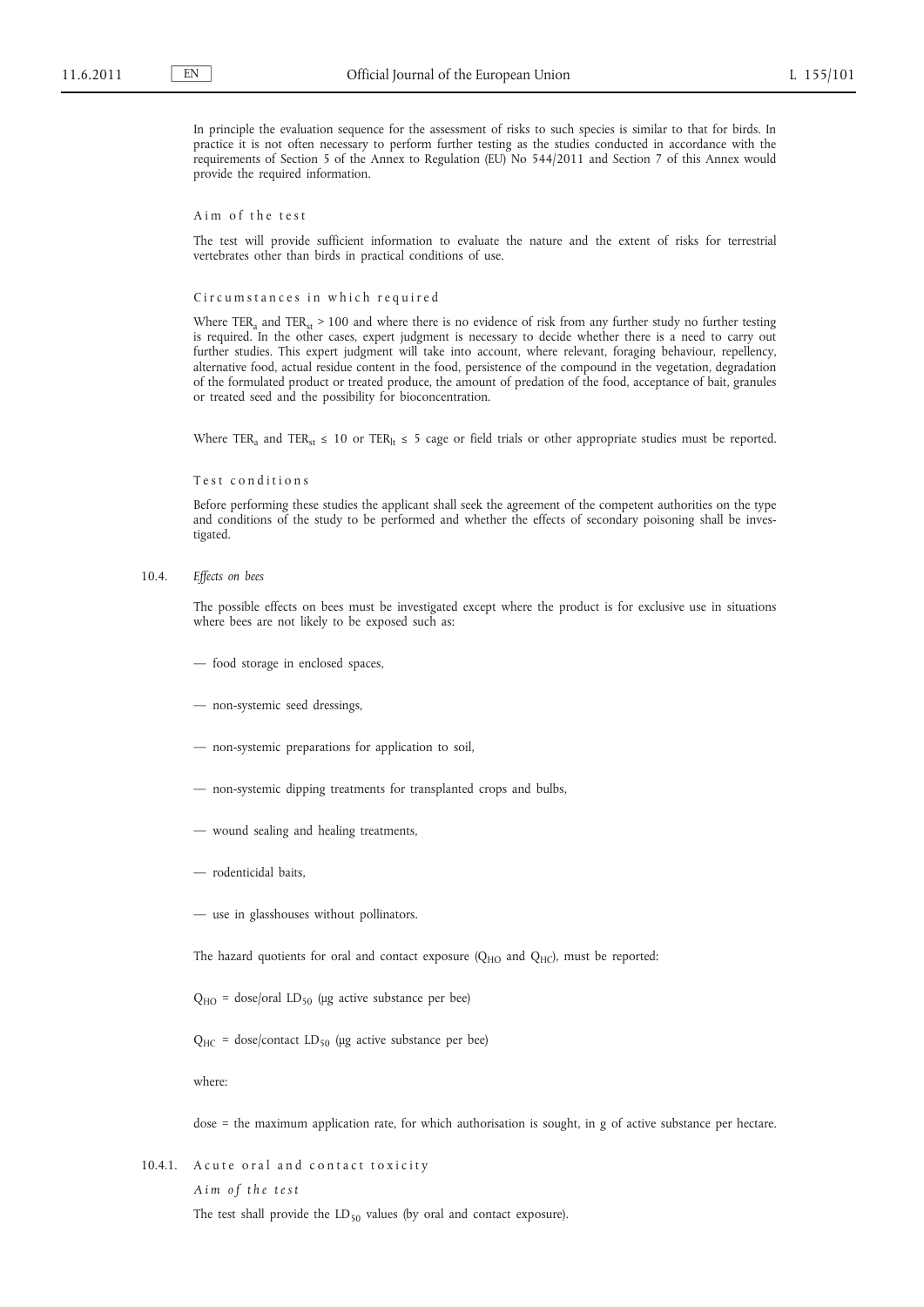In principle the evaluation sequence for the assessment of risks to such species is similar to that for birds. In practice it is not often necessary to perform further testing as the studies conducted in accordance with the requirements of Section 5 of the Annex to Regulation (EU) No 544/2011 and Section 7 of this Annex would provide the required information.

Aim of the test

The test will provide sufficient information to evaluate the nature and the extent of risks for terrestrial vertebrates other than birds in practical conditions of use.

Circumstances in which required

Where $TER_a$ and $TER_{st} > 100$ and where there is no evidence of risk from any further study no further testing is required. In the other cases, expert judgment is necessary to decide whether there is a need to carry out further studies. This expert judgment will take into account, where relevant, foraging behaviour, repellency, alternative food, actual residue content in the food, persistence of the compound in the vegetation, degradation of the formulated product or treated produce, the amount of predation of the food, acceptance of bait, granules or treated seed and the possibility for bioconcentration.

Where $TER_a$ and $TER_{st} \leq 10$ or $TER_{lt} \leq 5$ cage or field trials or other appropriate studies must be reported.

Test conditions

Before performing these studies the applicant shall seek the agreement of the competent authorities on the type and conditions of the study to be performed and whether the effects of secondary poisoning shall be investigated.

10.4. *Effects on bees*

The possible effects on bees must be investigated except where the product is for exclusive use in situations where bees are not likely to be exposed such as:

— food storage in enclosed spaces,

— non-systemic seed dressings,

— non-systemic preparations for application to soil,

— non-systemic dipping treatments for transplanted crops and bulbs,

— wound sealing and healing treatments,

— rodenticidal baits,

— use in glasshouses without pollinators.

The hazard quotients for oral and contact exposure ($Q_{HO}$ and $Q_{HC}$), must be reported:

$Q_{HO}$ = dose/oral $LD_{50}$ (µg active substance per bee)

$Q_{HC}$ = dose/contact $LD_{50}$ (µg active substance per bee)

where:

dose = the maximum application rate, for which authorisation is sought, in g of active substance per hectare.

10.4.1. Acute oral and contact toxicity

*Aim of the test*

The test shall provide the $LD_{50}$ values (by oral and contact exposure).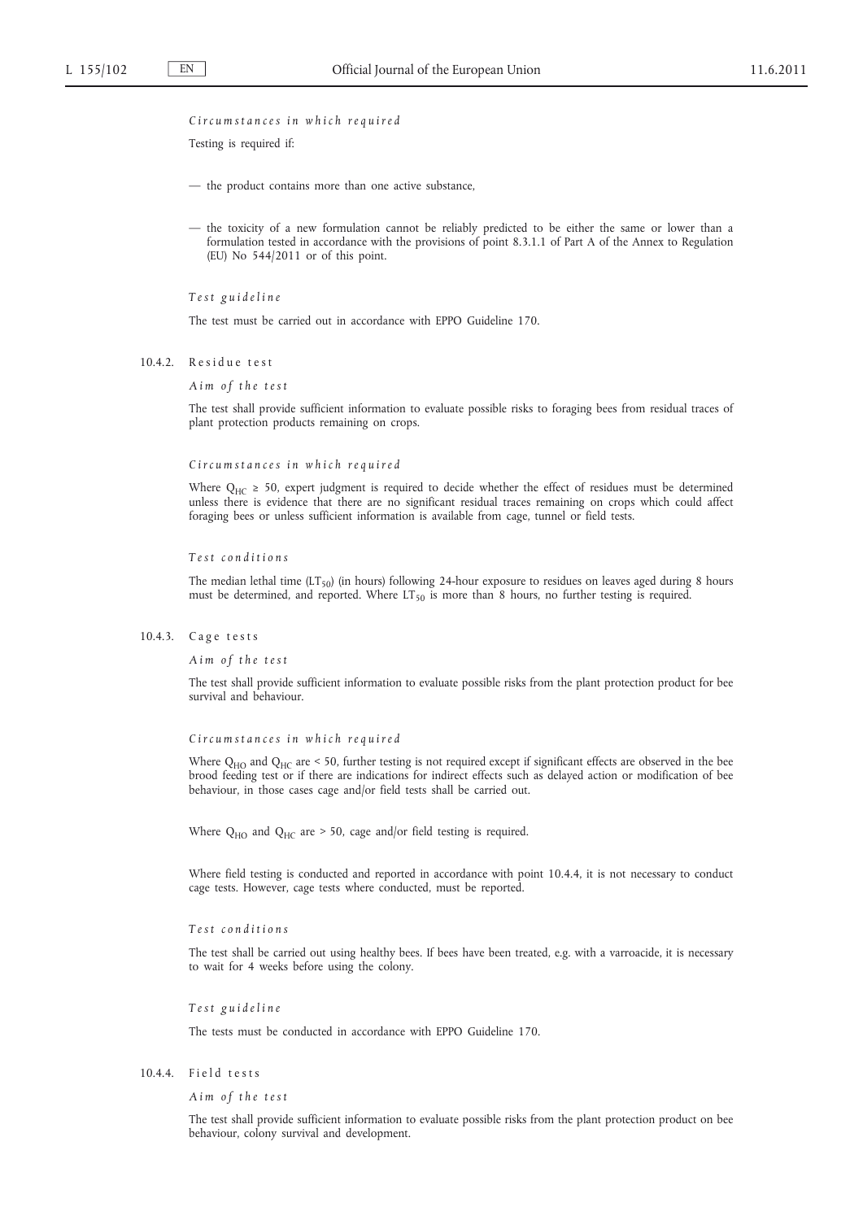*Circumstances in which required*

Testing is required if:

— the product contains more than one active substance,

— the toxicity of a new formulation cannot be reliably predicted to be either the same or lower than a formulation tested in accordance with the provisions of point 8.3.1.1 of Part A of the Annex to Regulation (EU) No 544/2011 or of this point.

*Test guideline*

The test must be carried out in accordance with EPPO Guideline 170.

### 10.4.2. Residue test

*Aim of the test*

The test shall provide sufficient information to evaluate possible risks to foraging bees from residual traces of plant protection products remaining on crops.

*Circumstances in which required*

Where $Q_{HC} \geq 50$, expert judgment is required to decide whether the effect of residues must be determined unless there is evidence that there are no significant residual traces remaining on crops which could affect foraging bees or unless sufficient information is available from cage, tunnel or field tests.

*Test conditions*

The median lethal time ($LT_{50}$) (in hours) following 24-hour exposure to residues on leaves aged during 8 hours must be determined, and reported. Where $LT_{50}$ is more than 8 hours, no further testing is required.

### 10.4.3. Cage tests

*Aim of the test*

The test shall provide sufficient information to evaluate possible risks from the plant protection product for bee survival and behaviour.

*Circumstances in which required*

Where $Q_{HO}$ and $Q_{HC}$ are < 50, further testing is not required except if significant effects are observed in the bee brood feeding test or if there are indications for indirect effects such as delayed action or modification of bee behaviour, in those cases cage and/or field tests shall be carried out.

Where $Q_{HO}$ and $Q_{HC}$ are > 50, cage and/or field testing is required.

Where field testing is conducted and reported in accordance with point 10.4.4, it is not necessary to conduct cage tests. However, cage tests where conducted, must be reported.

*Test conditions*

The test shall be carried out using healthy bees. If bees have been treated, e.g. with a varroacide, it is necessary to wait for 4 weeks before using the colony.

*Test guideline*

The tests must be conducted in accordance with EPPO Guideline 170.

### 10.4.4. Field tests

*Aim of the test*

The test shall provide sufficient information to evaluate possible risks from the plant protection product on bee behaviour, colony survival and development.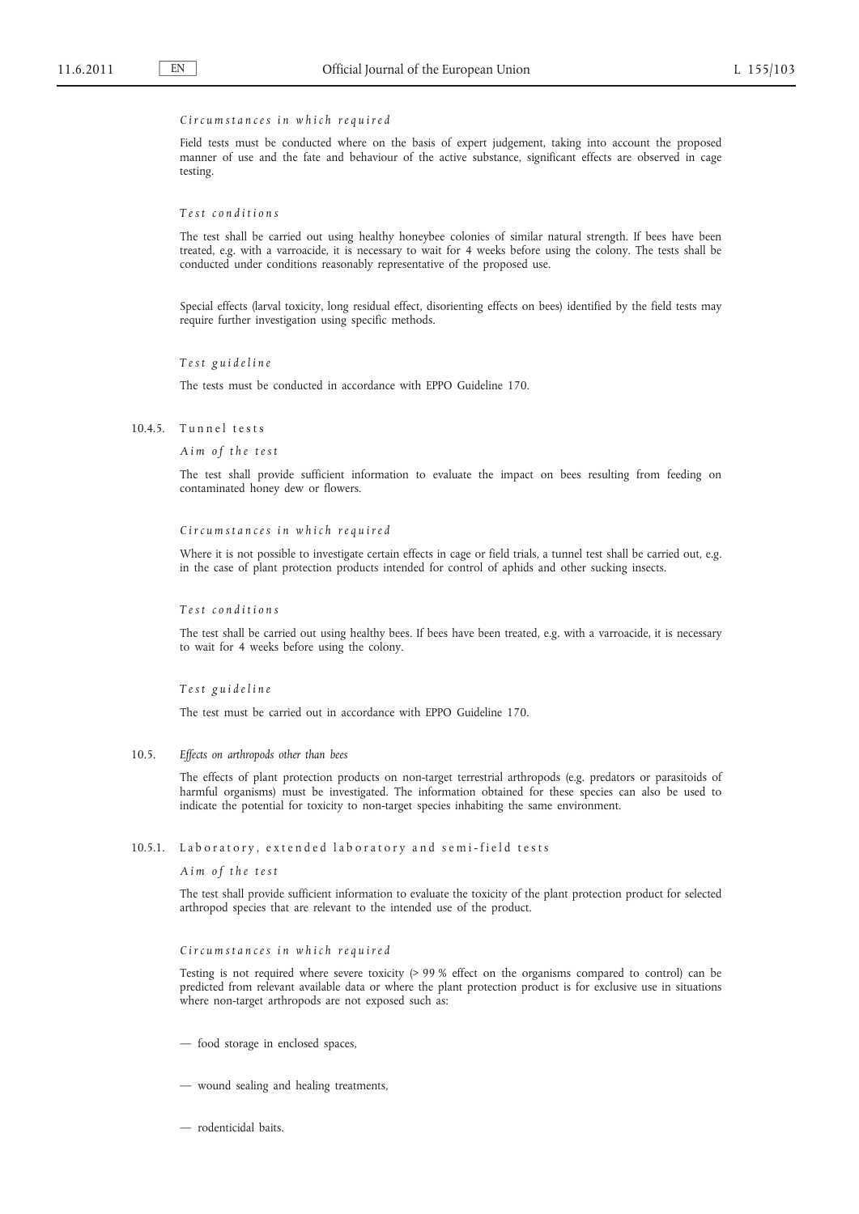*Circumstances in which required*

Field tests must be conducted where on the basis of expert judgement, taking into account the proposed manner of use and the fate and behaviour of the active substance, significant effects are observed in cage testing.

*Test conditions*

The test shall be carried out using healthy honeybee colonies of similar natural strength. If bees have been treated, e.g. with a varroacide, it is necessary to wait for 4 weeks before using the colony. The tests shall be conducted under conditions reasonably representative of the proposed use.

Special effects (larval toxicity, long residual effect, disorienting effects on bees) identified by the field tests may require further investigation using specific methods.

*Test guideline*

The tests must be conducted in accordance with EPPO Guideline 170.

#### 10.4.5. Tunnel tests

*Aim of the test*

The test shall provide sufficient information to evaluate the impact on bees resulting from feeding on contaminated honey dew or flowers.

*Circumstances in which required*

Where it is not possible to investigate certain effects in cage or field trials, a tunnel test shall be carried out, e.g. in the case of plant protection products intended for control of aphids and other sucking insects.

*Test conditions*

The test shall be carried out using healthy bees. If bees have been treated, e.g. with a varroacide, it is necessary to wait for 4 weeks before using the colony.

*Test guideline*

The test must be carried out in accordance with EPPO Guideline 170.

### 10.5. *Effects on arthropods other than bees*

The effects of plant protection products on non-target terrestrial arthropods (e.g. predators or parasitoids of harmful organisms) must be investigated. The information obtained for these species can also be used to indicate the potential for toxicity to non-target species inhabiting the same environment.

#### 10.5.1. Laboratory, extended laboratory and semi-field tests

*Aim of the test*

The test shall provide sufficient information to evaluate the toxicity of the plant protection product for selected arthropod species that are relevant to the intended use of the product.

*Circumstances in which required*

Testing is not required where severe toxicity (> 99 % effect on the organisms compared to control) can be predicted from relevant available data or where the plant protection product is for exclusive use in situations where non-target arthropods are not exposed such as:

— food storage in enclosed spaces,

— wound sealing and healing treatments,

— rodenticidal baits.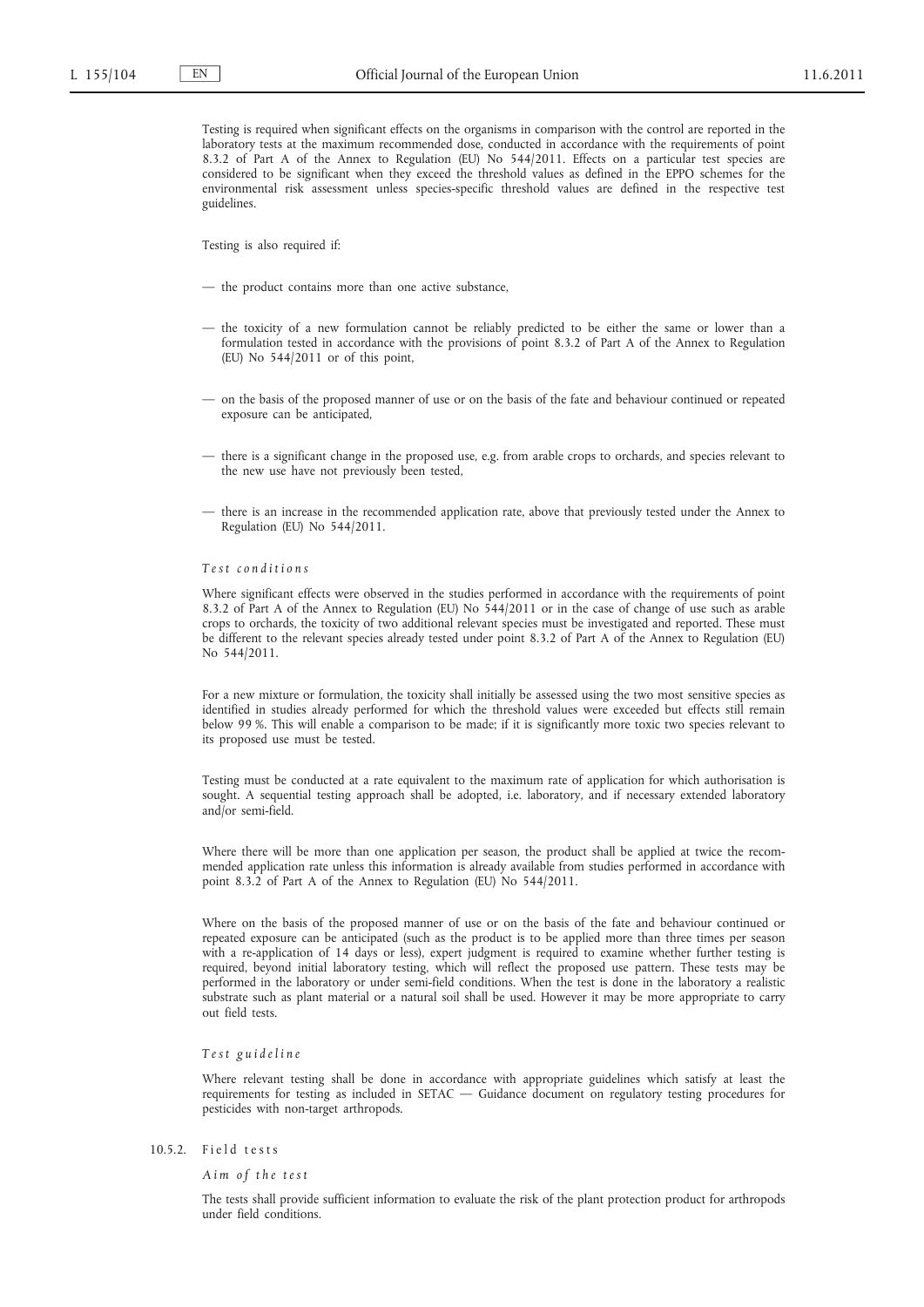Testing is required when significant effects on the organisms in comparison with the control are reported in the laboratory tests at the maximum recommended dose, conducted in accordance with the requirements of point 8.3.2 of Part A of the Annex to Regulation (EU) No 544/2011. Effects on a particular test species are considered to be significant when they exceed the threshold values as defined in the EPPO schemes for the environmental risk assessment unless species-specific threshold values are defined in the respective test guidelines.

Testing is also required if:

— the product contains more than one active substance,

— the toxicity of a new formulation cannot be reliably predicted to be either the same or lower than a formulation tested in accordance with the provisions of point 8.3.2 of Part A of the Annex to Regulation (EU) No 544/2011 or of this point,

— on the basis of the proposed manner of use or on the basis of the fate and behaviour continued or repeated exposure can be anticipated,

— there is a significant change in the proposed use, e.g. from arable crops to orchards, and species relevant to the new use have not previously been tested,

— there is an increase in the recommended application rate, above that previously tested under the Annex to Regulation (EU) No 544/2011.

*Test conditions*

Where significant effects were observed in the studies performed in accordance with the requirements of point 8.3.2 of Part A of the Annex to Regulation (EU) No 544/2011 or in the case of change of use such as arable crops to orchards, the toxicity of two additional relevant species must be investigated and reported. These must be different to the relevant species already tested under point 8.3.2 of Part A of the Annex to Regulation (EU) No 544/2011.

For a new mixture or formulation, the toxicity shall initially be assessed using the two most sensitive species as identified in studies already performed for which the threshold values were exceeded but effects still remain below 99 %. This will enable a comparison to be made; if it is significantly more toxic two species relevant to its proposed use must be tested.

Testing must be conducted at a rate equivalent to the maximum rate of application for which authorisation is sought. A sequential testing approach shall be adopted, i.e. laboratory, and if necessary extended laboratory and/or semi-field.

Where there will be more than one application per season, the product shall be applied at twice the recommended application rate unless this information is already available from studies performed in accordance with point 8.3.2 of Part A of the Annex to Regulation (EU) No 544/2011.

Where on the basis of the proposed manner of use or on the basis of the fate and behaviour continued or repeated exposure can be anticipated (such as the product is to be applied more than three times per season with a re-application of 14 days or less), expert judgment is required to examine whether further testing is required, beyond initial laboratory testing, which will reflect the proposed use pattern. These tests may be performed in the laboratory or under semi-field conditions. When the test is done in the laboratory a realistic substrate such as plant material or a natural soil shall be used. However it may be more appropriate to carry out field tests.

*Test guideline*

Where relevant testing shall be done in accordance with appropriate guidelines which satisfy at least the requirements for testing as included in SETAC — Guidance document on regulatory testing procedures for pesticides with non-target arthropods.

10.5.2. Field tests

*Aim of the test*

The tests shall provide sufficient information to evaluate the risk of the plant protection product for arthropods under field conditions.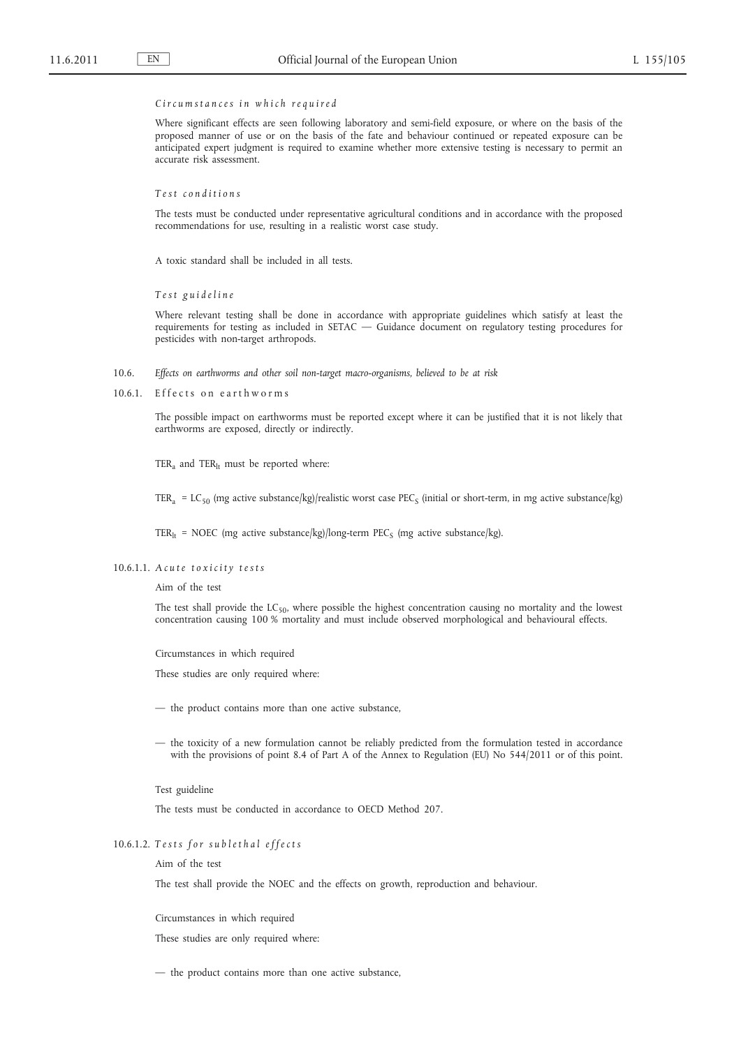*Circumstances in which required*

Where significant effects are seen following laboratory and semi-field exposure, or where on the basis of the proposed manner of use or on the basis of the fate and behaviour continued or repeated exposure can be anticipated expert judgment is required to examine whether more extensive testing is necessary to permit an accurate risk assessment.

*Test conditions*

The tests must be conducted under representative agricultural conditions and in accordance with the proposed recommendations for use, resulting in a realistic worst case study.

A toxic standard shall be included in all tests.

*Test guideline*

Where relevant testing shall be done in accordance with appropriate guidelines which satisfy at least the requirements for testing as included in SETAC — Guidance document on regulatory testing procedures for pesticides with non-target arthropods.

10.6. *Effects on earthworms and other soil non-target macro-organisms, believed to be at risk*

10.6.1. Effects on earthworms

The possible impact on earthworms must be reported except where it can be justified that it is not likely that earthworms are exposed, directly or indirectly.

$TER_a$ and $TER_{lt}$ must be reported where:

$TER_a$ = $LC_{50}$ (mg active substance/kg)/realistic worst case $PEC_S$ (initial or short-term, in mg active substance/kg)

$TER_{lt}$ = NOEC (mg active substance/kg)/long-term $PEC_S$ (mg active substance/kg).

10.6.1.1. *Acute toxicity tests*

Aim of the test

The test shall provide the $LC_{50}$, where possible the highest concentration causing no mortality and the lowest concentration causing 100 % mortality and must include observed morphological and behavioural effects.

Circumstances in which required

These studies are only required where:

— the product contains more than one active substance,

— the toxicity of a new formulation cannot be reliably predicted from the formulation tested in accordance with the provisions of point 8.4 of Part A of the Annex to Regulation (EU) No 544/2011 or of this point.

Test guideline

The tests must be conducted in accordance to OECD Method 207.

10.6.1.2. *Tests for sublethal effects*

Aim of the test

The test shall provide the NOEC and the effects on growth, reproduction and behaviour.

Circumstances in which required

These studies are only required where:

— the product contains more than one active substance,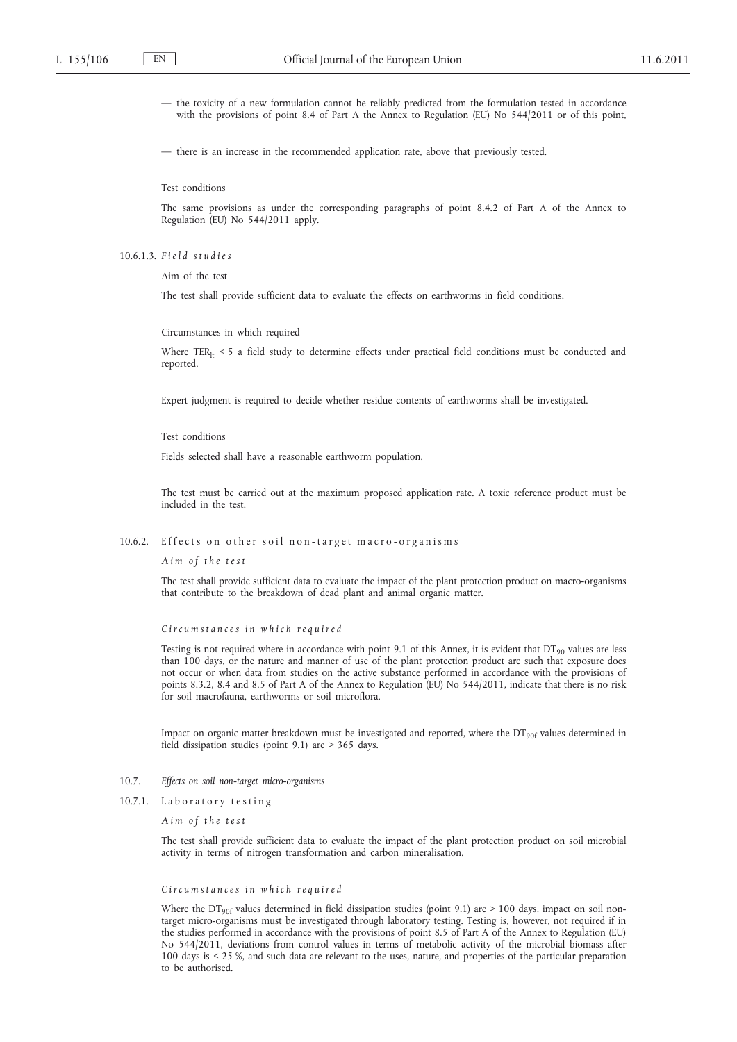— the toxicity of a new formulation cannot be reliably predicted from the formulation tested in accordance with the provisions of point 8.4 of Part A the Annex to Regulation (EU) No 544/2011 or of this point,

— there is an increase in the recommended application rate, above that previously tested.

Test conditions

The same provisions as under the corresponding paragraphs of point 8.4.2 of Part A of the Annex to Regulation (EU) No 544/2011 apply.

10.6.1.3. *Field studies*

Aim of the test

The test shall provide sufficient data to evaluate the effects on earthworms in field conditions.

Circumstances in which required

Where $TER_{lt}$ < 5 a field study to determine effects under practical field conditions must be conducted and reported.

Expert judgment is required to decide whether residue contents of earthworms shall be investigated.

Test conditions

Fields selected shall have a reasonable earthworm population.

The test must be carried out at the maximum proposed application rate. A toxic reference product must be included in the test.

10.6.2. Effects on other soil non-target macro-organisms

*Aim of the test*

The test shall provide sufficient data to evaluate the impact of the plant protection product on macro-organisms that contribute to the breakdown of dead plant and animal organic matter.

*Circumstances in which required*

Testing is not required where in accordance with point 9.1 of this Annex, it is evident that $DT_{90}$ values are less than 100 days, or the nature and manner of use of the plant protection product are such that exposure does not occur or when data from studies on the active substance performed in accordance with the provisions of points 8.3.2, 8.4 and 8.5 of Part A of the Annex to Regulation (EU) No 544/2011, indicate that there is no risk for soil macrofauna, earthworms or soil microflora.

Impact on organic matter breakdown must be investigated and reported, where the $DT_{90f}$ values determined in field dissipation studies (point 9.1) are > 365 days.

10.7. *Effects on soil non-target micro-organisms*

10.7.1. Laboratory testing

*Aim of the test*

The test shall provide sufficient data to evaluate the impact of the plant protection product on soil microbial activity in terms of nitrogen transformation and carbon mineralisation.

*Circumstances in which required*

Where the $DT_{90f}$ values determined in field dissipation studies (point 9.1) are > 100 days, impact on soil non-target micro-organisms must be investigated through laboratory testing. Testing is, however, not required if in the studies performed in accordance with the provisions of point 8.5 of Part A of the Annex to Regulation (EU) No 544/2011, deviations from control values in terms of metabolic activity of the microbial biomass after 100 days is < 25 %, and such data are relevant to the uses, nature, and properties of the particular preparation to be authorised.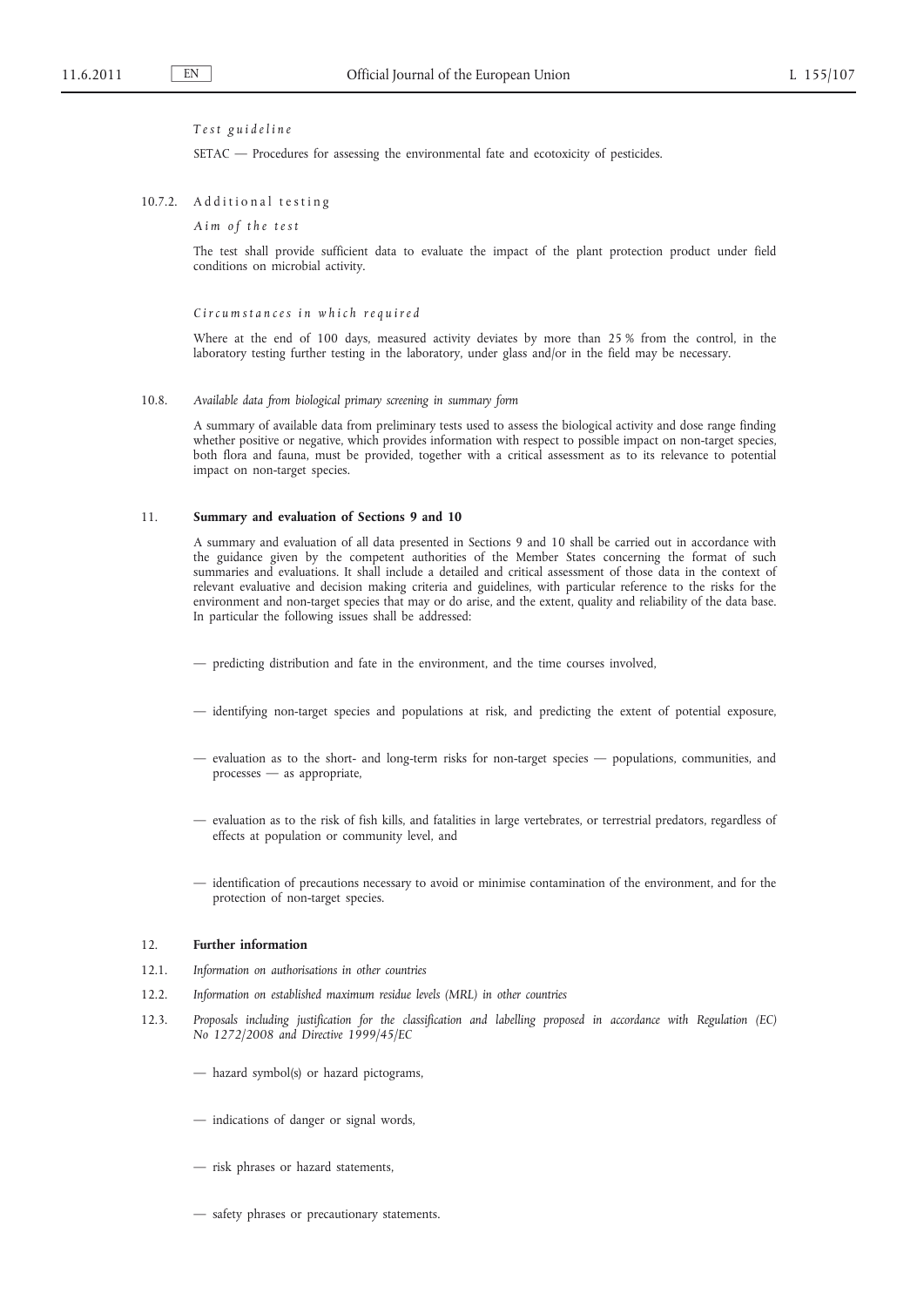*Test guideline*

SETAC — Procedures for assessing the environmental fate and ecotoxicity of pesticides.

10.7.2. Additional testing

*Aim of the test*

The test shall provide sufficient data to evaluate the impact of the plant protection product under field conditions on microbial activity.

*Circumstances in which required*

Where at the end of 100 days, measured activity deviates by more than 25 % from the control, in the laboratory testing further testing in the laboratory, under glass and/or in the field may be necessary.

10.8. *Available data from biological primary screening in summary form*

A summary of available data from preliminary tests used to assess the biological activity and dose range finding whether positive or negative, which provides information with respect to possible impact on non-target species, both flora and fauna, must be provided, together with a critical assessment as to its relevance to potential impact on non-target species.

## 11. Summary and evaluation of Sections 9 and 10

A summary and evaluation of all data presented in Sections 9 and 10 shall be carried out in accordance with the guidance given by the competent authorities of the Member States concerning the format of such summaries and evaluations. It shall include a detailed and critical assessment of those data in the context of relevant evaluative and decision making criteria and guidelines, with particular reference to the risks for the environment and non-target species that may or do arise, and the extent, quality and reliability of the data base. In particular the following issues shall be addressed:

— predicting distribution and fate in the environment, and the time courses involved,

— identifying non-target species and populations at risk, and predicting the extent of potential exposure,

— evaluation as to the short- and long-term risks for non-target species — populations, communities, and processes — as appropriate,

— evaluation as to the risk of fish kills, and fatalities in large vertebrates, or terrestrial predators, regardless of effects at population or community level, and

— identification of precautions necessary to avoid or minimise contamination of the environment, and for the protection of non-target species.

## 12. Further information

12.1. *Information on authorisations in other countries*

12.2. *Information on established maximum residue levels (MRL) in other countries*

12.3. *Proposals including justification for the classification and labelling proposed in accordance with Regulation (EC) No 1272/2008 and Directive 1999/45/EC*

— hazard symbol(s) or hazard pictograms,

— indications of danger or signal words,

— risk phrases or hazard statements,

— safety phrases or precautionary statements.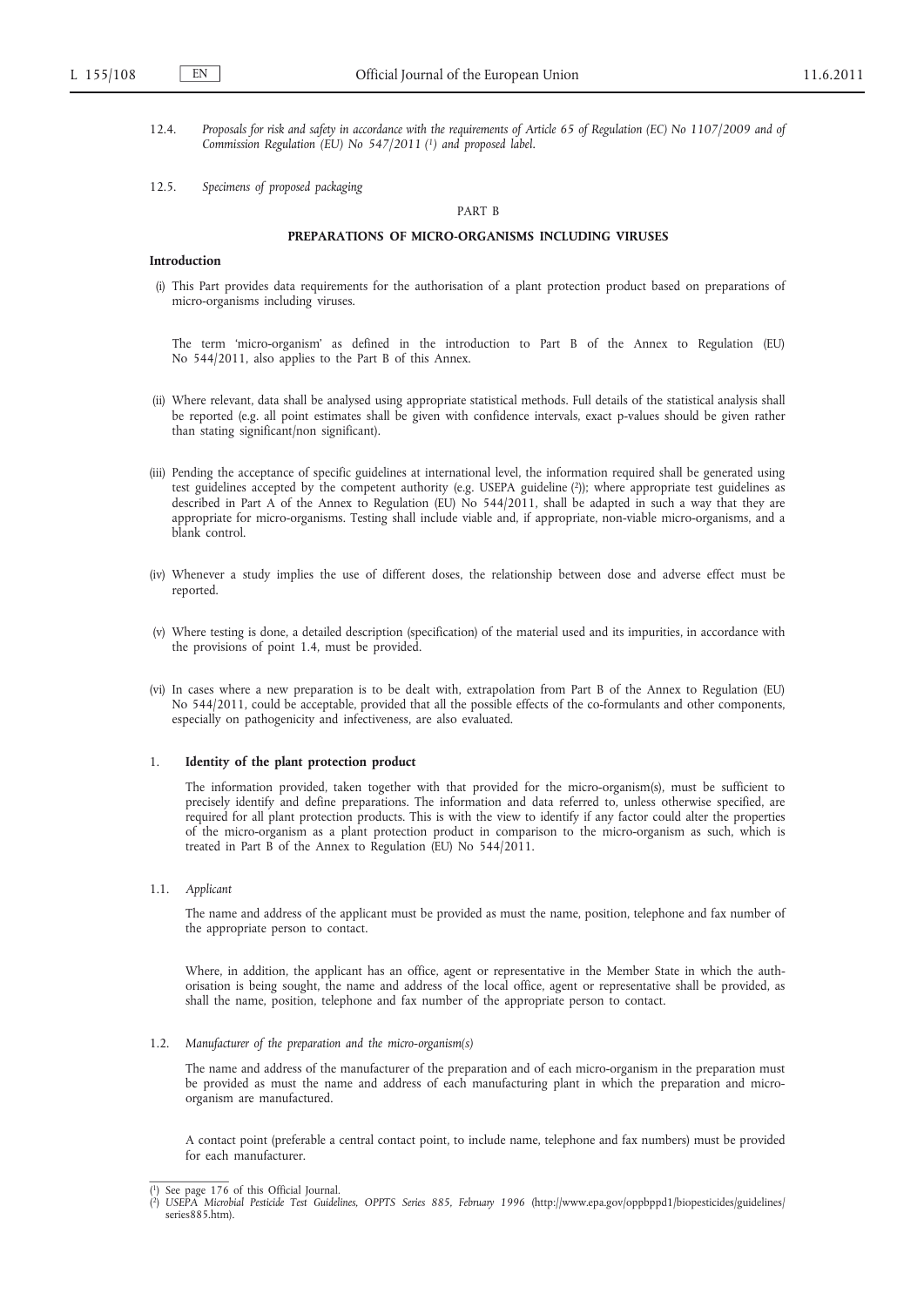12.4. *Proposals for risk and safety in accordance with the requirements of Article 65 of Regulation (EC) No 1107/2009 and of Commission Regulation (EU) No 547/2011 [1] and proposed label.*

12.5. *Specimens of proposed packaging*

PART B

## PREPARATIONS OF MICRO-ORGANISMS INCLUDING VIRUSES

### Introduction

(i) This Part provides data requirements for the authorisation of a plant protection product based on preparations of micro-organisms including viruses.

The term 'micro-organism' as defined in the introduction to Part B of the Annex to Regulation (EU) No 544/2011, also applies to the Part B of this Annex.

(ii) Where relevant, data shall be analysed using appropriate statistical methods. Full details of the statistical analysis shall be reported (e.g. all point estimates shall be given with confidence intervals, exact p-values should be given rather than stating significant/non significant).

(iii) Pending the acceptance of specific guidelines at international level, the information required shall be generated using test guidelines accepted by the competent authority (e.g. USEPA guideline [2]); where appropriate test guidelines as described in Part A of the Annex to Regulation (EU) No 544/2011, shall be adapted in such a way that they are appropriate for micro-organisms. Testing shall include viable and, if appropriate, non-viable micro-organisms, and a blank control.

(iv) Whenever a study implies the use of different doses, the relationship between dose and adverse effect must be reported.

(v) Where testing is done, a detailed description (specification) of the material used and its impurities, in accordance with the provisions of point 1.4, must be provided.

(vi) In cases where a new preparation is to be dealt with, extrapolation from Part B of the Annex to Regulation (EU) No 544/2011, could be acceptable, provided that all the possible effects of the co-formulants and other components, especially on pathogenicity and infectiveness, are also evaluated.

### 1. Identity of the plant protection product

The information provided, taken together with that provided for the micro-organism(s), must be sufficient to precisely identify and define preparations. The information and data referred to, unless otherwise specified, are required for all plant protection products. This is with the view to identify if any factor could alter the properties of the micro-organism as a plant protection product in comparison to the micro-organism as such, which is treated in Part B of the Annex to Regulation (EU) No 544/2011.

1.1. *Applicant*

The name and address of the applicant must be provided as must the name, position, telephone and fax number of the appropriate person to contact.

Where, in addition, the applicant has an office, agent or representative in the Member State in which the authorisation is being sought, the name and address of the local office, agent or representative shall be provided, as shall the name, position, telephone and fax number of the appropriate person to contact.

1.2. *Manufacturer of the preparation and the micro-organism(s)*

The name and address of the manufacturer of the preparation and of each micro-organism in the preparation must be provided as must the name and address of each manufacturing plant in which the preparation and micro-organism are manufactured.

A contact point (preferable a central contact point, to include name, telephone and fax numbers) must be provided for each manufacturer.

[1] See page 176 of this Official Journal.

[2] *USEPA Microbial Pesticide Test Guidelines, OPPTS Series 885, February 1996* (http://www.epa.gov/oppbppd1/biopesticides/guidelines/series885.htm).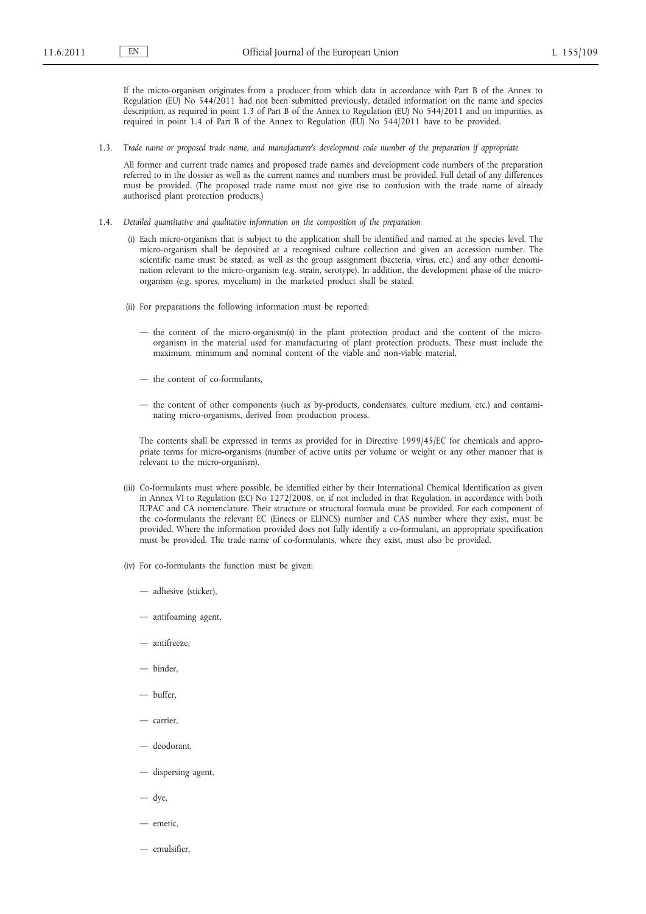If the micro-organism originates from a producer from which data in accordance with Part B of the Annex to Regulation (EU) No 544/2011 had not been submitted previously, detailed information on the name and species description, as required in point 1.3 of Part B of the Annex to Regulation (EU) No 544/2011 and on impurities, as required in point 1.4 of Part B of the Annex to Regulation (EU) No 544/2011 have to be provided.

1.3. *Trade name or proposed trade name, and manufacturer's development code number of the preparation if appropriate*

All former and current trade names and proposed trade names and development code numbers of the preparation referred to in the dossier as well as the current names and numbers must be provided. Full detail of any differences must be provided. (The proposed trade name must not give rise to confusion with the trade name of already authorised plant protection products.)

1.4. *Detailed quantitative and qualitative information on the composition of the preparation*

(i) Each micro-organism that is subject to the application shall be identified and named at the species level. The micro-organism shall be deposited at a recognised culture collection and given an accession number. The scientific name must be stated, as well as the group assignment (bacteria, virus, etc.) and any other denomination relevant to the micro-organism (e.g. strain, serotype). In addition, the development phase of the micro-organism (e.g. spores, mycelium) in the marketed product shall be stated.

(ii) For preparations the following information must be reported:

— the content of the micro-organism(s) in the plant protection product and the content of the micro-organism in the material used for manufacturing of plant protection products. These must include the maximum, minimum and nominal content of the viable and non-viable material,

— the content of co-formulants,

— the content of other components (such as by-products, condensates, culture medium, etc.) and contaminating micro-organisms, derived from production process.

The contents shall be expressed in terms as provided for in Directive 1999/45/EC for chemicals and appropriate terms for micro-organisms (number of active units per volume or weight or any other manner that is relevant to the micro-organism).

(iii) Co-formulants must where possible, be identified either by their International Chemical Identification as given in Annex VI to Regulation (EC) No 1272/2008, or, if not included in that Regulation, in accordance with both IUPAC and CA nomenclature. Their structure or structural formula must be provided. For each component of the co-formulants the relevant EC (Einecs or ELINCS) number and CAS number where they exist, must be provided. Where the information provided does not fully identify a co-formulant, an appropriate specification must be provided. The trade name of co-formulants, where they exist, must also be provided.

(iv) For co-formulants the function must be given:

— adhesive (sticker),

— antifoaming agent,

— antifreeze,

— binder,

— buffer,

— carrier,

— deodorant,

— dispersing agent,

— dye,

— emetic,

— emulsifier,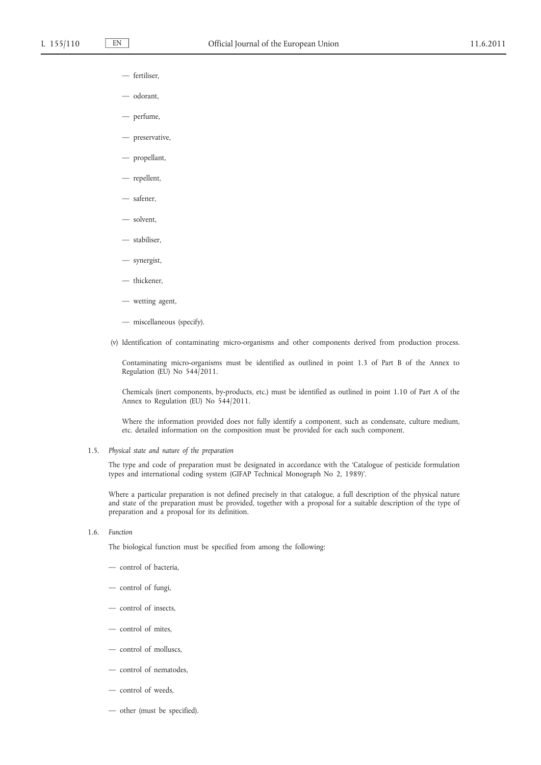— fertiliser,

— odorant,

— perfume,

— preservative,

— propellant,

— repellent,

— safener,

— solvent,

— stabiliser,

— synergist,

— thickener,

— wetting agent,

— miscellaneous (specify).

(v) Identification of contaminating micro-organisms and other components derived from production process.

Contaminating micro-organisms must be identified as outlined in point 1.3 of Part B of the Annex to Regulation (EU) No 544/2011.

Chemicals (inert components, by-products, etc.) must be identified as outlined in point 1.10 of Part A of the Annex to Regulation (EU) No 544/2011.

Where the information provided does not fully identify a component, such as condensate, culture medium, etc. detailed information on the composition must be provided for each such component.

1.5. *Physical state and nature of the preparation*

The type and code of preparation must be designated in accordance with the 'Catalogue of pesticide formulation types and international coding system (GIFAP Technical Monograph No 2, 1989)'.

Where a particular preparation is not defined precisely in that catalogue, a full description of the physical nature and state of the preparation must be provided, together with a proposal for a suitable description of the type of preparation and a proposal for its definition.

1.6. *Function*

The biological function must be specified from among the following:

— control of bacteria,

— control of fungi,

— control of insects,

— control of mites,

— control of molluscs,

— control of nematodes,

— control of weeds,

— other (must be specified).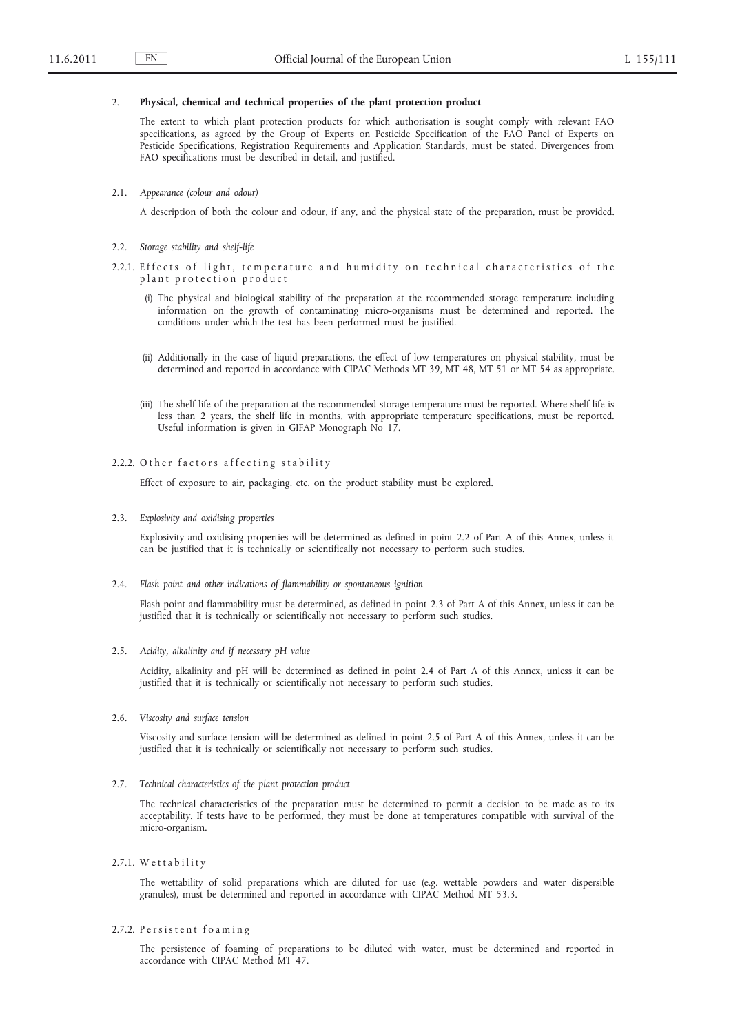## 2. **Physical, chemical and technical properties of the plant protection product**

The extent to which plant protection products for which authorisation is sought comply with relevant FAO specifications, as agreed by the Group of Experts on Pesticide Specification of the FAO Panel of Experts on Pesticide Specifications, Registration Requirements and Application Standards, must be stated. Divergences from FAO specifications must be described in detail, and justified.

### 2.1. *Appearance (colour and odour)*

A description of both the colour and odour, if any, and the physical state of the preparation, must be provided.

### 2.2. *Storage stability and shelf-life*

#### 2.2.1. Effects of light, temperature and humidity on technical characteristics of the plant protection product

(i) The physical and biological stability of the preparation at the recommended storage temperature including information on the growth of contaminating micro-organisms must be determined and reported. The conditions under which the test has been performed must be justified.

(ii) Additionally in the case of liquid preparations, the effect of low temperatures on physical stability, must be determined and reported in accordance with CIPAC Methods MT 39, MT 48, MT 51 or MT 54 as appropriate.

(iii) The shelf life of the preparation at the recommended storage temperature must be reported. Where shelf life is less than 2 years, the shelf life in months, with appropriate temperature specifications, must be reported. Useful information is given in GIFAP Monograph No 17.

#### 2.2.2. Other factors affecting stability

Effect of exposure to air, packaging, etc. on the product stability must be explored.

### 2.3. *Explosivity and oxidising properties*

Explosivity and oxidising properties will be determined as defined in point 2.2 of Part A of this Annex, unless it can be justified that it is technically or scientifically not necessary to perform such studies.

### 2.4. *Flash point and other indications of flammability or spontaneous ignition*

Flash point and flammability must be determined, as defined in point 2.3 of Part A of this Annex, unless it can be justified that it is technically or scientifically not necessary to perform such studies.

### 2.5. *Acidity, alkalinity and if necessary pH value*

Acidity, alkalinity and pH will be determined as defined in point 2.4 of Part A of this Annex, unless it can be justified that it is technically or scientifically not necessary to perform such studies.

### 2.6. *Viscosity and surface tension*

Viscosity and surface tension will be determined as defined in point 2.5 of Part A of this Annex, unless it can be justified that it is technically or scientifically not necessary to perform such studies.

### 2.7. *Technical characteristics of the plant protection product*

The technical characteristics of the preparation must be determined to permit a decision to be made as to its acceptability. If tests have to be performed, they must be done at temperatures compatible with survival of the micro-organism.

#### 2.7.1. Wettability

The wettability of solid preparations which are diluted for use (e.g. wettable powders and water dispersible granules), must be determined and reported in accordance with CIPAC Method MT 53.3.

#### 2.7.2. Persistent foaming

The persistence of foaming of preparations to be diluted with water, must be determined and reported in accordance with CIPAC Method MT 47.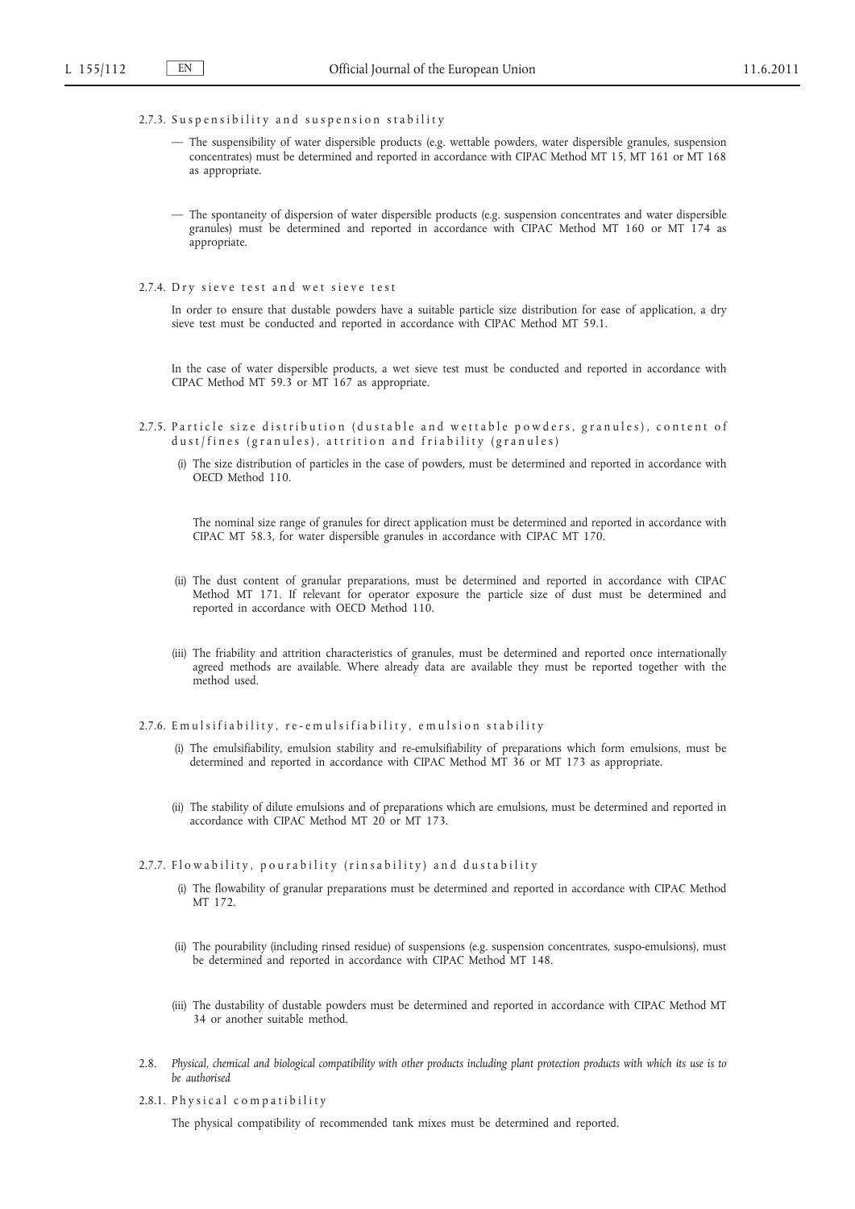#### 2.7.3. Suspensibility and suspension stability

— The suspensibility of water dispersible products (e.g. wettable powders, water dispersible granules, suspension concentrates) must be determined and reported in accordance with CIPAC Method MT 15, MT 161 or MT 168 as appropriate.

— The spontaneity of dispersion of water dispersible products (e.g. suspension concentrates and water dispersible granules) must be determined and reported in accordance with CIPAC Method MT 160 or MT 174 as appropriate.

#### 2.7.4. Dry sieve test and wet sieve test

In order to ensure that dustable powders have a suitable particle size distribution for ease of application, a dry sieve test must be conducted and reported in accordance with CIPAC Method MT 59.1.

In the case of water dispersible products, a wet sieve test must be conducted and reported in accordance with CIPAC Method MT 59.3 or MT 167 as appropriate.

#### 2.7.5. Particle size distribution (dustable and wettable powders, granules), content of dust/fines (granules), attrition and friability (granules)

(i) The size distribution of particles in the case of powders, must be determined and reported in accordance with OECD Method 110.

The nominal size range of granules for direct application must be determined and reported in accordance with CIPAC MT 58.3, for water dispersible granules in accordance with CIPAC MT 170.

(ii) The dust content of granular preparations, must be determined and reported in accordance with CIPAC Method MT 171. If relevant for operator exposure the particle size of dust must be determined and reported in accordance with OECD Method 110.

(iii) The friability and attrition characteristics of granules, must be determined and reported once internationally agreed methods are available. Where already data are available they must be reported together with the method used.

#### 2.7.6. Emulsifiability, re-emulsifiability, emulsion stability

(i) The emulsifiability, emulsion stability and re-emulsifiability of preparations which form emulsions, must be determined and reported in accordance with CIPAC Method MT 36 or MT 173 as appropriate.

(ii) The stability of dilute emulsions and of preparations which are emulsions, must be determined and reported in accordance with CIPAC Method MT 20 or MT 173.

#### 2.7.7. Flowability, pourability (rinsability) and dustability

(i) The flowability of granular preparations must be determined and reported in accordance with CIPAC Method MT 172.

(ii) The pourability (including rinsed residue) of suspensions (e.g. suspension concentrates, suspo-emulsions), must be determined and reported in accordance with CIPAC Method MT 148.

(iii) The dustability of dustable powders must be determined and reported in accordance with CIPAC Method MT 34 or another suitable method.

### 2.8. *Physical, chemical and biological compatibility with other products including plant protection products with which its use is to be authorised*

#### 2.8.1. Physical compatibility

The physical compatibility of recommended tank mixes must be determined and reported.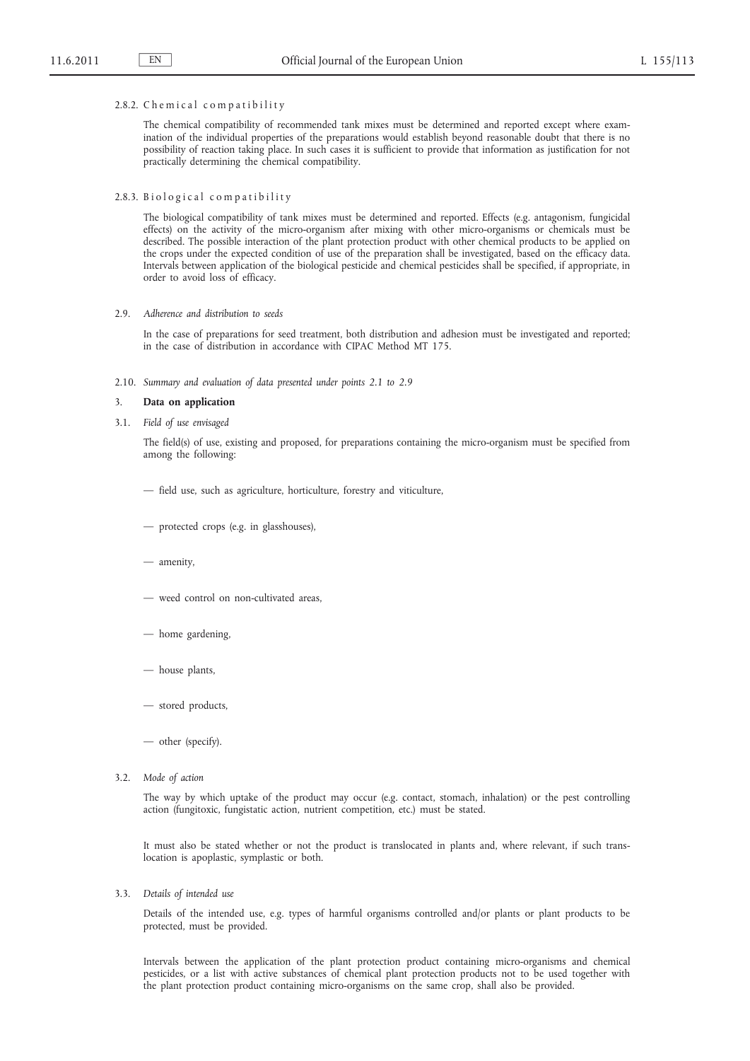#### 2.8.2. Chemical compatibility

The chemical compatibility of recommended tank mixes must be determined and reported except where examination of the individual properties of the preparations would establish beyond reasonable doubt that there is no possibility of reaction taking place. In such cases it is sufficient to provide that information as justification for not practically determining the chemical compatibility.

#### 2.8.3. Biological compatibility

The biological compatibility of tank mixes must be determined and reported. Effects (e.g. antagonism, fungicidal effects) on the activity of the micro-organism after mixing with other micro-organisms or chemicals must be described. The possible interaction of the plant protection product with other chemical products to be applied on the crops under the expected condition of use of the preparation shall be investigated, based on the efficacy data. Intervals between application of the biological pesticide and chemical pesticides shall be specified, if appropriate, in order to avoid loss of efficacy.

### 2.9. *Adherence and distribution to seeds*

In the case of preparations for seed treatment, both distribution and adhesion must be investigated and reported; in the case of distribution in accordance with CIPAC Method MT 175.

### 2.10. *Summary and evaluation of data presented under points 2.1 to 2.9*

## 3. **Data on application**

### 3.1. *Field of use envisaged*

The field(s) of use, existing and proposed, for preparations containing the micro-organism must be specified from among the following:

- field use, such as agriculture, horticulture, forestry and viticulture,
- protected crops (e.g. in glasshouses),
- amenity,
- weed control on non-cultivated areas,
- home gardening,
- house plants,
- stored products,
- other (specify).

### 3.2. *Mode of action*

The way by which uptake of the product may occur (e.g. contact, stomach, inhalation) or the pest controlling action (fungitoxic, fungistatic action, nutrient competition, etc.) must be stated.

It must also be stated whether or not the product is translocated in plants and, where relevant, if such translocation is apoplastic, symplastic or both.

### 3.3. *Details of intended use*

Details of the intended use, e.g. types of harmful organisms controlled and/or plants or plant products to be protected, must be provided.

Intervals between the application of the plant protection product containing micro-organisms and chemical pesticides, or a list with active substances of chemical plant protection products not to be used together with the plant protection product containing micro-organisms on the same crop, shall also be provided.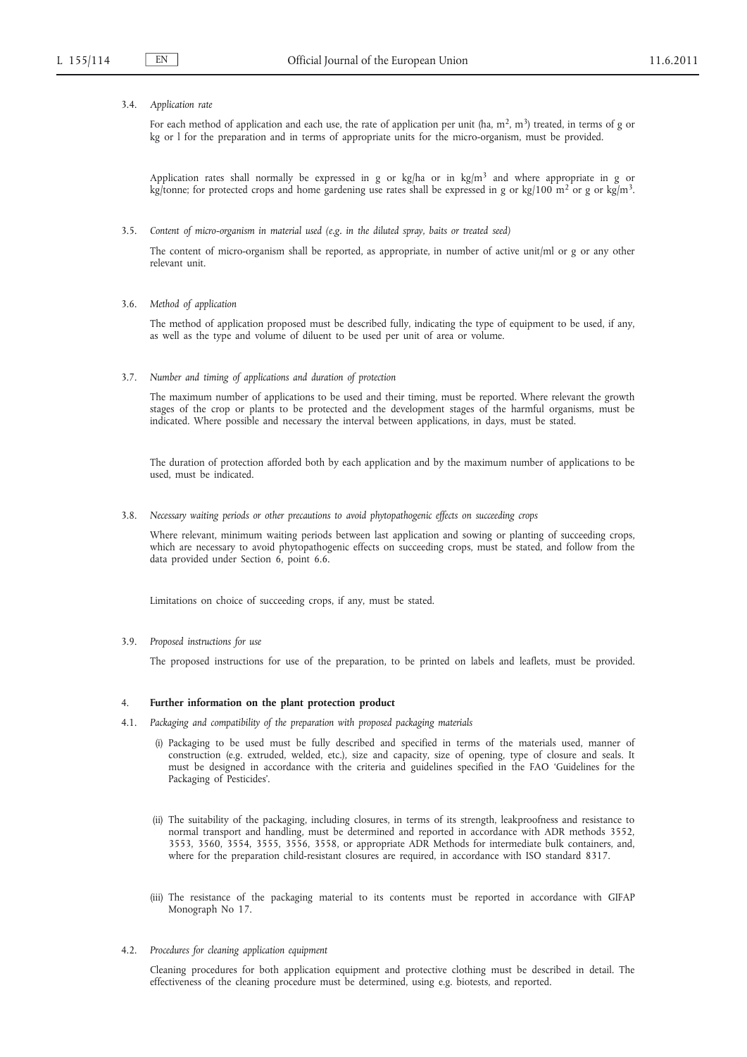3.4. *Application rate*

For each method of application and each use, the rate of application per unit (ha, $m^2$, $m^3$) treated, in terms of g or kg or l for the preparation and in terms of appropriate units for the micro-organism, must be provided.

Application rates shall normally be expressed in g or kg/ha or in kg/$m^3$ and where appropriate in g or kg/tonne; for protected crops and home gardening use rates shall be expressed in g or kg/100 $m^2$ or g or kg/$m^3$.

3.5. *Content of micro-organism in material used (e.g. in the diluted spray, baits or treated seed)*

The content of micro-organism shall be reported, as appropriate, in number of active unit/ml or g or any other relevant unit.

3.6. *Method of application*

The method of application proposed must be described fully, indicating the type of equipment to be used, if any, as well as the type and volume of diluent to be used per unit of area or volume.

3.7. *Number and timing of applications and duration of protection*

The maximum number of applications to be used and their timing, must be reported. Where relevant the growth stages of the crop or plants to be protected and the development stages of the harmful organisms, must be indicated. Where possible and necessary the interval between applications, in days, must be stated.

The duration of protection afforded both by each application and by the maximum number of applications to be used, must be indicated.

3.8. *Necessary waiting periods or other precautions to avoid phytopathogenic effects on succeeding crops*

Where relevant, minimum waiting periods between last application and sowing or planting of succeeding crops, which are necessary to avoid phytopathogenic effects on succeeding crops, must be stated, and follow from the data provided under Section 6, point 6.6.

Limitations on choice of succeeding crops, if any, must be stated.

3.9. *Proposed instructions for use*

The proposed instructions for use of the preparation, to be printed on labels and leaflets, must be provided.

## 4. **Further information on the plant protection product**

4.1. *Packaging and compatibility of the preparation with proposed packaging materials*

(i) Packaging to be used must be fully described and specified in terms of the materials used, manner of construction (e.g. extruded, welded, etc.), size and capacity, size of opening, type of closure and seals. It must be designed in accordance with the criteria and guidelines specified in the FAO 'Guidelines for the Packaging of Pesticides'.

(ii) The suitability of the packaging, including closures, in terms of its strength, leakproofness and resistance to normal transport and handling, must be determined and reported in accordance with ADR methods 3552, 3553, 3560, 3554, 3555, 3556, 3558, or appropriate ADR Methods for intermediate bulk containers, and, where for the preparation child-resistant closures are required, in accordance with ISO standard 8317.

(iii) The resistance of the packaging material to its contents must be reported in accordance with GIFAP Monograph No 17.

4.2. *Procedures for cleaning application equipment*

Cleaning procedures for both application equipment and protective clothing must be described in detail. The effectiveness of the cleaning procedure must be determined, using e.g. biotests, and reported.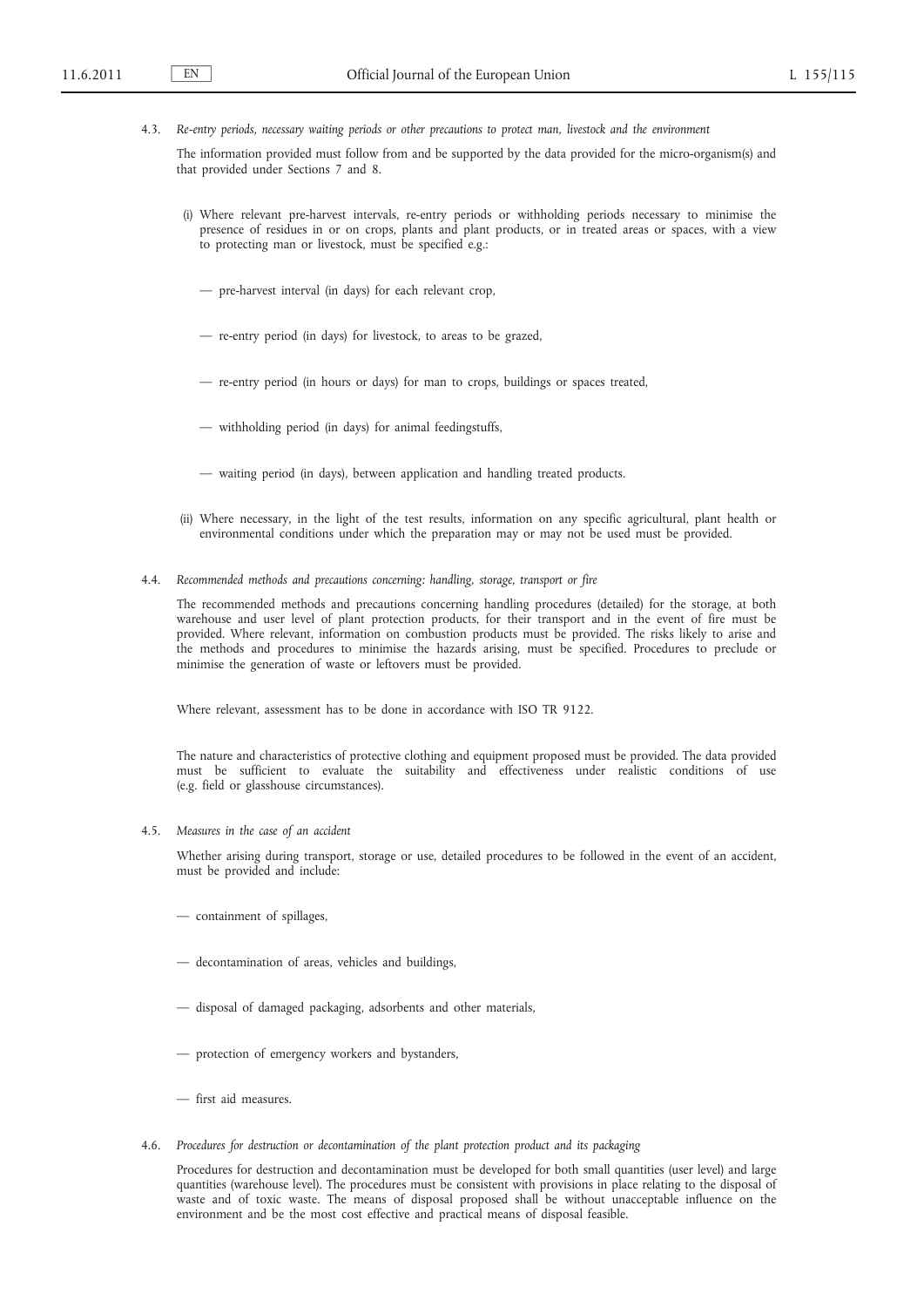4.3. *Re-entry periods, necessary waiting periods or other precautions to protect man, livestock and the environment*

The information provided must follow from and be supported by the data provided for the micro-organism(s) and that provided under Sections 7 and 8.

(i) Where relevant pre-harvest intervals, re-entry periods or withholding periods necessary to minimise the presence of residues in or on crops, plants and plant products, or in treated areas or spaces, with a view to protecting man or livestock, must be specified e.g.:

— pre-harvest interval (in days) for each relevant crop,

— re-entry period (in days) for livestock, to areas to be grazed,

— re-entry period (in hours or days) for man to crops, buildings or spaces treated,

— withholding period (in days) for animal feedingstuffs,

— waiting period (in days), between application and handling treated products.

(ii) Where necessary, in the light of the test results, information on any specific agricultural, plant health or environmental conditions under which the preparation may or may not be used must be provided.

4.4. *Recommended methods and precautions concerning: handling, storage, transport or fire*

The recommended methods and precautions concerning handling procedures (detailed) for the storage, at both warehouse and user level of plant protection products, for their transport and in the event of fire must be provided. Where relevant, information on combustion products must be provided. The risks likely to arise and the methods and procedures to minimise the hazards arising, must be specified. Procedures to preclude or minimise the generation of waste or leftovers must be provided.

Where relevant, assessment has to be done in accordance with ISO TR 9122.

The nature and characteristics of protective clothing and equipment proposed must be provided. The data provided must be sufficient to evaluate the suitability and effectiveness under realistic conditions of use (e.g. field or glasshouse circumstances).

4.5. *Measures in the case of an accident*

Whether arising during transport, storage or use, detailed procedures to be followed in the event of an accident, must be provided and include:

— containment of spillages,

— decontamination of areas, vehicles and buildings,

— disposal of damaged packaging, adsorbents and other materials,

— protection of emergency workers and bystanders,

— first aid measures.

4.6. *Procedures for destruction or decontamination of the plant protection product and its packaging*

Procedures for destruction and decontamination must be developed for both small quantities (user level) and large quantities (warehouse level). The procedures must be consistent with provisions in place relating to the disposal of waste and of toxic waste. The means of disposal proposed shall be without unacceptable influence on the environment and be the most cost effective and practical means of disposal feasible.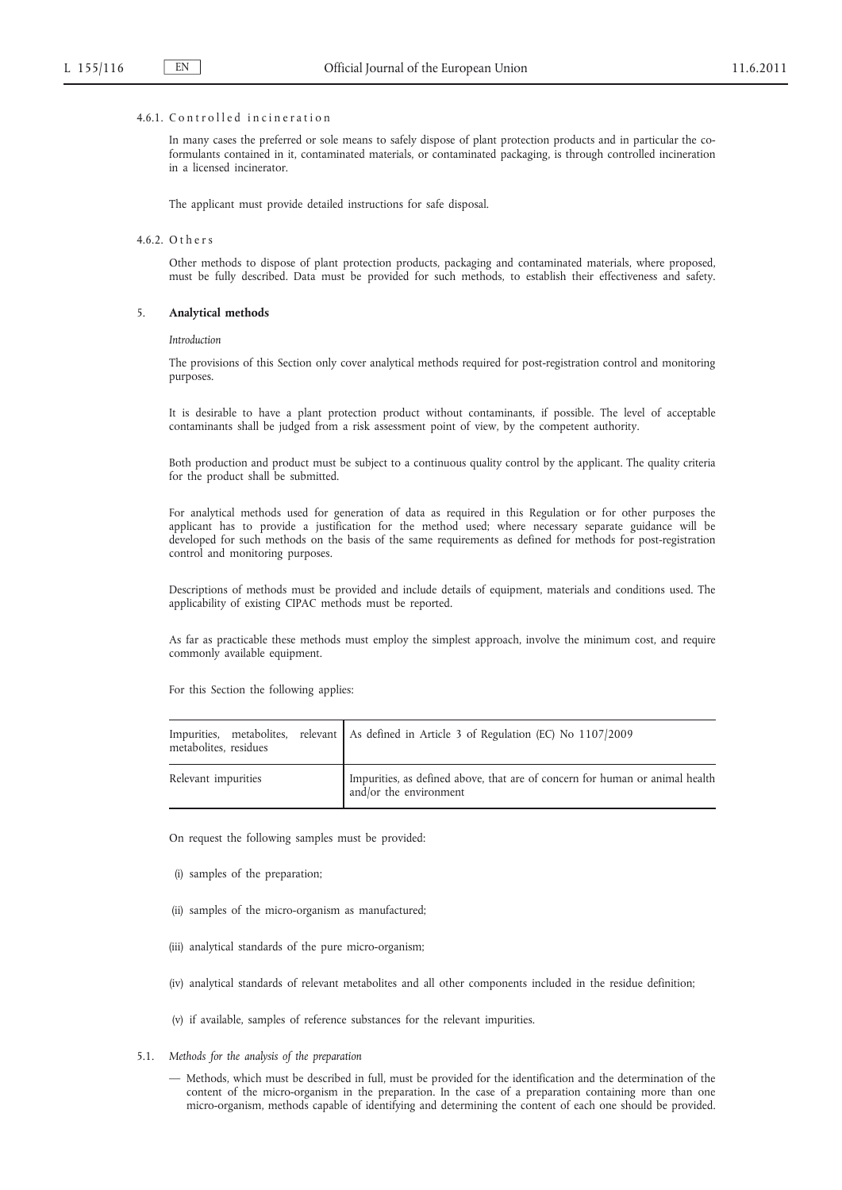#### 4.6.1. Controlled incineration

In many cases the preferred or sole means to safely dispose of plant protection products and in particular the co-formulants contained in it, contaminated materials, or contaminated packaging, is through controlled incineration in a licensed incinerator.

The applicant must provide detailed instructions for safe disposal.

#### 4.6.2. Others

Other methods to dispose of plant protection products, packaging and contaminated materials, where proposed, must be fully described. Data must be provided for such methods, to establish their effectiveness and safety.

## 5. Analytical methods

*Introduction*

The provisions of this Section only cover analytical methods required for post-registration control and monitoring purposes.

It is desirable to have a plant protection product without contaminants, if possible. The level of acceptable contaminants shall be judged from a risk assessment point of view, by the competent authority.

Both production and product must be subject to a continuous quality control by the applicant. The quality criteria for the product shall be submitted.

For analytical methods used for generation of data as required in this Regulation or for other purposes the applicant has to provide a justification for the method used; where necessary separate guidance will be developed for such methods on the basis of the same requirements as defined for methods for post-registration control and monitoring purposes.

Descriptions of methods must be provided and include details of equipment, materials and conditions used. The applicability of existing CIPAC methods must be reported.

As far as practicable these methods must employ the simplest approach, involve the minimum cost, and require commonly available equipment.

For this Section the following applies:

| | |
|---|---|
| Impurities, metabolites, relevant metabolites, residues | As defined in Article 3 of Regulation (EC) No 1107/2009 |
| Relevant impurities | Impurities, as defined above, that are of concern for human or animal health and/or the environment |

On request the following samples must be provided:

(i) samples of the preparation;

(ii) samples of the micro-organism as manufactured;

(iii) analytical standards of the pure micro-organism;

(iv) analytical standards of relevant metabolites and all other components included in the residue definition;

(v) if available, samples of reference substances for the relevant impurities.

### 5.1. *Methods for the analysis of the preparation*

— Methods, which must be described in full, must be provided for the identification and the determination of the content of the micro-organism in the preparation. In the case of a preparation containing more than one micro-organism, methods capable of identifying and determining the content of each one should be provided.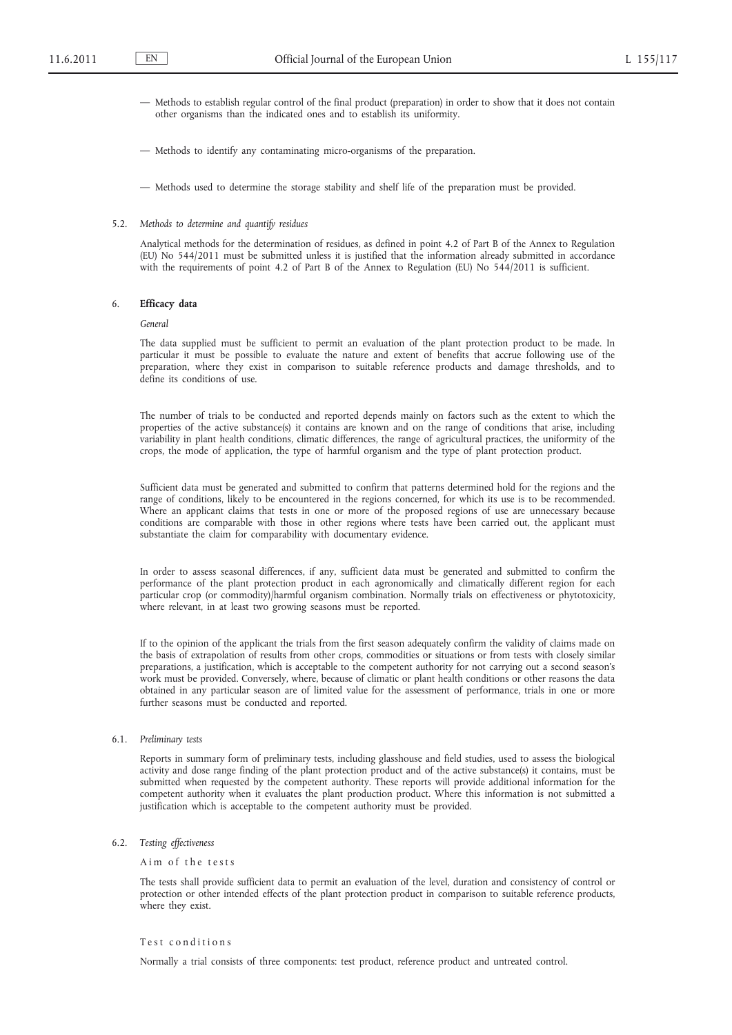— Methods to establish regular control of the final product (preparation) in order to show that it does not contain other organisms than the indicated ones and to establish its uniformity.

— Methods to identify any contaminating micro-organisms of the preparation.

— Methods used to determine the storage stability and shelf life of the preparation must be provided.

5.2. *Methods to determine and quantify residues*

Analytical methods for the determination of residues, as defined in point 4.2 of Part B of the Annex to Regulation (EU) No 544/2011 must be submitted unless it is justified that the information already submitted in accordance with the requirements of point 4.2 of Part B of the Annex to Regulation (EU) No 544/2011 is sufficient.

6. **Efficacy data**

*General*

The data supplied must be sufficient to permit an evaluation of the plant protection product to be made. In particular it must be possible to evaluate the nature and extent of benefits that accrue following use of the preparation, where they exist in comparison to suitable reference products and damage thresholds, and to define its conditions of use.

The number of trials to be conducted and reported depends mainly on factors such as the extent to which the properties of the active substance(s) it contains are known and on the range of conditions that arise, including variability in plant health conditions, climatic differences, the range of agricultural practices, the uniformity of the crops, the mode of application, the type of harmful organism and the type of plant protection product.

Sufficient data must be generated and submitted to confirm that patterns determined hold for the regions and the range of conditions, likely to be encountered in the regions concerned, for which its use is to be recommended. Where an applicant claims that tests in one or more of the proposed regions of use are unnecessary because conditions are comparable with those in other regions where tests have been carried out, the applicant must substantiate the claim for comparability with documentary evidence.

In order to assess seasonal differences, if any, sufficient data must be generated and submitted to confirm the performance of the plant protection product in each agronomically and climatically different region for each particular crop (or commodity)/harmful organism combination. Normally trials on effectiveness or phytotoxicity, where relevant, in at least two growing seasons must be reported.

If to the opinion of the applicant the trials from the first season adequately confirm the validity of claims made on the basis of extrapolation of results from other crops, commodities or situations or from tests with closely similar preparations, a justification, which is acceptable to the competent authority for not carrying out a second season's work must be provided. Conversely, where, because of climatic or plant health conditions or other reasons the data obtained in any particular season are of limited value for the assessment of performance, trials in one or more further seasons must be conducted and reported.

6.1. *Preliminary tests*

Reports in summary form of preliminary tests, including glasshouse and field studies, used to assess the biological activity and dose range finding of the plant protection product and of the active substance(s) it contains, must be submitted when requested by the competent authority. These reports will provide additional information for the competent authority when it evaluates the plant production product. Where this information is not submitted a justification which is acceptable to the competent authority must be provided.

6.2. *Testing effectiveness*

Aim of the tests

The tests shall provide sufficient data to permit an evaluation of the level, duration and consistency of control or protection or other intended effects of the plant protection product in comparison to suitable reference products, where they exist.

Test conditions

Normally a trial consists of three components: test product, reference product and untreated control.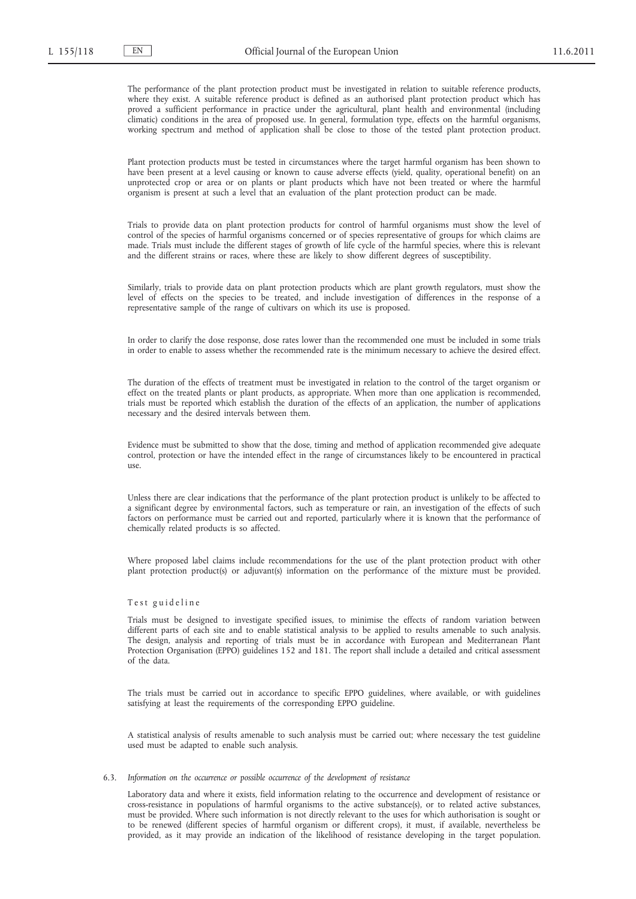The performance of the plant protection product must be investigated in relation to suitable reference products, where they exist. A suitable reference product is defined as an authorised plant protection product which has proved a sufficient performance in practice under the agricultural, plant health and environmental (including climatic) conditions in the area of proposed use. In general, formulation type, effects on the harmful organisms, working spectrum and method of application shall be close to those of the tested plant protection product.

Plant protection products must be tested in circumstances where the target harmful organism has been shown to have been present at a level causing or known to cause adverse effects (yield, quality, operational benefit) on an unprotected crop or area or on plants or plant products which have not been treated or where the harmful organism is present at such a level that an evaluation of the plant protection product can be made.

Trials to provide data on plant protection products for control of harmful organisms must show the level of control of the species of harmful organisms concerned or of species representative of groups for which claims are made. Trials must include the different stages of growth of life cycle of the harmful species, where this is relevant and the different strains or races, where these are likely to show different degrees of susceptibility.

Similarly, trials to provide data on plant protection products which are plant growth regulators, must show the level of effects on the species to be treated, and include investigation of differences in the response of a representative sample of the range of cultivars on which its use is proposed.

In order to clarify the dose response, dose rates lower than the recommended one must be included in some trials in order to enable to assess whether the recommended rate is the minimum necessary to achieve the desired effect.

The duration of the effects of treatment must be investigated in relation to the control of the target organism or effect on the treated plants or plant products, as appropriate. When more than one application is recommended, trials must be reported which establish the duration of the effects of an application, the number of applications necessary and the desired intervals between them.

Evidence must be submitted to show that the dose, timing and method of application recommended give adequate control, protection or have the intended effect in the range of circumstances likely to be encountered in practical use.

Unless there are clear indications that the performance of the plant protection product is unlikely to be affected to a significant degree by environmental factors, such as temperature or rain, an investigation of the effects of such factors on performance must be carried out and reported, particularly where it is known that the performance of chemically related products is so affected.

Where proposed label claims include recommendations for the use of the plant protection product with other plant protection product(s) or adjuvant(s) information on the performance of the mixture must be provided.

Test guideline

Trials must be designed to investigate specified issues, to minimise the effects of random variation between different parts of each site and to enable statistical analysis to be applied to results amenable to such analysis. The design, analysis and reporting of trials must be in accordance with European and Mediterranean Plant Protection Organisation (EPPO) guidelines 152 and 181. The report shall include a detailed and critical assessment of the data.

The trials must be carried out in accordance to specific EPPO guidelines, where available, or with guidelines satisfying at least the requirements of the corresponding EPPO guideline.

A statistical analysis of results amenable to such analysis must be carried out; where necessary the test guideline used must be adapted to enable such analysis.

6.3. *Information on the occurrence or possible occurrence of the development of resistance*

Laboratory data and where it exists, field information relating to the occurrence and development of resistance or cross-resistance in populations of harmful organisms to the active substance(s), or to related active substances, must be provided. Where such information is not directly relevant to the uses for which authorisation is sought or to be renewed (different species of harmful organism or different crops), it must, if available, nevertheless be provided, as it may provide an indication of the likelihood of resistance developing in the target population.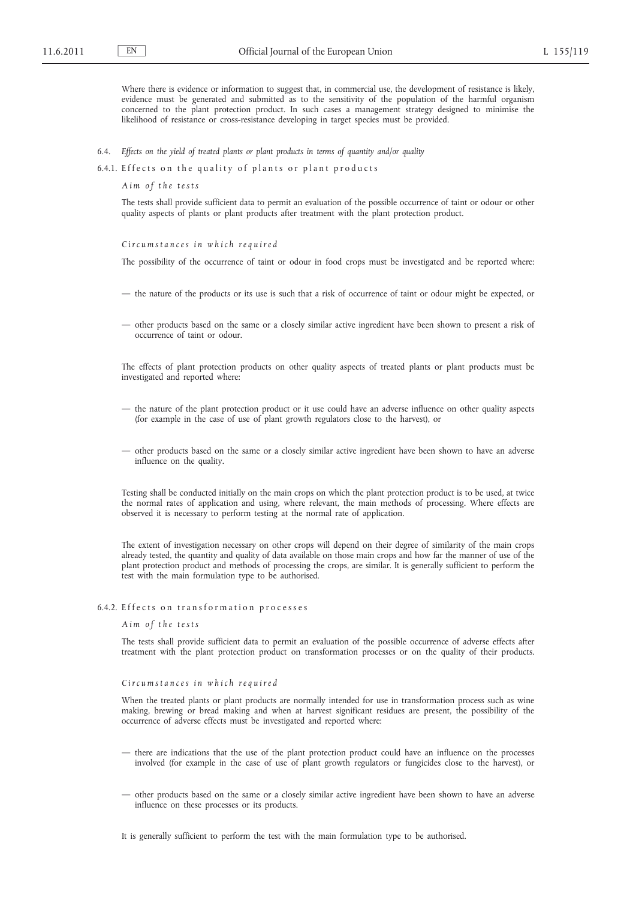Where there is evidence or information to suggest that, in commercial use, the development of resistance is likely, evidence must be generated and submitted as to the sensitivity of the population of the harmful organism concerned to the plant protection product. In such cases a management strategy designed to minimise the likelihood of resistance or cross-resistance developing in target species must be provided.

6.4. *Effects on the yield of treated plants or plant products in terms of quantity and/or quality*

6.4.1. Effects on the quality of plants or plant products

*Aim of the tests*

The tests shall provide sufficient data to permit an evaluation of the possible occurrence of taint or odour or other quality aspects of plants or plant products after treatment with the plant protection product.

*Circumstances in which required*

The possibility of the occurrence of taint or odour in food crops must be investigated and be reported where:

— the nature of the products or its use is such that a risk of occurrence of taint or odour might be expected, or

— other products based on the same or a closely similar active ingredient have been shown to present a risk of occurrence of taint or odour.

The effects of plant protection products on other quality aspects of treated plants or plant products must be investigated and reported where:

— the nature of the plant protection product or it use could have an adverse influence on other quality aspects (for example in the case of use of plant growth regulators close to the harvest), or

— other products based on the same or a closely similar active ingredient have been shown to have an adverse influence on the quality.

Testing shall be conducted initially on the main crops on which the plant protection product is to be used, at twice the normal rates of application and using, where relevant, the main methods of processing. Where effects are observed it is necessary to perform testing at the normal rate of application.

The extent of investigation necessary on other crops will depend on their degree of similarity of the main crops already tested, the quantity and quality of data available on those main crops and how far the manner of use of the plant protection product and methods of processing the crops, are similar. It is generally sufficient to perform the test with the main formulation type to be authorised.

6.4.2. Effects on transformation processes

*Aim of the tests*

The tests shall provide sufficient data to permit an evaluation of the possible occurrence of adverse effects after treatment with the plant protection product on transformation processes or on the quality of their products.

*Circumstances in which required*

When the treated plants or plant products are normally intended for use in transformation process such as wine making, brewing or bread making and when at harvest significant residues are present, the possibility of the occurrence of adverse effects must be investigated and reported where:

— there are indications that the use of the plant protection product could have an influence on the processes involved (for example in the case of use of plant growth regulators or fungicides close to the harvest), or

— other products based on the same or a closely similar active ingredient have been shown to have an adverse influence on these processes or its products.

It is generally sufficient to perform the test with the main formulation type to be authorised.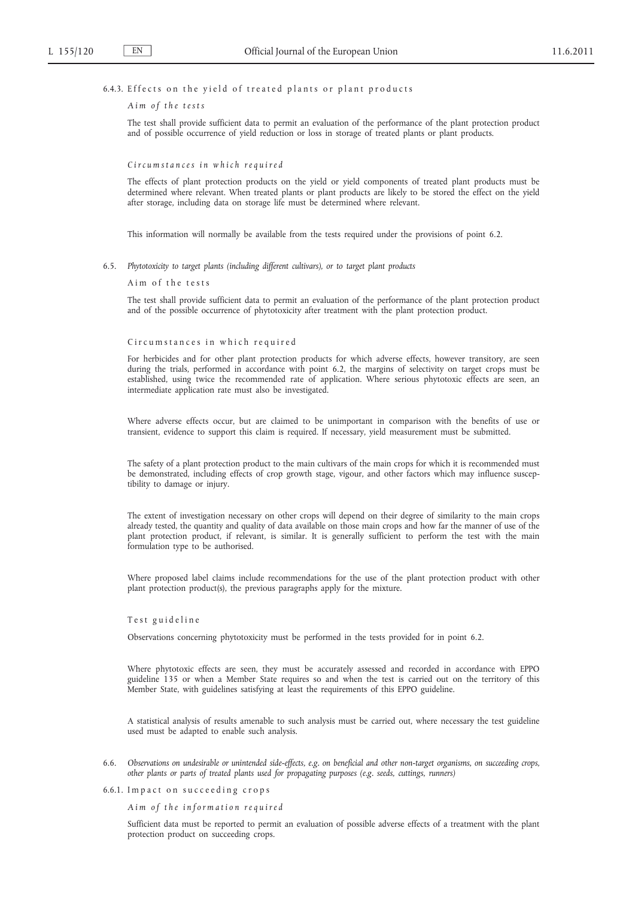### 6.4.3. Effects on the yield of treated plants or plant products

*Aim of the tests*

The test shall provide sufficient data to permit an evaluation of the performance of the plant protection product and of possible occurrence of yield reduction or loss in storage of treated plants or plant products.

*Circumstances in which required*

The effects of plant protection products on the yield or yield components of treated plant products must be determined where relevant. When treated plants or plant products are likely to be stored the effect on the yield after storage, including data on storage life must be determined where relevant.

This information will normally be available from the tests required under the provisions of point 6.2.

## 6.5. *Phytotoxicity to target plants (including different cultivars), or to target plant products*

Aim of the tests

The test shall provide sufficient data to permit an evaluation of the performance of the plant protection product and of the possible occurrence of phytotoxicity after treatment with the plant protection product.

Circumstances in which required

For herbicides and for other plant protection products for which adverse effects, however transitory, are seen during the trials, performed in accordance with point 6.2, the margins of selectivity on target crops must be established, using twice the recommended rate of application. Where serious phytotoxic effects are seen, an intermediate application rate must also be investigated.

Where adverse effects occur, but are claimed to be unimportant in comparison with the benefits of use or transient, evidence to support this claim is required. If necessary, yield measurement must be submitted.

The safety of a plant protection product to the main cultivars of the main crops for which it is recommended must be demonstrated, including effects of crop growth stage, vigour, and other factors which may influence susceptibility to damage or injury.

The extent of investigation necessary on other crops will depend on their degree of similarity to the main crops already tested, the quantity and quality of data available on those main crops and how far the manner of use of the plant protection product, if relevant, is similar. It is generally sufficient to perform the test with the main formulation type to be authorised.

Where proposed label claims include recommendations for the use of the plant protection product with other plant protection product(s), the previous paragraphs apply for the mixture.

Test guideline

Observations concerning phytotoxicity must be performed in the tests provided for in point 6.2.

Where phytotoxic effects are seen, they must be accurately assessed and recorded in accordance with EPPO guideline 135 or when a Member State requires so and when the test is carried out on the territory of this Member State, with guidelines satisfying at least the requirements of this EPPO guideline.

A statistical analysis of results amenable to such analysis must be carried out, where necessary the test guideline used must be adapted to enable such analysis.

## 6.6. *Observations on undesirable or unintended side-effects, e.g. on beneficial and other non-target organisms, on succeeding crops, other plants or parts of treated plants used for propagating purposes (e.g. seeds, cuttings, runners)*

### 6.6.1. Impact on succeeding crops

*Aim of the information required*

Sufficient data must be reported to permit an evaluation of possible adverse effects of a treatment with the plant protection product on succeeding crops.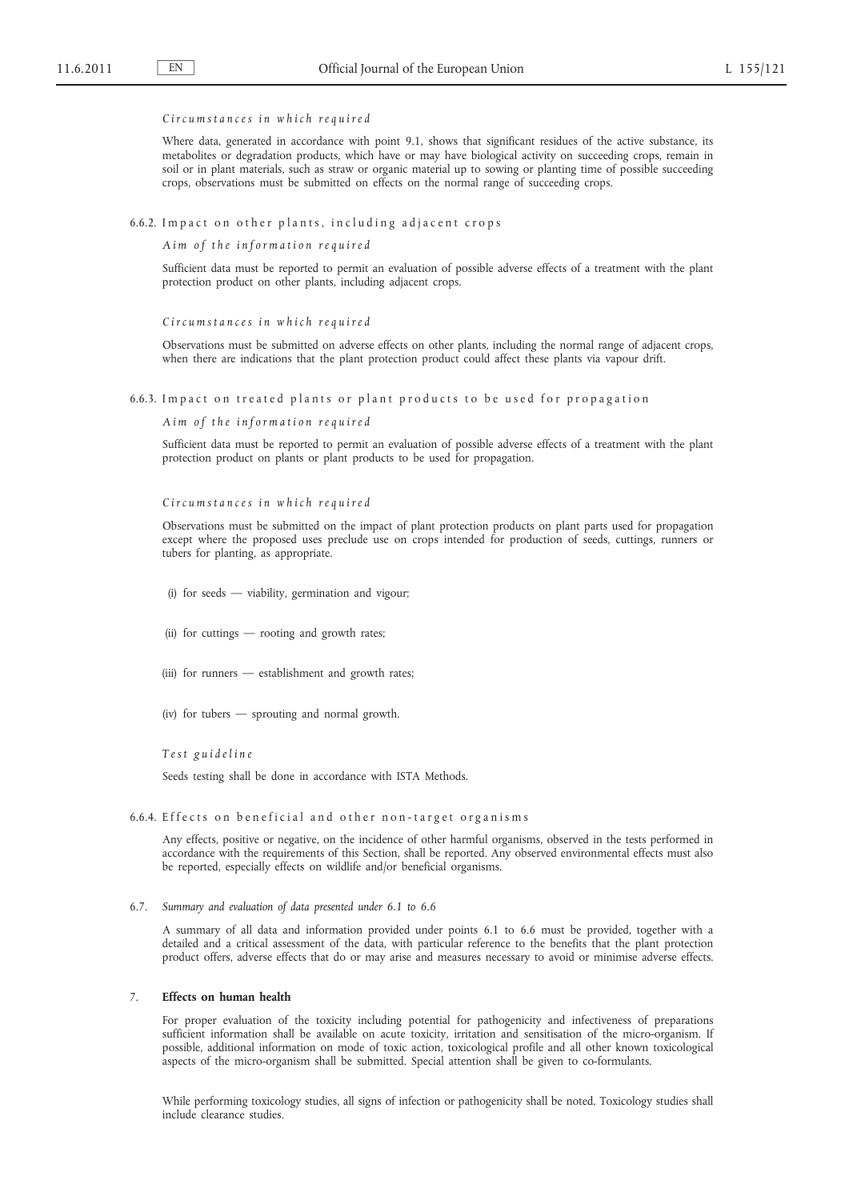*Circumstances in which required*

Where data, generated in accordance with point 9.1, shows that significant residues of the active substance, its metabolites or degradation products, which have or may have biological activity on succeeding crops, remain in soil or in plant materials, such as straw or organic material up to sowing or planting time of possible succeeding crops, observations must be submitted on effects on the normal range of succeeding crops.

6.6.2. Impact on other plants, including adjacent crops

*Aim of the information required*

Sufficient data must be reported to permit an evaluation of possible adverse effects of a treatment with the plant protection product on other plants, including adjacent crops.

*Circumstances in which required*

Observations must be submitted on adverse effects on other plants, including the normal range of adjacent crops, when there are indications that the plant protection product could affect these plants via vapour drift.

6.6.3. Impact on treated plants or plant products to be used for propagation

*Aim of the information required*

Sufficient data must be reported to permit an evaluation of possible adverse effects of a treatment with the plant protection product on plants or plant products to be used for propagation.

*Circumstances in which required*

Observations must be submitted on the impact of plant protection products on plant parts used for propagation except where the proposed uses preclude use on crops intended for production of seeds, cuttings, runners or tubers for planting, as appropriate.

(i) for seeds — viability, germination and vigour;

(ii) for cuttings — rooting and growth rates;

(iii) for runners — establishment and growth rates;

(iv) for tubers — sprouting and normal growth.

*Test guideline*

Seeds testing shall be done in accordance with ISTA Methods.

6.6.4. Effects on beneficial and other non-target organisms

Any effects, positive or negative, on the incidence of other harmful organisms, observed in the tests performed in accordance with the requirements of this Section, shall be reported. Any observed environmental effects must also be reported, especially effects on wildlife and/or beneficial organisms.

6.7. *Summary and evaluation of data presented under 6.1 to 6.6*

A summary of all data and information provided under points 6.1 to 6.6 must be provided, together with a detailed and a critical assessment of the data, with particular reference to the benefits that the plant protection product offers, adverse effects that do or may arise and measures necessary to avoid or minimise adverse effects.

## 7. **Effects on human health**

For proper evaluation of the toxicity including potential for pathogenicity and infectiveness of preparations sufficient information shall be available on acute toxicity, irritation and sensitisation of the micro-organism. If possible, additional information on mode of toxic action, toxicological profile and all other known toxicological aspects of the micro-organism shall be submitted. Special attention shall be given to co-formulants.

While performing toxicology studies, all signs of infection or pathogenicity shall be noted. Toxicology studies shall include clearance studies.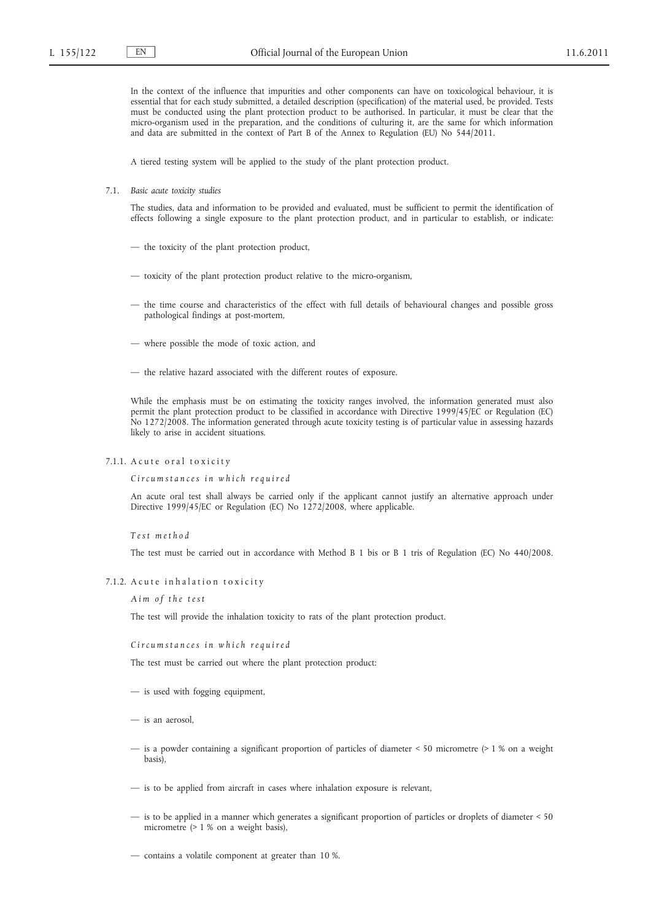In the context of the influence that impurities and other components can have on toxicological behaviour, it is essential that for each study submitted, a detailed description (specification) of the material used, be provided. Tests must be conducted using the plant protection product to be authorised. In particular, it must be clear that the micro-organism used in the preparation, and the conditions of culturing it, are the same for which information and data are submitted in the context of Part B of the Annex to Regulation (EU) No 544/2011.

A tiered testing system will be applied to the study of the plant protection product.

7.1. *Basic acute toxicity studies*

The studies, data and information to be provided and evaluated, must be sufficient to permit the identification of effects following a single exposure to the plant protection product, and in particular to establish, or indicate:

— the toxicity of the plant protection product,

— toxicity of the plant protection product relative to the micro-organism,

— the time course and characteristics of the effect with full details of behavioural changes and possible gross pathological findings at post-mortem,

— where possible the mode of toxic action, and

— the relative hazard associated with the different routes of exposure.

While the emphasis must be on estimating the toxicity ranges involved, the information generated must also permit the plant protection product to be classified in accordance with Directive 1999/45/EC or Regulation (EC) No 1272/2008. The information generated through acute toxicity testing is of particular value in assessing hazards likely to arise in accident situations.

7.1.1. Acute oral toxicity

*Circumstances in which required*

An acute oral test shall always be carried only if the applicant cannot justify an alternative approach under Directive 1999/45/EC or Regulation (EC) No 1272/2008, where applicable.

*Test method*

The test must be carried out in accordance with Method B 1 bis or B 1 tris of Regulation (EC) No 440/2008.

7.1.2. Acute inhalation toxicity

*Aim of the test*

The test will provide the inhalation toxicity to rats of the plant protection product.

*Circumstances in which required*

The test must be carried out where the plant protection product:

— is used with fogging equipment,

— is an aerosol,

— is a powder containing a significant proportion of particles of diameter < 50 micrometre (> 1 % on a weight basis),

— is to be applied from aircraft in cases where inhalation exposure is relevant,

— is to be applied in a manner which generates a significant proportion of particles or droplets of diameter < 50 micrometre (> 1 % on a weight basis),

— contains a volatile component at greater than 10 %.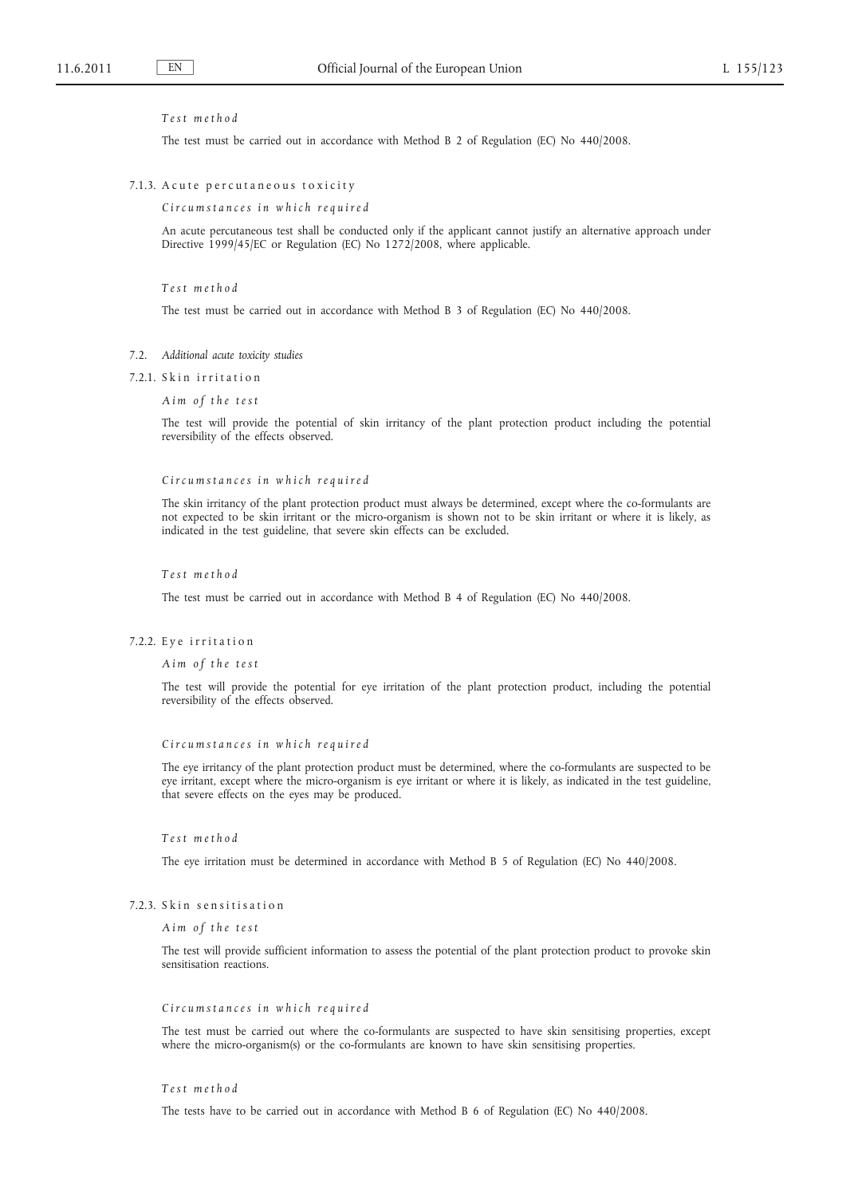*Test method*

The test must be carried out in accordance with Method B 2 of Regulation (EC) No 440/2008.

7.1.3. Acute percutaneous toxicity

*Circumstances in which required*

An acute percutaneous test shall be conducted only if the applicant cannot justify an alternative approach under Directive 1999/45/EC or Regulation (EC) No 1272/2008, where applicable.

*Test method*

The test must be carried out in accordance with Method B 3 of Regulation (EC) No 440/2008.

7.2. *Additional acute toxicity studies*

7.2.1. Skin irritation

*Aim of the test*

The test will provide the potential of skin irritancy of the plant protection product including the potential reversibility of the effects observed.

*Circumstances in which required*

The skin irritancy of the plant protection product must always be determined, except where the co-formulants are not expected to be skin irritant or the micro-organism is shown not to be skin irritant or where it is likely, as indicated in the test guideline, that severe skin effects can be excluded.

*Test method*

The test must be carried out in accordance with Method B 4 of Regulation (EC) No 440/2008.

7.2.2. Eye irritation

*Aim of the test*

The test will provide the potential for eye irritation of the plant protection product, including the potential reversibility of the effects observed.

*Circumstances in which required*

The eye irritancy of the plant protection product must be determined, where the co-formulants are suspected to be eye irritant, except where the micro-organism is eye irritant or where it is likely, as indicated in the test guideline, that severe effects on the eyes may be produced.

*Test method*

The eye irritation must be determined in accordance with Method B 5 of Regulation (EC) No 440/2008.

7.2.3. Skin sensitisation

*Aim of the test*

The test will provide sufficient information to assess the potential of the plant protection product to provoke skin sensitisation reactions.

*Circumstances in which required*

The test must be carried out where the co-formulants are suspected to have skin sensitising properties, except where the micro-organism(s) or the co-formulants are known to have skin sensitising properties.

*Test method*

The tests have to be carried out in accordance with Method B 6 of Regulation (EC) No 440/2008.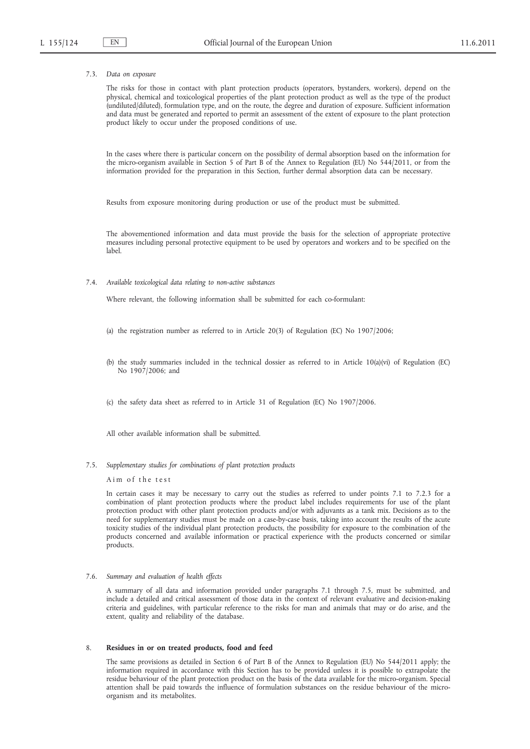7.3. *Data on exposure*

The risks for those in contact with plant protection products (operators, bystanders, workers), depend on the physical, chemical and toxicological properties of the plant protection product as well as the type of the product (undiluted/diluted), formulation type, and on the route, the degree and duration of exposure. Sufficient information and data must be generated and reported to permit an assessment of the extent of exposure to the plant protection product likely to occur under the proposed conditions of use.

In the cases where there is particular concern on the possibility of dermal absorption based on the information for the micro-organism available in Section 5 of Part B of the Annex to Regulation (EU) No 544/2011, or from the information provided for the preparation in this Section, further dermal absorption data can be necessary.

Results from exposure monitoring during production or use of the product must be submitted.

The abovementioned information and data must provide the basis for the selection of appropriate protective measures including personal protective equipment to be used by operators and workers and to be specified on the label.

7.4. *Available toxicological data relating to non-active substances*

Where relevant, the following information shall be submitted for each co-formulant:

(a) the registration number as referred to in Article 20(3) of Regulation (EC) No 1907/2006;

(b) the study summaries included in the technical dossier as referred to in Article 10(a)(vi) of Regulation (EC) No 1907/2006; and

(c) the safety data sheet as referred to in Article 31 of Regulation (EC) No 1907/2006.

All other available information shall be submitted.

7.5. *Supplementary studies for combinations of plant protection products*

Aim of the test

In certain cases it may be necessary to carry out the studies as referred to under points 7.1 to 7.2.3 for a combination of plant protection products where the product label includes requirements for use of the plant protection product with other plant protection products and/or with adjuvants as a tank mix. Decisions as to the need for supplementary studies must be made on a case-by-case basis, taking into account the results of the acute toxicity studies of the individual plant protection products, the possibility for exposure to the combination of the products concerned and available information or practical experience with the products concerned or similar products.

7.6. *Summary and evaluation of health effects*

A summary of all data and information provided under paragraphs 7.1 through 7.5, must be submitted, and include a detailed and critical assessment of those data in the context of relevant evaluative and decision-making criteria and guidelines, with particular reference to the risks for man and animals that may or do arise, and the extent, quality and reliability of the database.

8. **Residues in or on treated products, food and feed**

The same provisions as detailed in Section 6 of Part B of the Annex to Regulation (EU) No 544/2011 apply; the information required in accordance with this Section has to be provided unless it is possible to extrapolate the residue behaviour of the plant protection product on the basis of the data available for the micro-organism. Special attention shall be paid towards the influence of formulation substances on the residue behaviour of the micro-organism and its metabolites.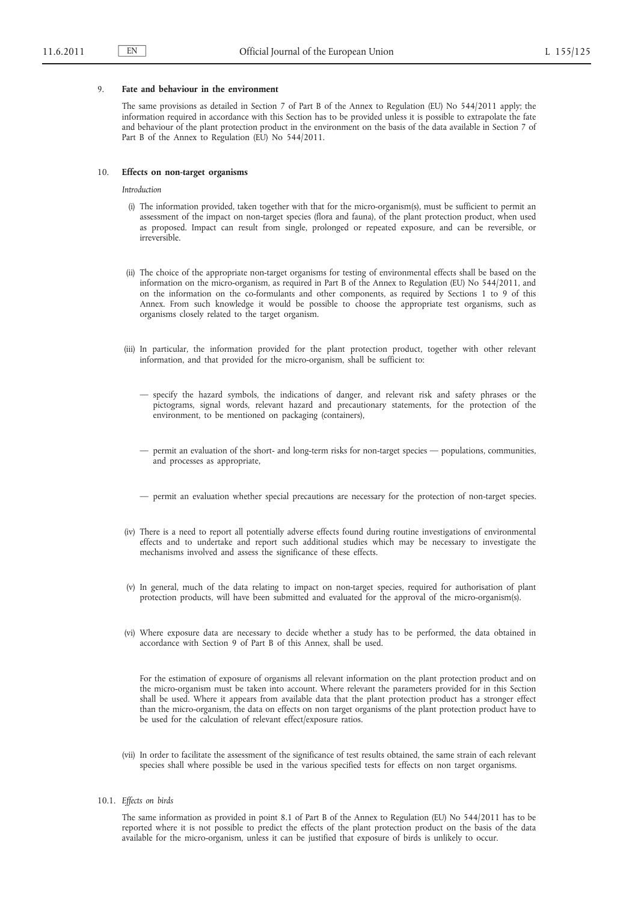## 9. **Fate and behaviour in the environment**

The same provisions as detailed in Section 7 of Part B of the Annex to Regulation (EU) No 544/2011 apply; the information required in accordance with this Section has to be provided unless it is possible to extrapolate the fate and behaviour of the plant protection product in the environment on the basis of the data available in Section 7 of Part B of the Annex to Regulation (EU) No 544/2011.

## 10. **Effects on non-target organisms**

*Introduction*

(i) The information provided, taken together with that for the micro-organism(s), must be sufficient to permit an assessment of the impact on non-target species (flora and fauna), of the plant protection product, when used as proposed. Impact can result from single, prolonged or repeated exposure, and can be reversible, or irreversible.

(ii) The choice of the appropriate non-target organisms for testing of environmental effects shall be based on the information on the micro-organism, as required in Part B of the Annex to Regulation (EU) No 544/2011, and on the information on the co-formulants and other components, as required by Sections 1 to 9 of this Annex. From such knowledge it would be possible to choose the appropriate test organisms, such as organisms closely related to the target organism.

(iii) In particular, the information provided for the plant protection product, together with other relevant information, and that provided for the micro-organism, shall be sufficient to:

— specify the hazard symbols, the indications of danger, and relevant risk and safety phrases or the pictograms, signal words, relevant hazard and precautionary statements, for the protection of the environment, to be mentioned on packaging (containers),

— permit an evaluation of the short- and long-term risks for non-target species — populations, communities, and processes as appropriate,

— permit an evaluation whether special precautions are necessary for the protection of non-target species.

(iv) There is a need to report all potentially adverse effects found during routine investigations of environmental effects and to undertake and report such additional studies which may be necessary to investigate the mechanisms involved and assess the significance of these effects.

(v) In general, much of the data relating to impact on non-target species, required for authorisation of plant protection products, will have been submitted and evaluated for the approval of the micro-organism(s).

(vi) Where exposure data are necessary to decide whether a study has to be performed, the data obtained in accordance with Section 9 of Part B of this Annex, shall be used.

For the estimation of exposure of organisms all relevant information on the plant protection product and on the micro-organism must be taken into account. Where relevant the parameters provided for in this Section shall be used. Where it appears from available data that the plant protection product has a stronger effect than the micro-organism, the data on effects on non target organisms of the plant protection product have to be used for the calculation of relevant effect/exposure ratios.

(vii) In order to facilitate the assessment of the significance of test results obtained, the same strain of each relevant species shall where possible be used in the various specified tests for effects on non target organisms.

### 10.1. *Effects on birds*

The same information as provided in point 8.1 of Part B of the Annex to Regulation (EU) No 544/2011 has to be reported where it is not possible to predict the effects of the plant protection product on the basis of the data available for the micro-organism, unless it can be justified that exposure of birds is unlikely to occur.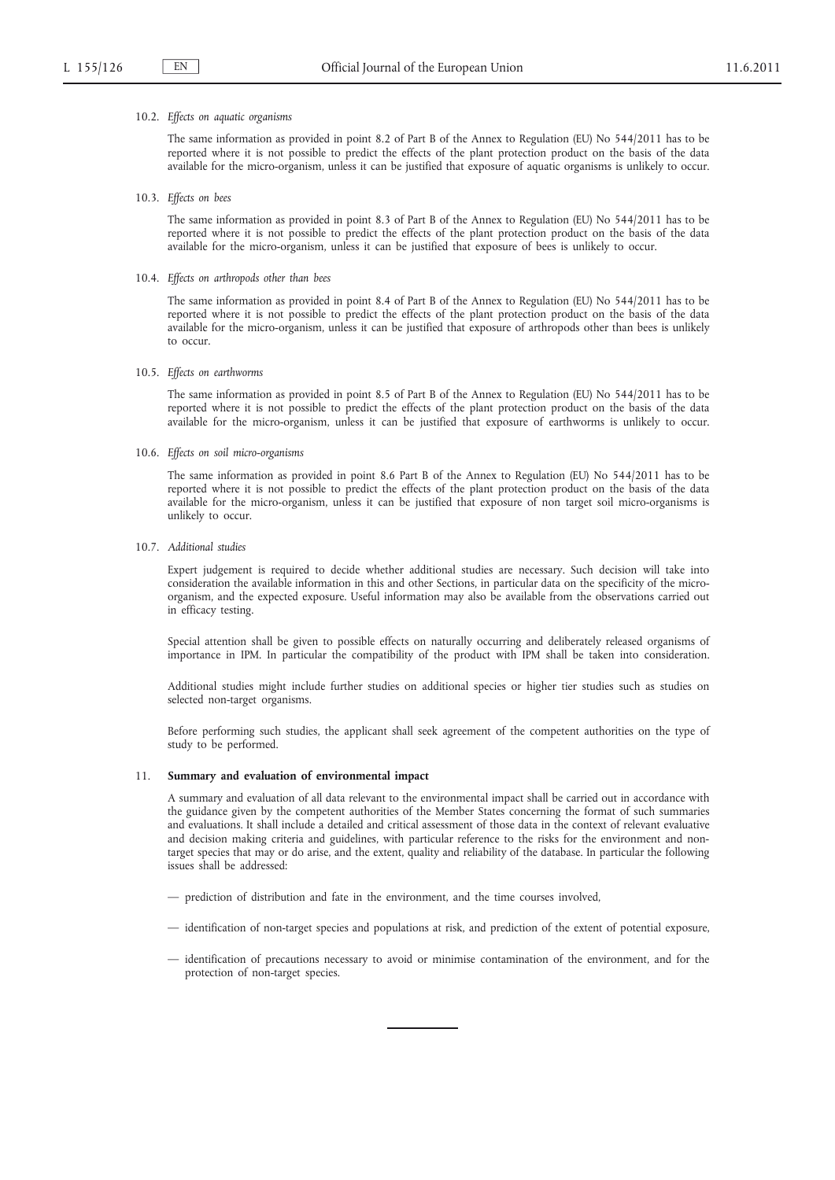10.2. *Effects on aquatic organisms*

The same information as provided in point 8.2 of Part B of the Annex to Regulation (EU) No 544/2011 has to be reported where it is not possible to predict the effects of the plant protection product on the basis of the data available for the micro-organism, unless it can be justified that exposure of aquatic organisms is unlikely to occur.

10.3. *Effects on bees*

The same information as provided in point 8.3 of Part B of the Annex to Regulation (EU) No 544/2011 has to be reported where it is not possible to predict the effects of the plant protection product on the basis of the data available for the micro-organism, unless it can be justified that exposure of bees is unlikely to occur.

10.4. *Effects on arthropods other than bees*

The same information as provided in point 8.4 of Part B of the Annex to Regulation (EU) No 544/2011 has to be reported where it is not possible to predict the effects of the plant protection product on the basis of the data available for the micro-organism, unless it can be justified that exposure of arthropods other than bees is unlikely to occur.

10.5. *Effects on earthworms*

The same information as provided in point 8.5 of Part B of the Annex to Regulation (EU) No 544/2011 has to be reported where it is not possible to predict the effects of the plant protection product on the basis of the data available for the micro-organism, unless it can be justified that exposure of earthworms is unlikely to occur.

10.6. *Effects on soil micro-organisms*

The same information as provided in point 8.6 Part B of the Annex to Regulation (EU) No 544/2011 has to be reported where it is not possible to predict the effects of the plant protection product on the basis of the data available for the micro-organism, unless it can be justified that exposure of non target soil micro-organisms is unlikely to occur.

10.7. *Additional studies*

Expert judgement is required to decide whether additional studies are necessary. Such decision will take into consideration the available information in this and other Sections, in particular data on the specificity of the micro-organism, and the expected exposure. Useful information may also be available from the observations carried out in efficacy testing.

Special attention shall be given to possible effects on naturally occurring and deliberately released organisms of importance in IPM. In particular the compatibility of the product with IPM shall be taken into consideration.

Additional studies might include further studies on additional species or higher tier studies such as studies on selected non-target organisms.

Before performing such studies, the applicant shall seek agreement of the competent authorities on the type of study to be performed.

## 11. **Summary and evaluation of environmental impact**

A summary and evaluation of all data relevant to the environmental impact shall be carried out in accordance with the guidance given by the competent authorities of the Member States concerning the format of such summaries and evaluations. It shall include a detailed and critical assessment of those data in the context of relevant evaluative and decision making criteria and guidelines, with particular reference to the risks for the environment and non-target species that may or do arise, and the extent, quality and reliability of the database. In particular the following issues shall be addressed:

— prediction of distribution and fate in the environment, and the time courses involved,

— identification of non-target species and populations at risk, and prediction of the extent of potential exposure,

— identification of precautions necessary to avoid or minimise contamination of the environment, and for the protection of non-target species.